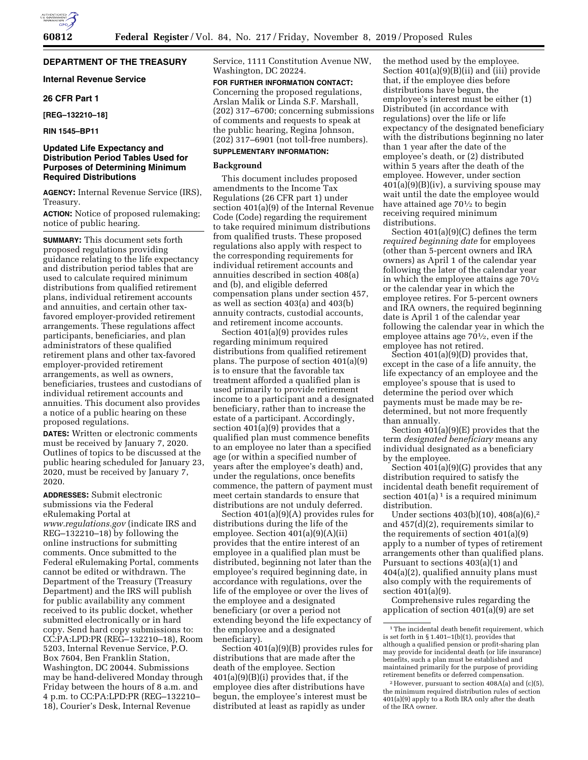## DEPARTMENT OF THE TREASURY

### Internal Revenue Service

### 26 CFR Part 1

**[REG–132210–18]**

**RIN 1545–BP11**

## Updated Life Expectancy and Distribution Period Tables Used for Purposes of Determining Minimum Required Distributions

**AGENCY:** Internal Revenue Service (IRS), Treasury.

**ACTION:** Notice of proposed rulemaking; notice of public hearing.

**SUMMARY:** This document sets forth proposed regulations providing guidance relating to the life expectancy and distribution period tables that are used to calculate required minimum distributions from qualified retirement plans, individual retirement accounts and annuities, and certain other tax-favored employer-provided retirement arrangements. These regulations affect participants, beneficiaries, and plan administrators of these qualified retirement plans and other tax-favored employer-provided retirement arrangements, as well as owners, beneficiaries, trustees and custodians of individual retirement accounts and annuities. This document also provides a notice of a public hearing on these proposed regulations.

**DATES:** Written or electronic comments must be received by January 7, 2020. Outlines of topics to be discussed at the public hearing scheduled for January 23, 2020, must be received by January 7, 2020.

**ADDRESSES:** Submit electronic submissions via the Federal eRulemaking Portal at *www.regulations.gov* (indicate IRS and REG–132210–18) by following the online instructions for submitting comments. Once submitted to the Federal eRulemaking Portal, comments cannot be edited or withdrawn. The Department of the Treasury (Treasury Department) and the IRS will publish for public availability any comment received to its public docket, whether submitted electronically or in hard copy. Send hard copy submissions to: CC:PA:LPD:PR (REG–132210–18), Room 5203, Internal Revenue Service, P.O. Box 7604, Ben Franklin Station, Washington, DC 20044. Submissions may be hand-delivered Monday through Friday between the hours of 8 a.m. and 4 p.m. to CC:PA:LPD:PR (REG–132210–18), Courier's Desk, Internal Revenue Service, 1111 Constitution Avenue NW, Washington, DC 20224.

**FOR FURTHER INFORMATION CONTACT:** Concerning the proposed regulations, Arslan Malik or Linda S.F. Marshall, (202) 317–6700; concerning submissions of comments and requests to speak at the public hearing, Regina Johnson, (202) 317–6901 (not toll-free numbers).

**SUPPLEMENTARY INFORMATION:**

### Background

This document includes proposed amendments to the Income Tax Regulations (26 CFR part 1) under section 401(a)(9) of the Internal Revenue Code (Code) regarding the requirement to take required minimum distributions from qualified trusts. These proposed regulations also apply with respect to the corresponding requirements for individual retirement accounts and annuities described in section 408(a) and (b), and eligible deferred compensation plans under section 457, as well as section 403(a) and 403(b) annuity contracts, custodial accounts, and retirement income accounts.

Section 401(a)(9) provides rules regarding minimum required distributions from qualified retirement plans. The purpose of section 401(a)(9) is to ensure that the favorable tax treatment afforded a qualified plan is used primarily to provide retirement income to a participant and a designated beneficiary, rather than to increase the estate of a participant. Accordingly, section 401(a)(9) provides that a qualified plan must commence benefits to an employee no later than a specified age (or within a specified number of years after the employee's death) and, under the regulations, once benefits commence, the pattern of payment must meet certain standards to ensure that distributions are not unduly deferred.

Section 401(a)(9)(A) provides rules for distributions during the life of the employee. Section 401(a)(9)(A)(ii) provides that the entire interest of an employee in a qualified plan must be distributed, beginning not later than the employee's required beginning date, in accordance with regulations, over the life of the employee or over the lives of the employee and a designated beneficiary (or over a period not extending beyond the life expectancy of the employee and a designated beneficiary).

Section 401(a)(9)(B) provides rules for distributions that are made after the death of the employee. Section 401(a)(9)(B)(i) provides that, if the employee dies after distributions have begun, the employee's interest must be distributed at least as rapidly as under the method used by the employee. Section 401(a)(9)(B)(ii) and (iii) provide that, if the employee dies before distributions have begun, the employee's interest must be either (1) Distributed (in accordance with regulations) over the life or life expectancy of the designated beneficiary with the distributions beginning no later than 1 year after the date of the employee's death, or (2) distributed within 5 years after the death of the employee. However, under section 401(a)(9)(B)(iv), a surviving spouse may wait until the date the employee would have attained age 70½ to begin receiving required minimum distributions.

Section 401(a)(9)(C) defines the term *required beginning date* for employees (other than 5-percent owners and IRA owners) as April 1 of the calendar year following the later of the calendar year in which the employee attains age 70½ or the calendar year in which the employee retires. For 5-percent owners and IRA owners, the required beginning date is April 1 of the calendar year following the calendar year in which the employee attains age 70½, even if the employee has not retired.

Section 401(a)(9)(D) provides that, except in the case of a life annuity, the life expectancy of an employee and the employee's spouse that is used to determine the period over which payments must be made may be re-determined, but not more frequently than annually.

Section 401(a)(9)(E) provides that the term *designated beneficiary* means any individual designated as a beneficiary by the employee.

Section 401(a)(9)(G) provides that any distribution required to satisfy the incidental death benefit requirement of section 401(a) [1] is a required minimum distribution.

Under sections 403(b)(10), 408(a)(6),[2] and 457(d)(2), requirements similar to the requirements of section 401(a)(9) apply to a number of types of retirement arrangements other than qualified plans. Pursuant to sections 403(a)(1) and 404(a)(2), qualified annuity plans must also comply with the requirements of section 401(a)(9).

Comprehensive rules regarding the application of section 401(a)(9) are set

---

[1] The incidental death benefit requirement, which is set forth in § 1.401–1(b)(1), provides that although a qualified pension or profit-sharing plan may provide for incidental death (or life insurance) benefits, such a plan must be established and maintained primarily for the purpose of providing retirement benefits or deferred compensation.

[2] However, pursuant to section 408A(a) and (c)(5), the minimum required distribution rules of section 401(a)(9) apply to a Roth IRA only after the death of the IRA owner.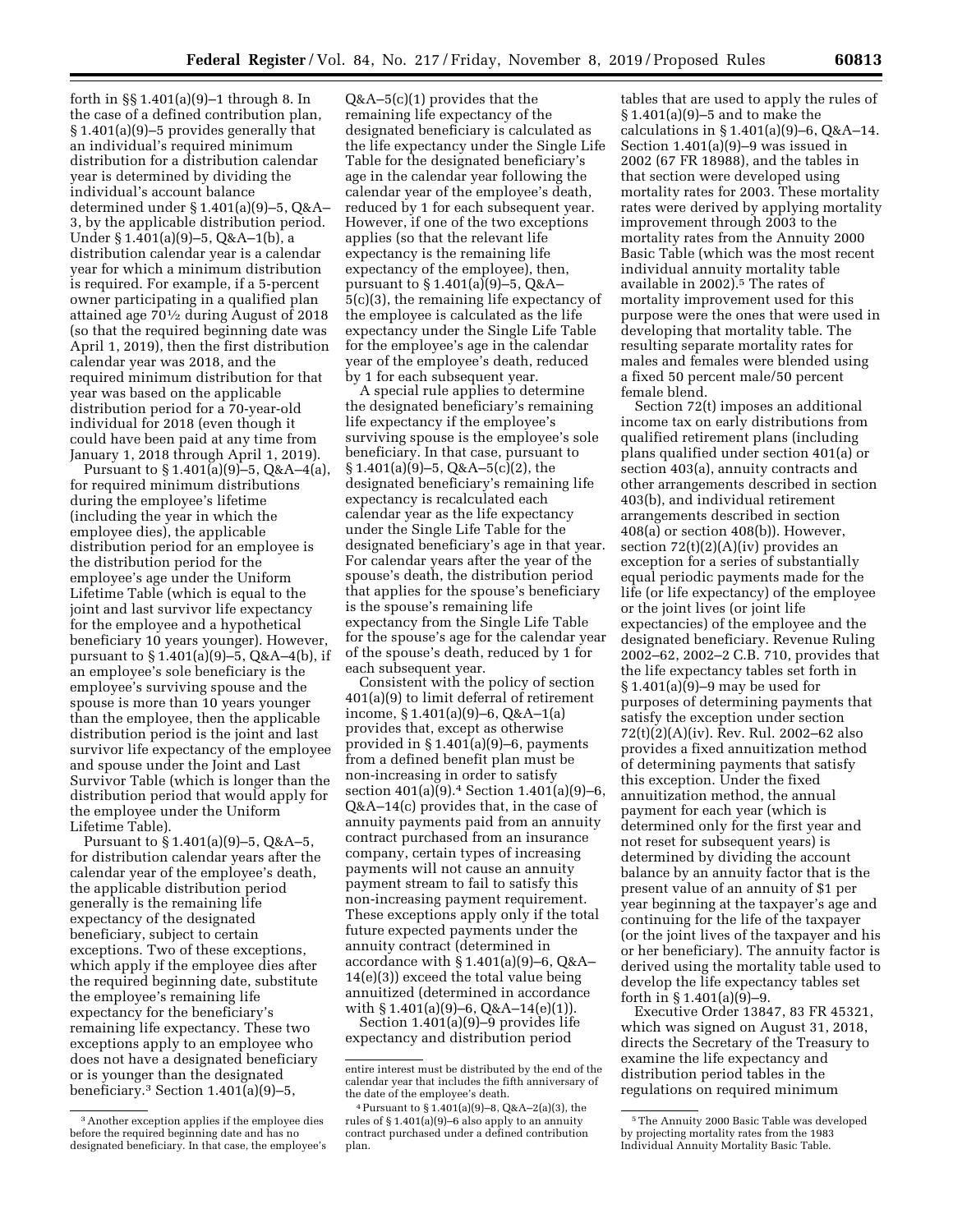forth in §§ 1.401(a)(9)–1 through 8. In the case of a defined contribution plan, § 1.401(a)(9)–5 provides generally that an individual's required minimum distribution for a distribution calendar year is determined by dividing the individual's account balance determined under § 1.401(a)(9)–5, Q&A–3, by the applicable distribution period. Under § 1.401(a)(9)–5, Q&A–1(b), a distribution calendar year is a calendar year for which a minimum distribution is required. For example, if a 5-percent owner participating in a qualified plan attained age 70½ during August of 2018 (so that the required beginning date was April 1, 2019), then the first distribution calendar year was 2018, and the required minimum distribution for that year was based on the applicable distribution period for a 70-year-old individual for 2018 (even though it could have been paid at any time from January 1, 2018 through April 1, 2019).

Pursuant to § 1.401(a)(9)–5, Q&A–4(a), for required minimum distributions during the employee's lifetime (including the year in which the employee dies), the applicable distribution period for an employee is the distribution period for the employee's age under the Uniform Lifetime Table (which is equal to the joint and last survivor life expectancy for the employee and a hypothetical beneficiary 10 years younger). However, pursuant to § 1.401(a)(9)–5, Q&A–4(b), if an employee's sole beneficiary is the employee's surviving spouse and the spouse is more than 10 years younger than the employee, then the applicable distribution period is the joint and last survivor life expectancy of the employee and spouse under the Joint and Last Survivor Table (which is longer than the distribution period that would apply for the employee under the Uniform Lifetime Table).

Pursuant to § 1.401(a)(9)–5, Q&A–5, for distribution calendar years after the calendar year of the employee's death, the applicable distribution period generally is the remaining life expectancy of the designated beneficiary, subject to certain exceptions. Two of these exceptions, which apply if the employee dies after the required beginning date, substitute the employee's remaining life expectancy for the beneficiary's remaining life expectancy. These two exceptions apply to an employee who does not have a designated beneficiary or is younger than the designated beneficiary.[3] Section 1.401(a)(9)–5, Q&A–5(c)(1) provides that the remaining life expectancy of the designated beneficiary is calculated as the life expectancy under the Single Life Table for the designated beneficiary's age in the calendar year following the calendar year of the employee's death, reduced by 1 for each subsequent year. However, if one of the two exceptions applies (so that the relevant life expectancy is the remaining life expectancy of the employee), then, pursuant to § 1.401(a)(9)–5, Q&A–5(c)(3), the remaining life expectancy of the employee is calculated as the life expectancy under the Single Life Table for the employee's age in the calendar year of the employee's death, reduced by 1 for each subsequent year.

A special rule applies to determine the designated beneficiary's remaining life expectancy if the employee's surviving spouse is the employee's sole beneficiary. In that case, pursuant to § 1.401(a)(9)–5, Q&A–5(c)(2), the designated beneficiary's remaining life expectancy is recalculated each calendar year as the life expectancy under the Single Life Table for the designated beneficiary's age in that year. For calendar years after the year of the spouse's death, the distribution period that applies for the spouse's beneficiary is the spouse's remaining life expectancy from the Single Life Table for the spouse's age for the calendar year of the spouse's death, reduced by 1 for each subsequent year.

Consistent with the policy of section 401(a)(9) to limit deferral of retirement income, § 1.401(a)(9)–6, Q&A–1(a) provides that, except as otherwise provided in § 1.401(a)(9)–6, payments from a defined benefit plan must be non-increasing in order to satisfy section 401(a)(9).[4] Section 1.401(a)(9)–6, Q&A–14(c) provides that, in the case of annuity payments paid from an annuity contract purchased from an insurance company, certain types of increasing payments will not cause an annuity payment stream to fail to satisfy this non-increasing payment requirement. These exceptions apply only if the total future expected payments under the annuity contract (determined in accordance with § 1.401(a)(9)–6, Q&A–14(e)(3)) exceed the total value being annuitized (determined in accordance with § 1.401(a)(9)–6, Q&A–14(e)(1)).

Section 1.401(a)(9)–9 provides life expectancy and distribution period tables that are used to apply the rules of § 1.401(a)(9)–5 and to make the calculations in § 1.401(a)(9)–6, Q&A–14. Section 1.401(a)(9)–9 was issued in 2002 (67 FR 18988), and the tables in that section were developed using mortality rates for 2003. These mortality rates were derived by applying mortality improvement through 2003 to the mortality rates from the Annuity 2000 Basic Table (which was the most recent individual annuity mortality table available in 2002).[5] The rates of mortality improvement used for this purpose were the ones that were used in developing that mortality table. The resulting separate mortality rates for males and females were blended using a fixed 50 percent male/50 percent female blend.

Section 72(t) imposes an additional income tax on early distributions from qualified retirement plans (including plans qualified under section 401(a) or section 403(a), annuity contracts and other arrangements described in section 403(b), and individual retirement arrangements described in section 408(a) or section 408(b)). However, section 72(t)(2)(A)(iv) provides an exception for a series of substantially equal periodic payments made for the life (or life expectancy) of the employee or the joint lives (or joint life expectancies) of the employee and the designated beneficiary. Revenue Ruling 2002–62, 2002–2 C.B. 710, provides that the life expectancy tables set forth in § 1.401(a)(9)–9 may be used for purposes of determining payments that satisfy the exception under section 72(t)(2)(A)(iv). Rev. Rul. 2002–62 also provides a fixed annuitization method of determining payments that satisfy this exception. Under the fixed annuitization method, the annual payment for each year (which is determined only for the first year and not reset for subsequent years) is determined by dividing the account balance by an annuity factor that is the present value of an annuity of $1 per year beginning at the taxpayer's age and continuing for the life of the taxpayer (or the joint lives of the taxpayer and his or her beneficiary). The annuity factor is derived using the mortality table used to develop the life expectancy tables set forth in § 1.401(a)(9)–9.

Executive Order 13847, 83 FR 45321, which was signed on August 31, 2018, directs the Secretary of the Treasury to examine the life expectancy and distribution period tables in the regulations on required minimum

---

[3] Another exception applies if the employee dies before the required beginning date and has no designated beneficiary. In that case, the employee's entire interest must be distributed by the end of the calendar year that includes the fifth anniversary of the date of the employee's death.

[4] Pursuant to § 1.401(a)(9)–8, Q&A–2(a)(3), the rules of § 1.401(a)(9)–6 also apply to an annuity contract purchased under a defined contribution plan.

[5] The Annuity 2000 Basic Table was developed by projecting mortality rates from the 1983 Individual Annuity Mortality Basic Table.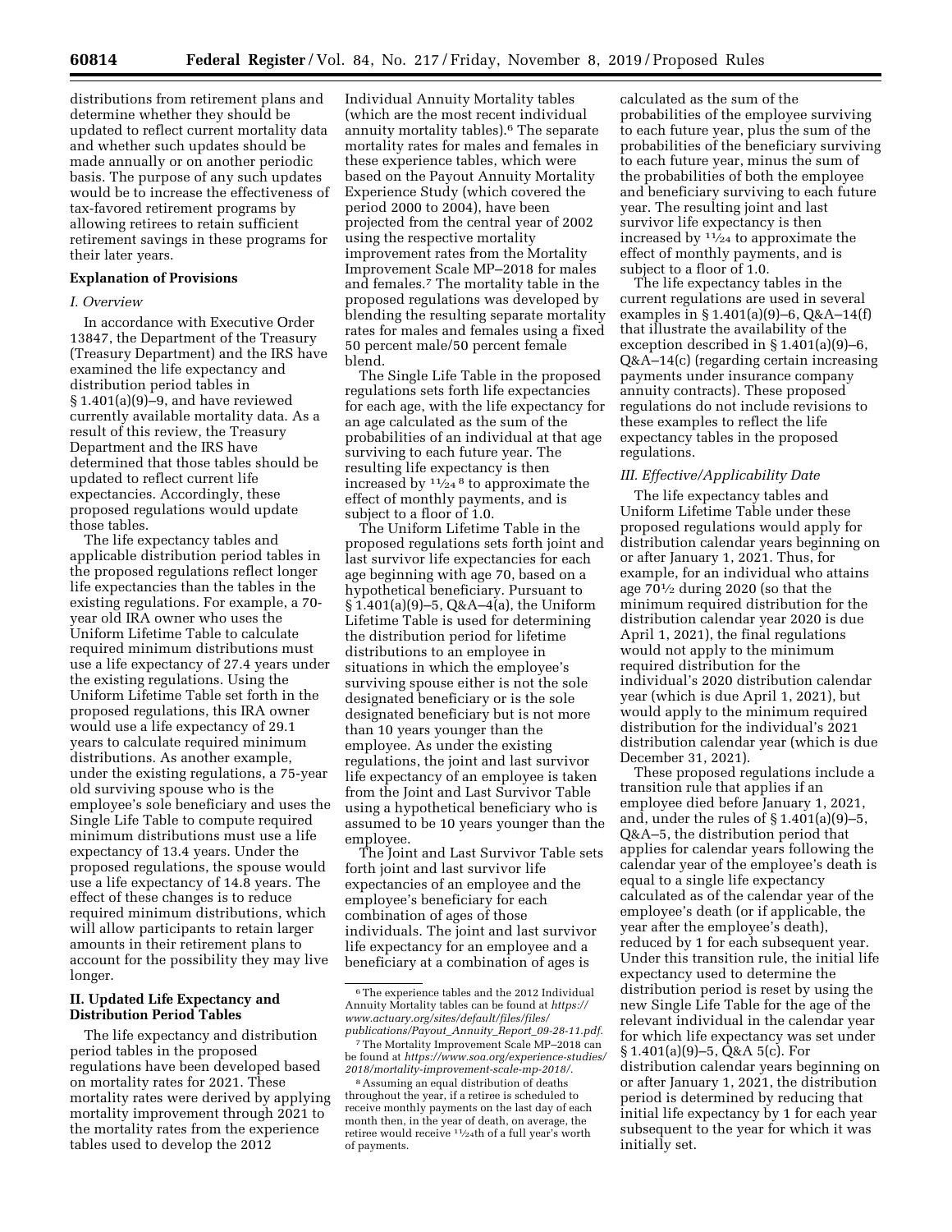distributions from retirement plans and determine whether they should be updated to reflect current mortality data and whether such updates should be made annually or on another periodic basis. The purpose of any such updates would be to increase the effectiveness of tax-favored retirement programs by allowing retirees to retain sufficient retirement savings in these programs for their later years.

## Explanation of Provisions

### I. Overview

In accordance with Executive Order 13847, the Department of the Treasury (Treasury Department) and the IRS have examined the life expectancy and distribution period tables in § 1.401(a)(9)–9, and have reviewed currently available mortality data. As a result of this review, the Treasury Department and the IRS have determined that those tables should be updated to reflect current life expectancies. Accordingly, these proposed regulations would update those tables.

The life expectancy tables and applicable distribution period tables in the proposed regulations reflect longer life expectancies than the tables in the existing regulations. For example, a 70-year old IRA owner who uses the Uniform Lifetime Table to calculate required minimum distributions must use a life expectancy of 27.4 years under the existing regulations. Using the Uniform Lifetime Table set forth in the proposed regulations, this IRA owner would use a life expectancy of 29.1 years to calculate required minimum distributions. As another example, under the existing regulations, a 75-year old surviving spouse who is the employee's sole beneficiary and uses the Single Life Table to compute required minimum distributions must use a life expectancy of 13.4 years. Under the proposed regulations, the spouse would use a life expectancy of 14.8 years. The effect of these changes is to reduce required minimum distributions, which will allow participants to retain larger amounts in their retirement plans to account for the possibility they may live longer.

### II. Updated Life Expectancy and Distribution Period Tables

The life expectancy and distribution period tables in the proposed regulations have been developed based on mortality rates for 2021. These mortality rates were derived by applying mortality improvement through 2021 to the mortality rates from the experience tables used to develop the 2012 Individual Annuity Mortality tables (which are the most recent individual annuity mortality tables).[6] The separate mortality rates for males and females in these experience tables, which were based on the Payout Annuity Mortality Experience Study (which covered the period 2000 to 2004), have been projected from the central year of 2002 using the respective mortality improvement rates from the Mortality Improvement Scale MP–2018 for males and females.[7] The mortality table in the proposed regulations was developed by blending the resulting separate mortality rates for males and females using a fixed 50 percent male/50 percent female blend.

The Single Life Table in the proposed regulations sets forth life expectancies for each age, with the life expectancy for an age calculated as the sum of the probabilities of an individual at that age surviving to each future year. The resulting life expectancy is then increased by 11/24[8] to approximate the effect of monthly payments, and is subject to a floor of 1.0.

The Uniform Lifetime Table in the proposed regulations sets forth joint and last survivor life expectancies for each age beginning with age 70, based on a hypothetical beneficiary. Pursuant to § 1.401(a)(9)–5, Q&A–4(a), the Uniform Lifetime Table is used for determining the distribution period for lifetime distributions to an employee in situations in which the employee's surviving spouse either is not the sole designated beneficiary or is the sole designated beneficiary but is not more than 10 years younger than the employee. As under the existing regulations, the joint and last survivor life expectancy of an employee is taken from the Joint and Last Survivor Table using a hypothetical beneficiary who is assumed to be 10 years younger than the employee.

The Joint and Last Survivor Table sets forth joint and last survivor life expectancies of an employee and the employee's beneficiary for each combination of ages of those individuals. The joint and last survivor life expectancy for an employee and a beneficiary at a combination of ages is calculated as the sum of the probabilities of the employee surviving to each future year, plus the sum of the probabilities of the beneficiary surviving to each future year, minus the sum of the probabilities of both the employee and beneficiary surviving to each future year. The resulting joint and last survivor life expectancy is then increased by 11/24 to approximate the effect of monthly payments, and is subject to a floor of 1.0.

The life expectancy tables in the current regulations are used in several examples in § 1.401(a)(9)–6, Q&A–14(f) that illustrate the availability of the exception described in § 1.401(a)(9)–6, Q&A–14(c) (regarding certain increasing payments under insurance company annuity contracts). These proposed regulations do not include revisions to these examples to reflect the life expectancy tables in the proposed regulations.

### III. Effective/Applicability Date

The life expectancy tables and Uniform Lifetime Table under these proposed regulations would apply for distribution calendar years beginning on or after January 1, 2021. Thus, for example, for an individual who attains age 70½ during 2020 (so that the minimum required distribution for the distribution calendar year 2020 is due April 1, 2021), the final regulations would not apply to the minimum required distribution for the individual's 2020 distribution calendar year (which is due April 1, 2021), but would apply to the minimum required distribution for the individual's 2021 distribution calendar year (which is due December 31, 2021).

These proposed regulations include a transition rule that applies if an employee died before January 1, 2021, and, under the rules of § 1.401(a)(9)–5, Q&A–5, the distribution period that applies for calendar years following the calendar year of the employee's death is equal to a single life expectancy calculated as of the calendar year of the employee's death (or if applicable, the year after the employee's death), reduced by 1 for each subsequent year. Under this transition rule, the initial life expectancy used to determine the distribution period is reset by using the new Single Life Table for the age of the relevant individual in the calendar year for which life expectancy was set under § 1.401(a)(9)–5, Q&A 5(c). For distribution calendar years beginning on or after January 1, 2021, the distribution period is determined by reducing that initial life expectancy by 1 for each year subsequent to the year for which it was initially set.

---

[6] The experience tables and the 2012 Individual Annuity Mortality tables can be found at *https://www.actuary.org/sites/default/files/files/publications/Payout_Annuity_Report_09-28-11.pdf*.

[7] The Mortality Improvement Scale MP–2018 can be found at *https://www.soa.org/experience-studies/2018/mortality-improvement-scale-mp-2018/*.

[8] Assuming an equal distribution of deaths throughout the year, if a retiree is scheduled to receive monthly payments on the last day of each month then, in the year of death, on average, the retiree would receive 11/24th of a full year's worth of payments.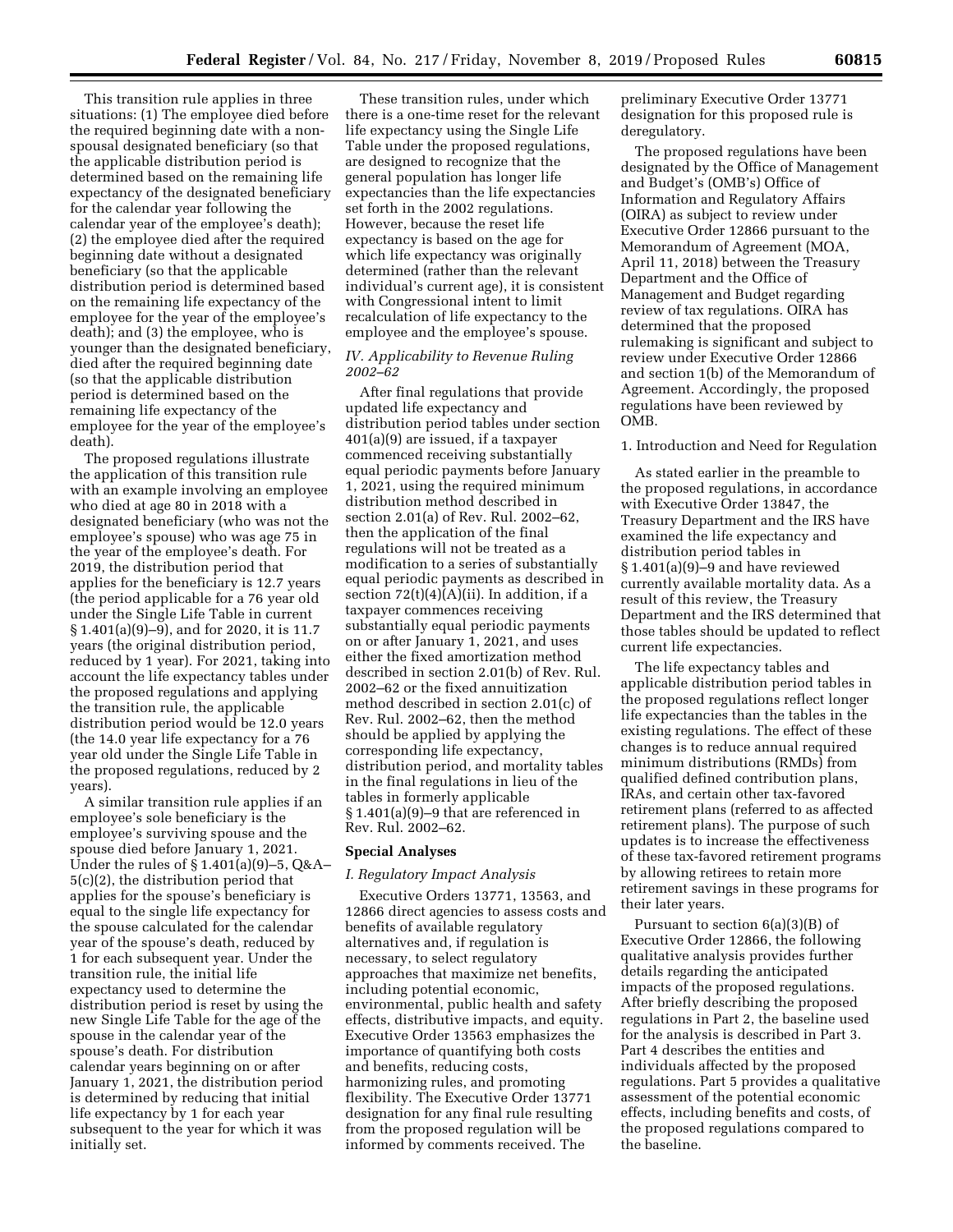This transition rule applies in three situations: (1) The employee died before the required beginning date with a non-spousal designated beneficiary (so that the applicable distribution period is determined based on the remaining life expectancy of the designated beneficiary for the calendar year following the calendar year of the employee's death); (2) the employee died after the required beginning date without a designated beneficiary (so that the applicable distribution period is determined based on the remaining life expectancy of the employee for the year of the employee's death); and (3) the employee, who is younger than the designated beneficiary, died after the required beginning date (so that the applicable distribution period is determined based on the remaining life expectancy of the employee for the year of the employee's death).

The proposed regulations illustrate the application of this transition rule with an example involving an employee who died at age 80 in 2018 with a designated beneficiary (who was not the employee's spouse) who was age 75 in the year of the employee's death. For 2019, the distribution period that applies for the beneficiary is 12.7 years (the period applicable for a 76 year old under the Single Life Table in current § 1.401(a)(9)–9), and for 2020, it is 11.7 years (the original distribution period, reduced by 1 year). For 2021, taking into account the life expectancy tables under the proposed regulations and applying the transition rule, the applicable distribution period would be 12.0 years (the 14.0 year life expectancy for a 76 year old under the Single Life Table in the proposed regulations, reduced by 2 years).

A similar transition rule applies if an employee's sole beneficiary is the employee's surviving spouse and the spouse died before January 1, 2021. Under the rules of § 1.401(a)(9)–5, Q&A–5(c)(2), the distribution period that applies for the spouse's beneficiary is equal to the single life expectancy for the spouse calculated for the calendar year of the spouse's death, reduced by 1 for each subsequent year. Under the transition rule, the initial life expectancy used to determine the distribution period is reset by using the new Single Life Table for the age of the spouse in the calendar year of the spouse's death. For distribution calendar years beginning on or after January 1, 2021, the distribution period is determined by reducing that initial life expectancy by 1 for each year subsequent to the year for which it was initially set.

These transition rules, under which there is a one-time reset for the relevant life expectancy using the Single Life Table under the proposed regulations, are designed to recognize that the general population has longer life expectancies than the life expectancies set forth in the 2002 regulations. However, because the reset life expectancy is based on the age for which life expectancy was originally determined (rather than the relevant individual's current age), it is consistent with Congressional intent to limit recalculation of life expectancy to the employee and the employee's spouse.

### IV. Applicability to Revenue Ruling 2002–62

After final regulations that provide updated life expectancy and distribution period tables under section 401(a)(9) are issued, if a taxpayer commenced receiving substantially equal periodic payments before January 1, 2021, using the required minimum distribution method described in section 2.01(a) of Rev. Rul. 2002–62, then the application of the final regulations will not be treated as a modification to a series of substantially equal periodic payments as described in section 72(t)(4)(A)(ii). In addition, if a taxpayer commences receiving substantially equal periodic payments on or after January 1, 2021, and uses either the fixed amortization method described in section 2.01(b) of Rev. Rul. 2002–62 or the fixed annuitization method described in section 2.01(c) of Rev. Rul. 2002–62, then the method should be applied by applying the corresponding life expectancy, distribution period, and mortality tables in the final regulations in lieu of the tables in formerly applicable § 1.401(a)(9)–9 that are referenced in Rev. Rul. 2002–62.

## Special Analyses

### I. Regulatory Impact Analysis

Executive Orders 13771, 13563, and 12866 direct agencies to assess costs and benefits of available regulatory alternatives and, if regulation is necessary, to select regulatory approaches that maximize net benefits, including potential economic, environmental, public health and safety effects, distributive impacts, and equity. Executive Order 13563 emphasizes the importance of quantifying both costs and benefits, reducing costs, harmonizing rules, and promoting flexibility. The Executive Order 13771 designation for any final rule resulting from the proposed regulation will be informed by comments received. The preliminary Executive Order 13771 designation for this proposed rule is deregulatory.

The proposed regulations have been designated by the Office of Management and Budget's (OMB's) Office of Information and Regulatory Affairs (OIRA) as subject to review under Executive Order 12866 pursuant to the Memorandum of Agreement (MOA, April 11, 2018) between the Treasury Department and the Office of Management and Budget regarding review of tax regulations. OIRA has determined that the proposed rulemaking is significant and subject to review under Executive Order 12866 and section 1(b) of the Memorandum of Agreement. Accordingly, the proposed regulations have been reviewed by OMB.

1. Introduction and Need for Regulation

As stated earlier in the preamble to the proposed regulations, in accordance with Executive Order 13847, the Treasury Department and the IRS have examined the life expectancy and distribution period tables in § 1.401(a)(9)–9 and have reviewed currently available mortality data. As a result of this review, the Treasury Department and the IRS determined that those tables should be updated to reflect current life expectancies.

The life expectancy tables and applicable distribution period tables in the proposed regulations reflect longer life expectancies than the tables in the existing regulations. The effect of these changes is to reduce annual required minimum distributions (RMDs) from qualified defined contribution plans, IRAs, and certain other tax-favored retirement plans (referred to as affected retirement plans). The purpose of such updates is to increase the effectiveness of these tax-favored retirement programs by allowing retirees to retain more retirement savings in these programs for their later years.

Pursuant to section 6(a)(3)(B) of Executive Order 12866, the following qualitative analysis provides further details regarding the anticipated impacts of the proposed regulations. After briefly describing the proposed regulations in Part 2, the baseline used for the analysis is described in Part 3. Part 4 describes the entities and individuals affected by the proposed regulations. Part 5 provides a qualitative assessment of the potential economic effects, including benefits and costs, of the proposed regulations compared to the baseline.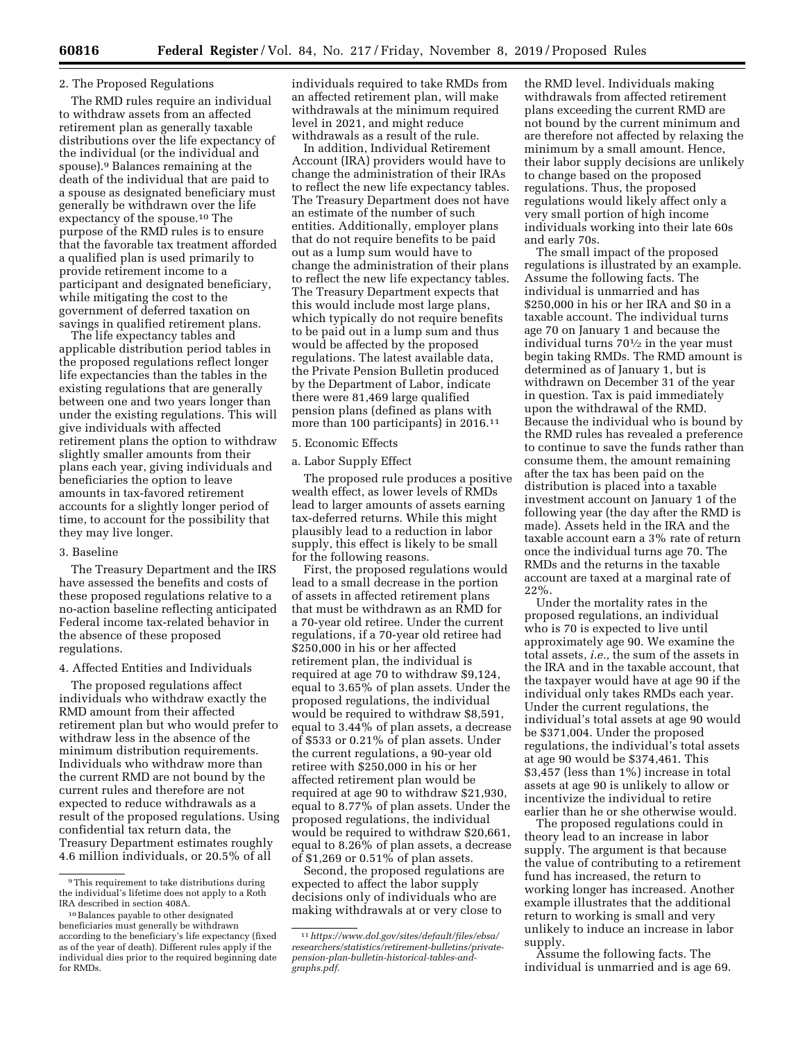#### 2. The Proposed Regulations

The RMD rules require an individual to withdraw assets from an affected retirement plan as generally taxable distributions over the life expectancy of the individual (or the individual and spouse).[9] Balances remaining at the death of the individual that are paid to a spouse as designated beneficiary must generally be withdrawn over the life expectancy of the spouse.[10] The purpose of the RMD rules is to ensure that the favorable tax treatment afforded a qualified plan is used primarily to provide retirement income to a participant and designated beneficiary, while mitigating the cost to the government of deferred taxation on savings in qualified retirement plans.

The life expectancy tables and applicable distribution period tables in the proposed regulations reflect longer life expectancies than the tables in the existing regulations that are generally between one and two years longer than under the existing regulations. This will give individuals with affected retirement plans the option to withdraw slightly smaller amounts from their plans each year, giving individuals and beneficiaries the option to leave amounts in tax-favored retirement accounts for a slightly longer period of time, to account for the possibility that they may live longer.

#### 3. Baseline

The Treasury Department and the IRS have assessed the benefits and costs of these proposed regulations relative to a no-action baseline reflecting anticipated Federal income tax-related behavior in the absence of these proposed regulations.

#### 4. Affected Entities and Individuals

The proposed regulations affect individuals who withdraw exactly the RMD amount from their affected retirement plan but who would prefer to withdraw less in the absence of the minimum distribution requirements. Individuals who withdraw more than the current RMD are not bound by the current rules and therefore are not expected to reduce withdrawals as a result of the proposed regulations. Using confidential tax return data, the Treasury Department estimates roughly 4.6 million individuals, or 20.5% of all individuals required to take RMDs from an affected retirement plan, will make withdrawals at the minimum required level in 2021, and might reduce withdrawals as a result of the rule.

In addition, Individual Retirement Account (IRA) providers would have to change the administration of their IRAs to reflect the new life expectancy tables. The Treasury Department does not have an estimate of the number of such entities. Additionally, employer plans that do not require benefits to be paid out as a lump sum would have to change the administration of their plans to reflect the new life expectancy tables. The Treasury Department expects that this would include most large plans, which typically do not require benefits to be paid out in a lump sum and thus would be affected by the proposed regulations. The latest available data, the Private Pension Bulletin produced by the Department of Labor, indicate there were 81,469 large qualified pension plans (defined as plans with more than 100 participants) in 2016.[11]

#### 5. Economic Effects

##### a. Labor Supply Effect

The proposed rule produces a positive wealth effect, as lower levels of RMDs lead to larger amounts of assets earning tax-deferred returns. While this might plausibly lead to a reduction in labor supply, this effect is likely to be small for the following reasons.

First, the proposed regulations would lead to a small decrease in the portion of assets in affected retirement plans that must be withdrawn as an RMD for a 70-year old retiree. Under the current regulations, if a 70-year old retiree had $250,000 in his or her affected retirement plan, the individual is required at age 70 to withdraw $9,124, equal to 3.65% of plan assets. Under the proposed regulations, the individual would be required to withdraw $8,591, equal to 3.44% of plan assets, a decrease of $533 or 0.21% of plan assets. Under the current regulations, a 90-year old retiree with $250,000 in his or her affected retirement plan would be required at age 90 to withdraw $21,930, equal to 8.77% of plan assets. Under the proposed regulations, the individual would be required to withdraw $20,661, equal to 8.26% of plan assets, a decrease of $1,269 or 0.51% of plan assets.

Second, the proposed regulations are expected to affect the labor supply decisions only of individuals who are making withdrawals at or very close to the RMD level. Individuals making withdrawals from affected retirement plans exceeding the current RMD are not bound by the current minimum and are therefore not affected by relaxing the minimum by a small amount. Hence, their labor supply decisions are unlikely to change based on the proposed regulations. Thus, the proposed regulations would likely affect only a very small portion of high income individuals working into their late 60s and early 70s.

The small impact of the proposed regulations is illustrated by an example. Assume the following facts. The individual is unmarried and has $250,000 in his or her IRA and $0 in a taxable account. The individual turns age 70 on January 1 and because the individual turns 70½ in the year must begin taking RMDs. The RMD amount is determined as of January 1, but is withdrawn on December 31 of the year in question. Tax is paid immediately upon the withdrawal of the RMD. Because the individual who is bound by the RMD rules has revealed a preference to continue to save the funds rather than consume them, the amount remaining after the tax has been paid on the distribution is placed into a taxable investment account on January 1 of the following year (the day after the RMD is made). Assets held in the IRA and the taxable account earn a 3% rate of return once the individual turns age 70. The RMDs and the returns in the taxable account are taxed at a marginal rate of 22%.

Under the mortality rates in the proposed regulations, an individual who is 70 is expected to live until approximately age 90. We examine the total assets, *i.e.,* the sum of the assets in the IRA and in the taxable account, that the taxpayer would have at age 90 if the individual only takes RMDs each year. Under the current regulations, the individual's total assets at age 90 would be $371,004. Under the proposed regulations, the individual's total assets at age 90 would be $374,461. This $3,457 (less than 1%) increase in total assets at age 90 is unlikely to allow or incentivize the individual to retire earlier than he or she otherwise would.

The proposed regulations could in theory lead to an increase in labor supply. The argument is that because the value of contributing to a retirement fund has increased, the return to working longer has increased. Another example illustrates that the additional return to working is small and very unlikely to induce an increase in labor supply.

Assume the following facts. The individual is unmarried and is age 69.

---

[9] This requirement to take distributions during the individual's lifetime does not apply to a Roth IRA described in section 408A.

[10] Balances payable to other designated beneficiaries must generally be withdrawn according to the beneficiary's life expectancy (fixed as of the year of death). Different rules apply if the individual dies prior to the required beginning date for RMDs.

[11] *https://www.dol.gov/sites/default/files/ebsa/researchers/statistics/retirement-bulletins/private-pension-plan-bulletin-historical-tables-and-graphs.pdf.*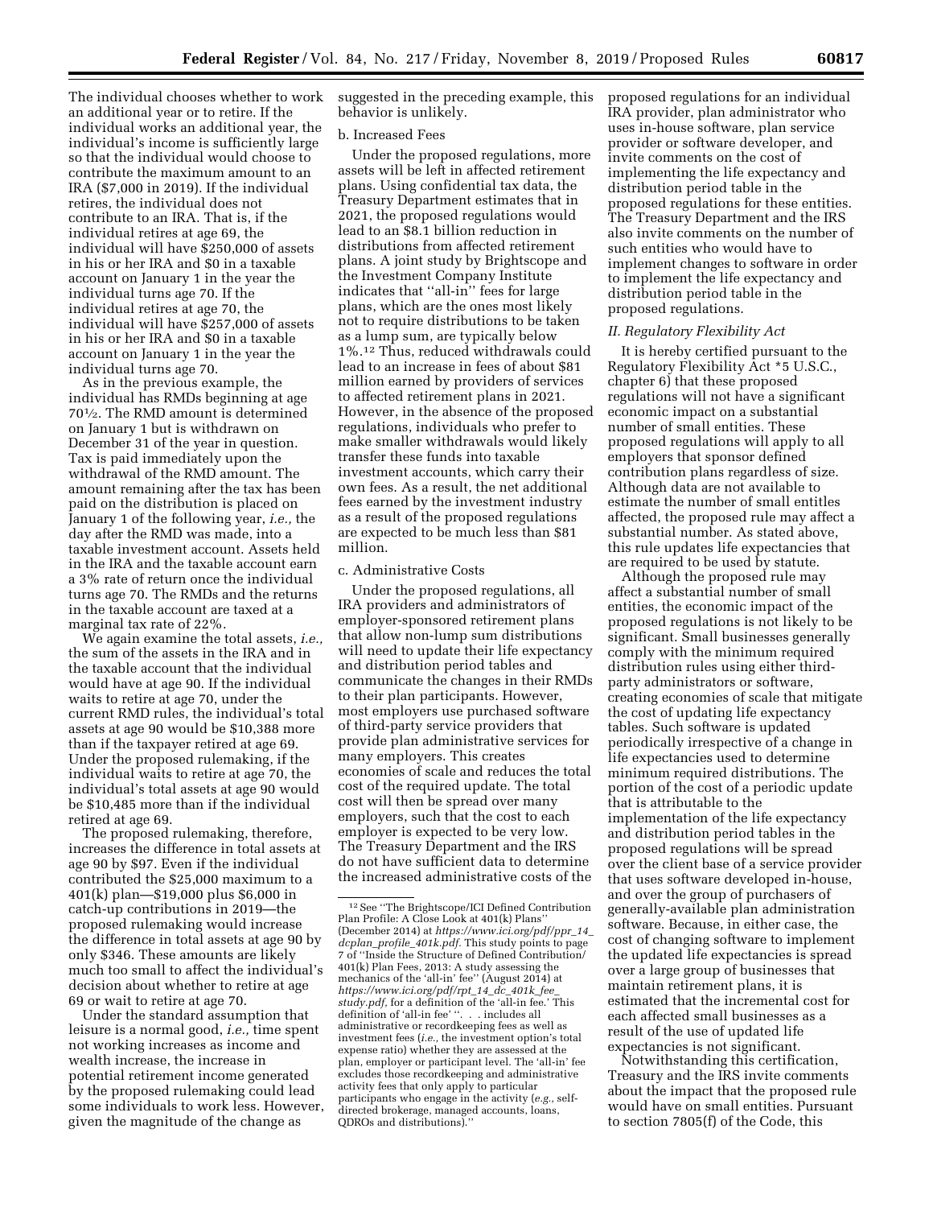The individual chooses whether to work an additional year or to retire. If the individual works an additional year, the individual's income is sufficiently large so that the individual would choose to contribute the maximum amount to an IRA ($7,000 in 2019). If the individual retires, the individual does not contribute to an IRA. That is, if the individual retires at age 69, the individual will have $250,000 of assets in his or her IRA and $0 in a taxable account on January 1 in the year the individual turns age 70. If the individual retires at age 70, the individual will have $257,000 of assets in his or her IRA and $0 in a taxable account on January 1 in the year the individual turns age 70.

As in the previous example, the individual has RMDs beginning at age 70½. The RMD amount is determined on January 1 but is withdrawn on December 31 of the year in question. Tax is paid immediately upon the withdrawal of the RMD amount. The amount remaining after the tax has been paid on the distribution is placed on January 1 of the following year, *i.e.,* the day after the RMD was made, into a taxable investment account. Assets held in the IRA and the taxable account earn a 3% rate of return once the individual turns age 70. The RMDs and the returns in the taxable account are taxed at a marginal tax rate of 22%.

We again examine the total assets, *i.e.,* the sum of the assets in the IRA and in the taxable account that the individual would have at age 90. If the individual waits to retire at age 70, under the current RMD rules, the individual's total assets at age 90 would be $10,388 more than if the taxpayer retired at age 69. Under the proposed rulemaking, if the individual waits to retire at age 70, the individual's total assets at age 90 would be $10,485 more than if the individual retired at age 69.

The proposed rulemaking, therefore, increases the difference in total assets at age 90 by $97. Even if the individual contributed the $25,000 maximum to a 401(k) plan—$19,000 plus $6,000 in catch-up contributions in 2019—the proposed rulemaking would increase the difference in total assets at age 90 by only $346. These amounts are likely much too small to affect the individual's decision about whether to retire at age 69 or wait to retire at age 70.

Under the standard assumption that leisure is a normal good, *i.e.,* time spent not working increases as income and wealth increase, the increase in potential retirement income generated by the proposed rulemaking could lead some individuals to work less. However, given the magnitude of the change as suggested in the preceding example, this behavior is unlikely.

b. Increased Fees

Under the proposed regulations, more assets will be left in affected retirement plans. Using confidential tax data, the Treasury Department estimates that in 2021, the proposed regulations would lead to an $8.1 billion reduction in distributions from affected retirement plans. A joint study by Brightscope and the Investment Company Institute indicates that "all-in" fees for large plans, which are the ones most likely not to require distributions to be taken as a lump sum, are typically below 1%.[12] Thus, reduced withdrawals could lead to an increase in fees of about $81 million earned by providers of services to affected retirement plans in 2021. However, in the absence of the proposed regulations, individuals who prefer to make smaller withdrawals would likely transfer these funds into taxable investment accounts, which carry their own fees. As a result, the net additional fees earned by the investment industry as a result of the proposed regulations are expected to be much less than $81 million.

c. Administrative Costs

Under the proposed regulations, all IRA providers and administrators of employer-sponsored retirement plans that allow non-lump sum distributions will need to update their life expectancy and distribution period tables and communicate the changes in their RMDs to their plan participants. However, most employers use purchased software of third-party service providers that provide plan administrative services for many employers. This creates economies of scale and reduces the total cost of the required update. The total cost will then be spread over many employers, such that the cost to each employer is expected to be very low. The Treasury Department and the IRS do not have sufficient data to determine the increased administrative costs of the proposed regulations for an individual IRA provider, plan administrator who uses in-house software, plan service provider or software developer, and invite comments on the cost of implementing the life expectancy and distribution period table in the proposed regulations for these entities. The Treasury Department and the IRS also invite comments on the number of such entities who would have to implement changes to software in order to implement the life expectancy and distribution period table in the proposed regulations.

*II. Regulatory Flexibility Act*

It is hereby certified pursuant to the Regulatory Flexibility Act *5 U.S.C., chapter 6) that these proposed regulations will not have a significant economic impact on a substantial number of small entities. These proposed regulations will apply to all employers that sponsor defined contribution plans regardless of size. Although data are not available to estimate the number of small entitles affected, the proposed rule may affect a substantial number. As stated above, this rule updates life expectancies that are required to be used by statute.

Although the proposed rule may affect a substantial number of small entities, the economic impact of the proposed regulations is not likely to be significant. Small businesses generally comply with the minimum required distribution rules using either third-party administrators or software, creating economies of scale that mitigate the cost of updating life expectancy tables. Such software is updated periodically irrespective of a change in life expectancies used to determine minimum required distributions. The portion of the cost of a periodic update that is attributable to the implementation of the life expectancy and distribution period tables in the proposed regulations will be spread over the client base of a service provider that uses software developed in-house, and over the group of purchasers of generally-available plan administration software. Because, in either case, the cost of changing software to implement the updated life expectancies is spread over a large group of businesses that maintain retirement plans, it is estimated that the incremental cost for each affected small businesses as a result of the use of updated life expectancies is not significant.

Notwithstanding this certification, Treasury and the IRS invite comments about the impact that the proposed rule would have on small entities. Pursuant to section 7805(f) of the Code, this

---

[12] See "The Brightscope/ICI Defined Contribution Plan Profile: A Close Look at 401(k) Plans" (December 2014) at *https://www.ici.org/pdf/ppr_14_dcplan_profile_401k.pdf.* This study points to page 7 of "Inside the Structure of Defined Contribution/401(k) Plan Fees, 2013: A study assessing the mechanics of the 'all-in' fee" (August 2014) at *https://www.ici.org/pdf/rpt_14_dc_401k_fee_study.pdf,* for a definition of the 'all-in fee.' This definition of 'all-in fee' ". . . includes all administrative or recordkeeping fees as well as investment fees (*i.e.,* the investment option's total expense ratio) whether they are assessed at the plan, employer or participant level. The 'all-in' fee excludes those recordkeeping and administrative activity fees that only apply to particular participants who engage in the activity (*e.g.,* self-directed brokerage, managed accounts, loans, QDROs and distributions)."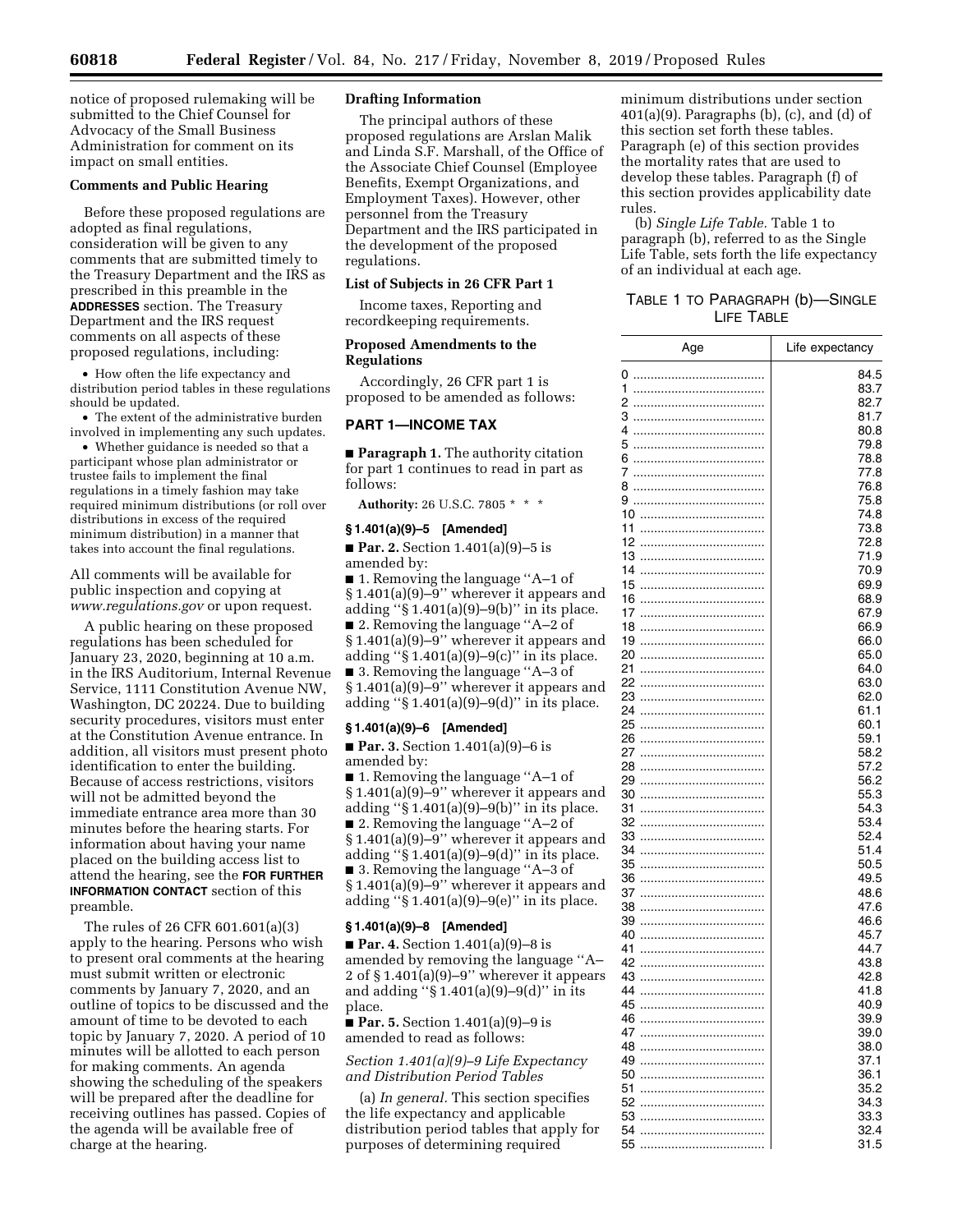notice of proposed rulemaking will be submitted to the Chief Counsel for Advocacy of the Small Business Administration for comment on its impact on small entities.

**Comments and Public Hearing**

Before these proposed regulations are adopted as final regulations, consideration will be given to any comments that are submitted timely to the Treasury Department and the IRS as prescribed in this preamble in the **ADDRESSES** section. The Treasury Department and the IRS request comments on all aspects of these proposed regulations, including:

• How often the life expectancy and distribution period tables in these regulations should be updated.

• The extent of the administrative burden involved in implementing any such updates.

• Whether guidance is needed so that a participant whose plan administrator or trustee fails to implement the final regulations in a timely fashion may take required minimum distributions (or roll over distributions in excess of the required minimum distribution) in a manner that takes into account the final regulations.

All comments will be available for public inspection and copying at *www.regulations.gov* or upon request.

A public hearing on these proposed regulations has been scheduled for January 23, 2020, beginning at 10 a.m. in the IRS Auditorium, Internal Revenue Service, 1111 Constitution Avenue NW, Washington, DC 20224. Due to building security procedures, visitors must enter at the Constitution Avenue entrance. In addition, all visitors must present photo identification to enter the building. Because of access restrictions, visitors will not be admitted beyond the immediate entrance area more than 30 minutes before the hearing starts. For information about having your name placed on the building access list to attend the hearing, see the **FOR FURTHER INFORMATION CONTACT** section of this preamble.

The rules of 26 CFR 601.601(a)(3) apply to the hearing. Persons who wish to present oral comments at the hearing must submit written or electronic comments by January 7, 2020, and an outline of topics to be discussed and the amount of time to be devoted to each topic by January 7, 2020. A period of 10 minutes will be allotted to each person for making comments. An agenda showing the scheduling of the speakers will be prepared after the deadline for receiving outlines has passed. Copies of the agenda will be available free of charge at the hearing.

**Drafting Information**

The principal authors of these proposed regulations are Arslan Malik and Linda S.F. Marshall, of the Office of the Associate Chief Counsel (Employee Benefits, Exempt Organizations, and Employment Taxes). However, other personnel from the Treasury Department and the IRS participated in the development of the proposed regulations.

**List of Subjects in 26 CFR Part 1**

Income taxes, Reporting and recordkeeping requirements.

**Proposed Amendments to the Regulations**

Accordingly, 26 CFR part 1 is proposed to be amended as follows:

## PART 1—INCOME TAX

■ **Paragraph 1.** The authority citation for part 1 continues to read in part as follows:

**Authority:** 26 U.S.C. 7805 * * *

**§ 1.401(a)(9)–5 [Amended]**

■ **Par. 2.** Section 1.401(a)(9)–5 is amended by:

■ 1. Removing the language "A–1 of § 1.401(a)(9)–9" wherever it appears and adding "§ 1.401(a)(9)–9(b)" in its place.

■ 2. Removing the language "A–2 of § 1.401(a)(9)–9" wherever it appears and adding "§ 1.401(a)(9)–9(c)" in its place.

■ 3. Removing the language "A–3 of § 1.401(a)(9)–9" wherever it appears and adding "§ 1.401(a)(9)–9(d)" in its place.

**§ 1.401(a)(9)–6 [Amended]**

■ **Par. 3.** Section 1.401(a)(9)–6 is amended by:

■ 1. Removing the language "A–1 of § 1.401(a)(9)–9" wherever it appears and adding "§ 1.401(a)(9)–9(b)" in its place.

■ 2. Removing the language "A–2 of § 1.401(a)(9)–9" wherever it appears and adding "§ 1.401(a)(9)–9(d)" in its place.

■ 3. Removing the language "A–3 of § 1.401(a)(9)–9" wherever it appears and adding "§ 1.401(a)(9)–9(e)" in its place.

**§ 1.401(a)(9)–8 [Amended]**

■ **Par. 4.** Section 1.401(a)(9)–8 is amended by removing the language "A–2 of § 1.401(a)(9)–9" wherever it appears and adding "§ 1.401(a)(9)–9(d)" in its place.

■ **Par. 5.** Section 1.401(a)(9)–9 is amended to read as follows:

*Section 1.401(a)(9)–9 Life Expectancy and Distribution Period Tables*

(a) *In general.* This section specifies the life expectancy and applicable distribution period tables that apply for purposes of determining required minimum distributions under section 401(a)(9). Paragraphs (b), (c), and (d) of this section set forth these tables. Paragraph (e) of this section provides the mortality rates that are used to develop these tables. Paragraph (f) of this section provides applicability date rules.

(b) *Single Life Table.* Table 1 to paragraph (b), referred to as the Single Life Table, sets forth the life expectancy of an individual at each age.

TABLE 1 TO PARAGRAPH (b)—SINGLE LIFE TABLE

| Age | Life expectancy |
|---|---|
| 0 | 84.5 |
| 1 | 83.7 |
| 2 | 82.7 |
| 3 | 81.7 |
| 4 | 80.8 |
| 5 | 79.8 |
| 6 | 78.8 |
| 7 | 77.8 |
| 8 | 76.8 |
| 9 | 75.8 |
| 10 | 74.8 |
| 11 | 73.8 |
| 12 | 72.8 |
| 13 | 71.9 |
| 14 | 70.9 |
| 15 | 69.9 |
| 16 | 68.9 |
| 17 | 67.9 |
| 18 | 66.9 |
| 19 | 66.0 |
| 20 | 65.0 |
| 21 | 64.0 |
| 22 | 63.0 |
| 23 | 62.0 |
| 24 | 61.1 |
| 25 | 60.1 |
| 26 | 59.1 |
| 27 | 58.2 |
| 28 | 57.2 |
| 29 | 56.2 |
| 30 | 55.3 |
| 31 | 54.3 |
| 32 | 53.4 |
| 33 | 52.4 |
| 34 | 51.4 |
| 35 | 50.5 |
| 36 | 49.5 |
| 37 | 48.6 |
| 38 | 47.6 |
| 39 | 46.6 |
| 40 | 45.7 |
| 41 | 44.7 |
| 42 | 43.8 |
| 43 | 42.8 |
| 44 | 41.8 |
| 45 | 40.9 |
| 46 | 39.9 |
| 47 | 39.0 |
| 48 | 38.0 |
| 49 | 37.1 |
| 50 | 36.1 |
| 51 | 35.2 |
| 52 | 34.3 |
| 53 | 33.3 |
| 54 | 32.4 |
| 55 | 31.5 |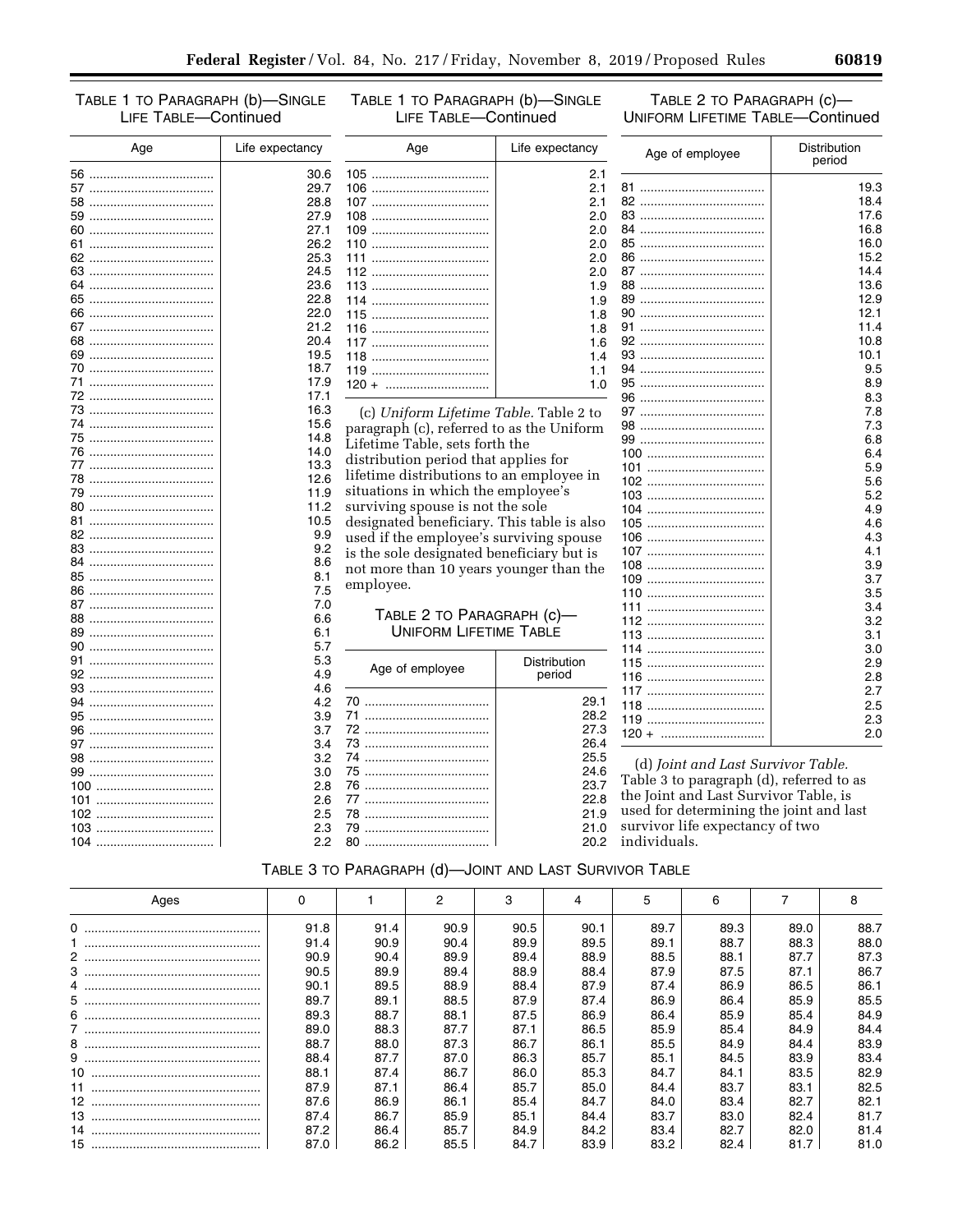TABLE 1 TO PARAGRAPH (b)—SINGLE LIFE TABLE—Continued

| Age | Life expectancy |
| --- | --- |
| 56 | 30.6 |
| 57 | 29.7 |
| 58 | 28.8 |
| 59 | 27.9 |
| 60 | 27.1 |
| 61 | 26.2 |
| 62 | 25.3 |
| 63 | 24.5 |
| 64 | 23.6 |
| 65 | 22.8 |
| 66 | 22.0 |
| 67 | 21.2 |
| 68 | 20.4 |
| 69 | 19.5 |
| 70 | 18.7 |
| 71 | 17.9 |
| 72 | 17.1 |
| 73 | 16.3 |
| 74 | 15.6 |
| 75 | 14.8 |
| 76 | 14.0 |
| 77 | 13.3 |
| 78 | 12.6 |
| 79 | 11.9 |
| 80 | 11.2 |
| 81 | 10.5 |
| 82 | 9.9 |
| 83 | 9.2 |
| 84 | 8.6 |
| 85 | 8.1 |
| 86 | 7.5 |
| 87 | 7.0 |
| 88 | 6.6 |
| 89 | 6.1 |
| 90 | 5.7 |
| 91 | 5.3 |
| 92 | 4.9 |
| 93 | 4.6 |
| 94 | 4.2 |
| 95 | 3.9 |
| 96 | 3.7 |
| 97 | 3.4 |
| 98 | 3.2 |
| 99 | 3.0 |
| 100 | 2.8 |
| 101 | 2.6 |
| 102 | 2.5 |
| 103 | 2.3 |
| 104 | 2.2 |
| 105 | 2.1 |
| 106 | 2.1 |
| 107 | 2.1 |
| 108 | 2.0 |
| 109 | 2.0 |
| 110 | 2.0 |
| 111 | 2.0 |
| 112 | 2.0 |
| 113 | 1.9 |
| 114 | 1.9 |
| 115 | 1.8 |
| 116 | 1.8 |
| 117 | 1.6 |
| 118 | 1.4 |
| 119 | 1.1 |
| 120 + | 1.0 |

(c) *Uniform Lifetime Table.* Table 2 to paragraph (c), referred to as the Uniform Lifetime Table, sets forth the distribution period that applies for lifetime distributions to an employee in situations in which the employee's surviving spouse is not the sole designated beneficiary. This table is also used if the employee's surviving spouse is the sole designated beneficiary but is not more than 10 years younger than the employee.

TABLE 2 TO PARAGRAPH (c)—UNIFORM LIFETIME TABLE

| Age of employee | Distribution period |
| --- | --- |
| 70 | 29.1 |
| 71 | 28.2 |
| 72 | 27.3 |
| 73 | 26.4 |
| 74 | 25.5 |
| 75 | 24.6 |
| 76 | 23.7 |
| 77 | 22.8 |
| 78 | 21.9 |
| 79 | 21.0 |
| 80 | 20.2 |
| 81 | 19.3 |
| 82 | 18.4 |
| 83 | 17.6 |
| 84 | 16.8 |
| 85 | 16.0 |
| 86 | 15.2 |
| 87 | 14.4 |
| 88 | 13.6 |
| 89 | 12.9 |
| 90 | 12.1 |
| 91 | 11.4 |
| 92 | 10.8 |
| 93 | 10.1 |
| 94 | 9.5 |
| 95 | 8.9 |
| 96 | 8.3 |
| 97 | 7.8 |
| 98 | 7.3 |
| 99 | 6.8 |
| 100 | 6.4 |
| 101 | 5.9 |
| 102 | 5.6 |
| 103 | 5.2 |
| 104 | 4.9 |
| 105 | 4.6 |
| 106 | 4.3 |
| 107 | 4.1 |
| 108 | 3.9 |
| 109 | 3.7 |
| 110 | 3.5 |
| 111 | 3.4 |
| 112 | 3.2 |
| 113 | 3.1 |
| 114 | 3.0 |
| 115 | 2.9 |
| 116 | 2.8 |
| 117 | 2.7 |
| 118 | 2.5 |
| 119 | 2.3 |
| 120 + | 2.0 |

(d) *Joint and Last Survivor Table.* Table 3 to paragraph (d), referred to as the Joint and Last Survivor Table, is used for determining the joint and last survivor life expectancy of two individuals.

TABLE 3 TO PARAGRAPH (d)—JOINT AND LAST SURVIVOR TABLE

| Ages | 0 | 1 | 2 | 3 | 4 | 5 | 6 | 7 | 8 |
| --- | --- | --- | --- | --- | --- | --- | --- | --- | --- |
| 0 | 91.8 | 91.4 | 90.9 | 90.5 | 90.1 | 89.7 | 89.3 | 89.0 | 88.7 |
| 1 | 91.4 | 90.9 | 90.4 | 89.9 | 89.5 | 89.1 | 88.7 | 88.3 | 88.0 |
| 2 | 90.9 | 90.4 | 89.9 | 89.4 | 88.9 | 88.5 | 88.1 | 87.7 | 87.3 |
| 3 | 90.5 | 89.9 | 89.4 | 88.9 | 88.4 | 87.9 | 87.5 | 87.1 | 86.7 |
| 4 | 90.1 | 89.5 | 88.9 | 88.4 | 87.9 | 87.4 | 86.9 | 86.5 | 86.1 |
| 5 | 89.7 | 89.1 | 88.5 | 87.9 | 87.4 | 86.9 | 86.4 | 85.9 | 85.5 |
| 6 | 89.3 | 88.7 | 88.1 | 87.5 | 86.9 | 86.4 | 85.9 | 85.4 | 84.9 |
| 7 | 89.0 | 88.3 | 87.7 | 87.1 | 86.5 | 85.9 | 85.4 | 84.9 | 84.4 |
| 8 | 88.7 | 88.0 | 87.3 | 86.7 | 86.1 | 85.5 | 84.9 | 84.4 | 83.9 |
| 9 | 88.4 | 87.7 | 87.0 | 86.3 | 85.7 | 85.1 | 84.5 | 83.9 | 83.4 |
| 10 | 88.1 | 87.4 | 86.7 | 86.0 | 85.3 | 84.7 | 84.1 | 83.5 | 82.9 |
| 11 | 87.9 | 87.1 | 86.4 | 85.7 | 85.0 | 84.4 | 83.7 | 83.1 | 82.5 |
| 12 | 87.6 | 86.9 | 86.1 | 85.4 | 84.7 | 84.0 | 83.4 | 82.7 | 82.1 |
| 13 | 87.4 | 86.7 | 85.9 | 85.1 | 84.4 | 83.7 | 83.0 | 82.4 | 81.7 |
| 14 | 87.2 | 86.4 | 85.7 | 84.9 | 84.2 | 83.4 | 82.7 | 82.0 | 81.4 |
| 15 | 87.0 | 86.2 | 85.5 | 84.7 | 83.9 | 83.2 | 82.4 | 81.7 | 81.0 |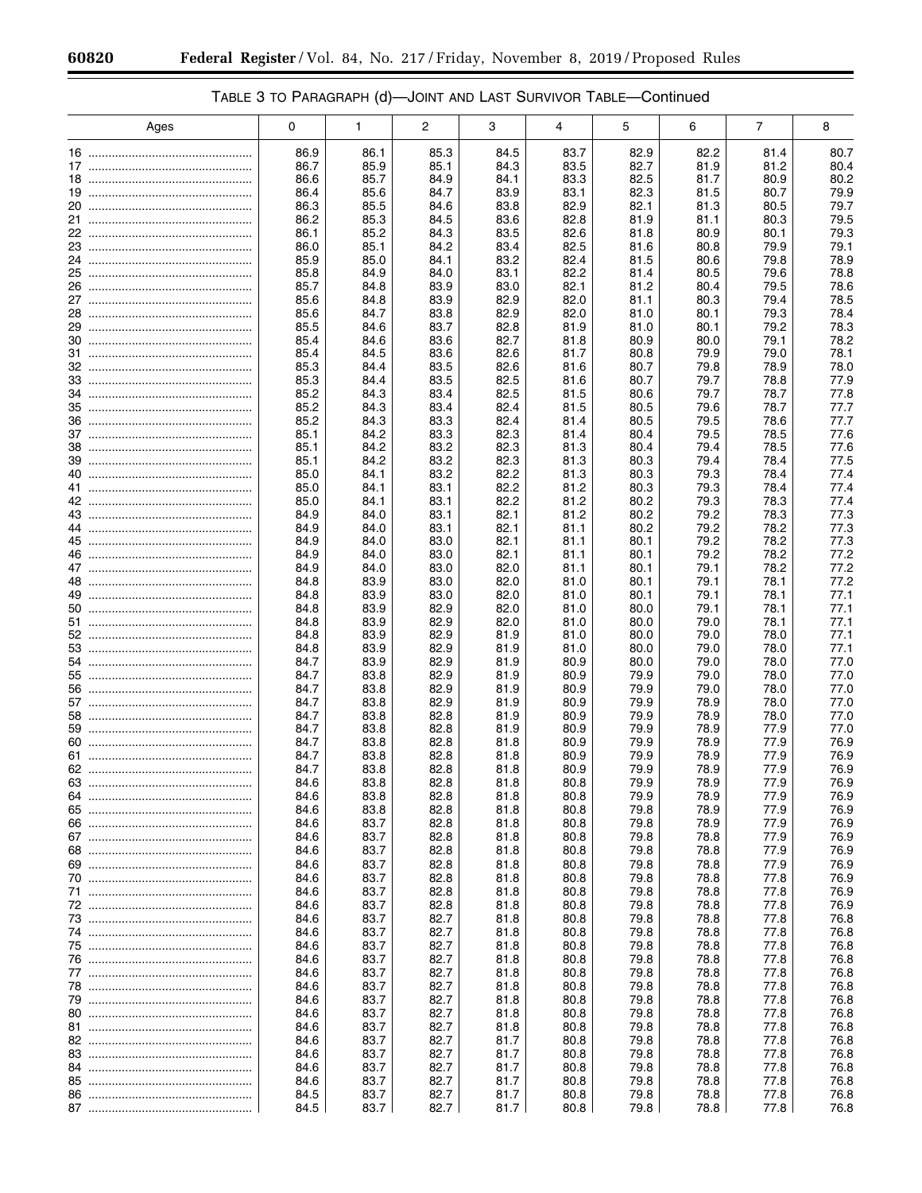TABLE 3 TO PARAGRAPH (d)—JOINT AND LAST SURVIVOR TABLE—Continued

| Ages | 0 | 1 | 2 | 3 | 4 | 5 | 6 | 7 | 8 |
|---|---|---|---|---|---|---|---|---|---|
| 16 | 86.9 | 86.1 | 85.3 | 84.5 | 83.7 | 82.9 | 82.2 | 81.4 | 80.7 |
| 17 | 86.7 | 85.9 | 85.1 | 84.3 | 83.5 | 82.7 | 81.9 | 81.2 | 80.4 |
| 18 | 86.6 | 85.7 | 84.9 | 84.1 | 83.3 | 82.5 | 81.7 | 80.9 | 80.2 |
| 19 | 86.4 | 85.6 | 84.7 | 83.9 | 83.1 | 82.3 | 81.5 | 80.7 | 79.9 |
| 20 | 86.3 | 85.5 | 84.6 | 83.8 | 82.9 | 82.1 | 81.3 | 80.5 | 79.7 |
| 21 | 86.2 | 85.3 | 84.5 | 83.6 | 82.8 | 81.9 | 81.1 | 80.3 | 79.5 |
| 22 | 86.1 | 85.2 | 84.3 | 83.5 | 82.6 | 81.8 | 80.9 | 80.1 | 79.3 |
| 23 | 86.0 | 85.1 | 84.2 | 83.4 | 82.5 | 81.6 | 80.8 | 79.9 | 79.1 |
| 24 | 85.9 | 85.0 | 84.1 | 83.2 | 82.4 | 81.5 | 80.6 | 79.8 | 78.9 |
| 25 | 85.8 | 84.9 | 84.0 | 83.1 | 82.2 | 81.4 | 80.5 | 79.6 | 78.8 |
| 26 | 85.7 | 84.8 | 83.9 | 83.0 | 82.1 | 81.2 | 80.4 | 79.5 | 78.6 |
| 27 | 85.6 | 84.8 | 83.9 | 82.9 | 82.0 | 81.1 | 80.3 | 79.4 | 78.5 |
| 28 | 85.6 | 84.7 | 83.8 | 82.9 | 82.0 | 81.0 | 80.1 | 79.3 | 78.4 |
| 29 | 85.5 | 84.6 | 83.7 | 82.8 | 81.9 | 81.0 | 80.1 | 79.2 | 78.3 |
| 30 | 85.4 | 84.6 | 83.6 | 82.7 | 81.8 | 80.9 | 80.0 | 79.1 | 78.2 |
| 31 | 85.4 | 84.5 | 83.6 | 82.6 | 81.7 | 80.8 | 79.9 | 79.0 | 78.1 |
| 32 | 85.3 | 84.4 | 83.5 | 82.6 | 81.6 | 80.7 | 79.8 | 78.9 | 78.0 |
| 33 | 85.3 | 84.4 | 83.5 | 82.5 | 81.6 | 80.7 | 79.7 | 78.8 | 77.9 |
| 34 | 85.2 | 84.3 | 83.4 | 82.5 | 81.5 | 80.6 | 79.7 | 78.7 | 77.8 |
| 35 | 85.2 | 84.3 | 83.4 | 82.4 | 81.5 | 80.5 | 79.6 | 78.7 | 77.7 |
| 36 | 85.2 | 84.3 | 83.3 | 82.4 | 81.4 | 80.5 | 79.5 | 78.6 | 77.7 |
| 37 | 85.1 | 84.2 | 83.3 | 82.3 | 81.4 | 80.4 | 79.5 | 78.5 | 77.6 |
| 38 | 85.1 | 84.2 | 83.2 | 82.3 | 81.3 | 80.4 | 79.4 | 78.5 | 77.6 |
| 39 | 85.1 | 84.2 | 83.2 | 82.3 | 81.3 | 80.3 | 79.4 | 78.4 | 77.5 |
| 40 | 85.0 | 84.1 | 83.2 | 82.2 | 81.3 | 80.3 | 79.3 | 78.4 | 77.4 |
| 41 | 85.0 | 84.1 | 83.1 | 82.2 | 81.2 | 80.3 | 79.3 | 78.4 | 77.4 |
| 42 | 85.0 | 84.1 | 83.1 | 82.2 | 81.2 | 80.2 | 79.3 | 78.3 | 77.4 |
| 43 | 84.9 | 84.0 | 83.1 | 82.1 | 81.2 | 80.2 | 79.2 | 78.3 | 77.3 |
| 44 | 84.9 | 84.0 | 83.1 | 82.1 | 81.1 | 80.2 | 79.2 | 78.2 | 77.3 |
| 45 | 84.9 | 84.0 | 83.0 | 82.1 | 81.1 | 80.1 | 79.2 | 78.2 | 77.3 |
| 46 | 84.9 | 84.0 | 83.0 | 82.1 | 81.1 | 80.1 | 79.2 | 78.2 | 77.2 |
| 47 | 84.9 | 84.0 | 83.0 | 82.0 | 81.1 | 80.1 | 79.1 | 78.2 | 77.2 |
| 48 | 84.8 | 83.9 | 83.0 | 82.0 | 81.0 | 80.1 | 79.1 | 78.1 | 77.2 |
| 49 | 84.8 | 83.9 | 83.0 | 82.0 | 81.0 | 80.1 | 79.1 | 78.1 | 77.1 |
| 50 | 84.8 | 83.9 | 82.9 | 82.0 | 81.0 | 80.0 | 79.1 | 78.1 | 77.1 |
| 51 | 84.8 | 83.9 | 82.9 | 82.0 | 81.0 | 80.0 | 79.0 | 78.1 | 77.1 |
| 52 | 84.8 | 83.9 | 82.9 | 81.9 | 81.0 | 80.0 | 79.0 | 78.0 | 77.1 |
| 53 | 84.8 | 83.9 | 82.9 | 81.9 | 81.0 | 80.0 | 79.0 | 78.0 | 77.1 |
| 54 | 84.7 | 83.9 | 82.9 | 81.9 | 80.9 | 80.0 | 79.0 | 78.0 | 77.0 |
| 55 | 84.7 | 83.8 | 82.9 | 81.9 | 80.9 | 79.9 | 79.0 | 78.0 | 77.0 |
| 56 | 84.7 | 83.8 | 82.9 | 81.9 | 80.9 | 79.9 | 79.0 | 78.0 | 77.0 |
| 57 | 84.7 | 83.8 | 82.9 | 81.9 | 80.9 | 79.9 | 78.9 | 78.0 | 77.0 |
| 58 | 84.7 | 83.8 | 82.8 | 81.9 | 80.9 | 79.9 | 78.9 | 78.0 | 77.0 |
| 59 | 84.7 | 83.8 | 82.8 | 81.9 | 80.9 | 79.9 | 78.9 | 77.9 | 77.0 |
| 60 | 84.7 | 83.8 | 82.8 | 81.8 | 80.9 | 79.9 | 78.9 | 77.9 | 76.9 |
| 61 | 84.7 | 83.8 | 82.8 | 81.8 | 80.9 | 79.9 | 78.9 | 77.9 | 76.9 |
| 62 | 84.7 | 83.8 | 82.8 | 81.8 | 80.9 | 79.9 | 78.9 | 77.9 | 76.9 |
| 63 | 84.6 | 83.8 | 82.8 | 81.8 | 80.8 | 79.9 | 78.9 | 77.9 | 76.9 |
| 64 | 84.6 | 83.8 | 82.8 | 81.8 | 80.8 | 79.9 | 78.9 | 77.9 | 76.9 |
| 65 | 84.6 | 83.8 | 82.8 | 81.8 | 80.8 | 79.8 | 78.9 | 77.9 | 76.9 |
| 66 | 84.6 | 83.7 | 82.8 | 81.8 | 80.8 | 79.8 | 78.9 | 77.9 | 76.9 |
| 67 | 84.6 | 83.7 | 82.8 | 81.8 | 80.8 | 79.8 | 78.8 | 77.9 | 76.9 |
| 68 | 84.6 | 83.7 | 82.8 | 81.8 | 80.8 | 79.8 | 78.8 | 77.9 | 76.9 |
| 69 | 84.6 | 83.7 | 82.8 | 81.8 | 80.8 | 79.8 | 78.8 | 77.9 | 76.9 |
| 70 | 84.6 | 83.7 | 82.8 | 81.8 | 80.8 | 79.8 | 78.8 | 77.8 | 76.9 |
| 71 | 84.6 | 83.7 | 82.8 | 81.8 | 80.8 | 79.8 | 78.8 | 77.8 | 76.9 |
| 72 | 84.6 | 83.7 | 82.8 | 81.8 | 80.8 | 79.8 | 78.8 | 77.8 | 76.9 |
| 73 | 84.6 | 83.7 | 82.7 | 81.8 | 80.8 | 79.8 | 78.8 | 77.8 | 76.8 |
| 74 | 84.6 | 83.7 | 82.7 | 81.8 | 80.8 | 79.8 | 78.8 | 77.8 | 76.8 |
| 75 | 84.6 | 83.7 | 82.7 | 81.8 | 80.8 | 79.8 | 78.8 | 77.8 | 76.8 |
| 76 | 84.6 | 83.7 | 82.7 | 81.8 | 80.8 | 79.8 | 78.8 | 77.8 | 76.8 |
| 77 | 84.6 | 83.7 | 82.7 | 81.8 | 80.8 | 79.8 | 78.8 | 77.8 | 76.8 |
| 78 | 84.6 | 83.7 | 82.7 | 81.8 | 80.8 | 79.8 | 78.8 | 77.8 | 76.8 |
| 79 | 84.6 | 83.7 | 82.7 | 81.8 | 80.8 | 79.8 | 78.8 | 77.8 | 76.8 |
| 80 | 84.6 | 83.7 | 82.7 | 81.8 | 80.8 | 79.8 | 78.8 | 77.8 | 76.8 |
| 81 | 84.6 | 83.7 | 82.7 | 81.8 | 80.8 | 79.8 | 78.8 | 77.8 | 76.8 |
| 82 | 84.6 | 83.7 | 82.7 | 81.7 | 80.8 | 79.8 | 78.8 | 77.8 | 76.8 |
| 83 | 84.6 | 83.7 | 82.7 | 81.7 | 80.8 | 79.8 | 78.8 | 77.8 | 76.8 |
| 84 | 84.6 | 83.7 | 82.7 | 81.7 | 80.8 | 79.8 | 78.8 | 77.8 | 76.8 |
| 85 | 84.6 | 83.7 | 82.7 | 81.7 | 80.8 | 79.8 | 78.8 | 77.8 | 76.8 |
| 86 | 84.5 | 83.7 | 82.7 | 81.7 | 80.8 | 79.8 | 78.8 | 77.8 | 76.8 |
| 87 | 84.5 | 83.7 | 82.7 | 81.7 | 80.8 | 79.8 | 78.8 | 77.8 | 76.8 |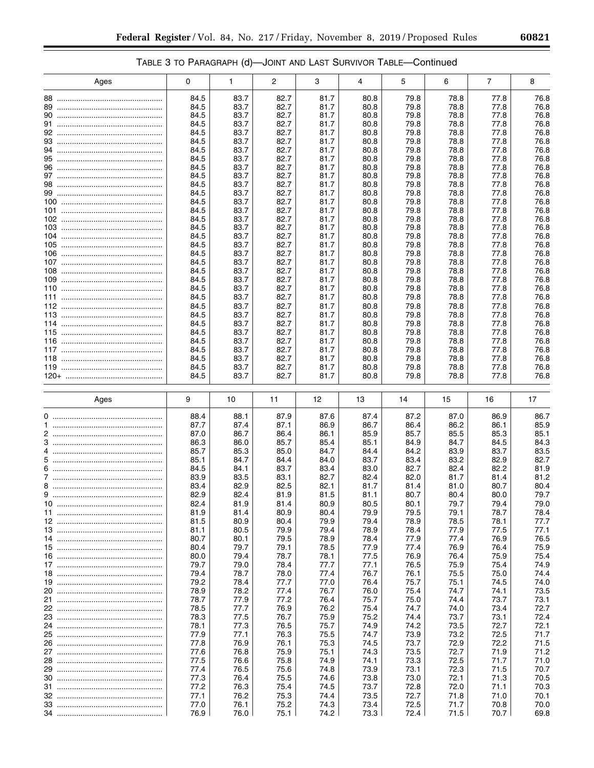TABLE 3 TO PARAGRAPH (d)—JOINT AND LAST SURVIVOR TABLE—Continued

| Ages | 0 | 1 | 2 | 3 | 4 | 5 | 6 | 7 | 8 |
|---|---|---|---|---|---|---|---|---|---|
| 88 | 84.5 | 83.7 | 82.7 | 81.7 | 80.8 | 79.8 | 78.8 | 77.8 | 76.8 |
| 89 | 84.5 | 83.7 | 82.7 | 81.7 | 80.8 | 79.8 | 78.8 | 77.8 | 76.8 |
| 90 | 84.5 | 83.7 | 82.7 | 81.7 | 80.8 | 79.8 | 78.8 | 77.8 | 76.8 |
| 91 | 84.5 | 83.7 | 82.7 | 81.7 | 80.8 | 79.8 | 78.8 | 77.8 | 76.8 |
| 92 | 84.5 | 83.7 | 82.7 | 81.7 | 80.8 | 79.8 | 78.8 | 77.8 | 76.8 |
| 93 | 84.5 | 83.7 | 82.7 | 81.7 | 80.8 | 79.8 | 78.8 | 77.8 | 76.8 |
| 94 | 84.5 | 83.7 | 82.7 | 81.7 | 80.8 | 79.8 | 78.8 | 77.8 | 76.8 |
| 95 | 84.5 | 83.7 | 82.7 | 81.7 | 80.8 | 79.8 | 78.8 | 77.8 | 76.8 |
| 96 | 84.5 | 83.7 | 82.7 | 81.7 | 80.8 | 79.8 | 78.8 | 77.8 | 76.8 |
| 97 | 84.5 | 83.7 | 82.7 | 81.7 | 80.8 | 79.8 | 78.8 | 77.8 | 76.8 |
| 98 | 84.5 | 83.7 | 82.7 | 81.7 | 80.8 | 79.8 | 78.8 | 77.8 | 76.8 |
| 99 | 84.5 | 83.7 | 82.7 | 81.7 | 80.8 | 79.8 | 78.8 | 77.8 | 76.8 |
| 100 | 84.5 | 83.7 | 82.7 | 81.7 | 80.8 | 79.8 | 78.8 | 77.8 | 76.8 |
| 101 | 84.5 | 83.7 | 82.7 | 81.7 | 80.8 | 79.8 | 78.8 | 77.8 | 76.8 |
| 102 | 84.5 | 83.7 | 82.7 | 81.7 | 80.8 | 79.8 | 78.8 | 77.8 | 76.8 |
| 103 | 84.5 | 83.7 | 82.7 | 81.7 | 80.8 | 79.8 | 78.8 | 77.8 | 76.8 |
| 104 | 84.5 | 83.7 | 82.7 | 81.7 | 80.8 | 79.8 | 78.8 | 77.8 | 76.8 |
| 105 | 84.5 | 83.7 | 82.7 | 81.7 | 80.8 | 79.8 | 78.8 | 77.8 | 76.8 |
| 106 | 84.5 | 83.7 | 82.7 | 81.7 | 80.8 | 79.8 | 78.8 | 77.8 | 76.8 |
| 107 | 84.5 | 83.7 | 82.7 | 81.7 | 80.8 | 79.8 | 78.8 | 77.8 | 76.8 |
| 108 | 84.5 | 83.7 | 82.7 | 81.7 | 80.8 | 79.8 | 78.8 | 77.8 | 76.8 |
| 109 | 84.5 | 83.7 | 82.7 | 81.7 | 80.8 | 79.8 | 78.8 | 77.8 | 76.8 |
| 110 | 84.5 | 83.7 | 82.7 | 81.7 | 80.8 | 79.8 | 78.8 | 77.8 | 76.8 |
| 111 | 84.5 | 83.7 | 82.7 | 81.7 | 80.8 | 79.8 | 78.8 | 77.8 | 76.8 |
| 112 | 84.5 | 83.7 | 82.7 | 81.7 | 80.8 | 79.8 | 78.8 | 77.8 | 76.8 |
| 113 | 84.5 | 83.7 | 82.7 | 81.7 | 80.8 | 79.8 | 78.8 | 77.8 | 76.8 |
| 114 | 84.5 | 83.7 | 82.7 | 81.7 | 80.8 | 79.8 | 78.8 | 77.8 | 76.8 |
| 115 | 84.5 | 83.7 | 82.7 | 81.7 | 80.8 | 79.8 | 78.8 | 77.8 | 76.8 |
| 116 | 84.5 | 83.7 | 82.7 | 81.7 | 80.8 | 79.8 | 78.8 | 77.8 | 76.8 |
| 117 | 84.5 | 83.7 | 82.7 | 81.7 | 80.8 | 79.8 | 78.8 | 77.8 | 76.8 |
| 118 | 84.5 | 83.7 | 82.7 | 81.7 | 80.8 | 79.8 | 78.8 | 77.8 | 76.8 |
| 119 | 84.5 | 83.7 | 82.7 | 81.7 | 80.8 | 79.8 | 78.8 | 77.8 | 76.8 |
| 120+ | 84.5 | 83.7 | 82.7 | 81.7 | 80.8 | 79.8 | 78.8 | 77.8 | 76.8 |

| Ages | 9 | 10 | 11 | 12 | 13 | 14 | 15 | 16 | 17 |
|---|---|---|---|---|---|---|---|---|---|
| 0 | 88.4 | 88.1 | 87.9 | 87.6 | 87.4 | 87.2 | 87.0 | 86.9 | 86.7 |
| 1 | 87.7 | 87.4 | 87.1 | 86.9 | 86.7 | 86.4 | 86.2 | 86.1 | 85.9 |
| 2 | 87.0 | 86.7 | 86.4 | 86.1 | 85.9 | 85.7 | 85.5 | 85.3 | 85.1 |
| 3 | 86.3 | 86.0 | 85.7 | 85.4 | 85.1 | 84.9 | 84.7 | 84.5 | 84.3 |
| 4 | 85.7 | 85.3 | 85.0 | 84.7 | 84.4 | 84.2 | 83.9 | 83.7 | 83.5 |
| 5 | 85.1 | 84.7 | 84.4 | 84.0 | 83.7 | 83.4 | 83.2 | 82.9 | 82.7 |
| 6 | 84.5 | 84.1 | 83.7 | 83.4 | 83.0 | 82.7 | 82.4 | 82.2 | 81.9 |
| 7 | 83.9 | 83.5 | 83.1 | 82.7 | 82.4 | 82.0 | 81.7 | 81.4 | 81.2 |
| 8 | 83.4 | 82.9 | 82.5 | 82.1 | 81.7 | 81.4 | 81.0 | 80.7 | 80.4 |
| 9 | 82.9 | 82.4 | 81.9 | 81.5 | 81.1 | 80.7 | 80.4 | 80.0 | 79.7 |
| 10 | 82.4 | 81.9 | 81.4 | 80.9 | 80.5 | 80.1 | 79.7 | 79.4 | 79.0 |
| 11 | 81.9 | 81.4 | 80.9 | 80.4 | 79.9 | 79.5 | 79.1 | 78.7 | 78.4 |
| 12 | 81.5 | 80.9 | 80.4 | 79.9 | 79.4 | 78.9 | 78.5 | 78.1 | 77.7 |
| 13 | 81.1 | 80.5 | 79.9 | 79.4 | 78.9 | 78.4 | 77.9 | 77.5 | 77.1 |
| 14 | 80.7 | 80.1 | 79.5 | 78.9 | 78.4 | 77.9 | 77.4 | 76.9 | 76.5 |
| 15 | 80.4 | 79.7 | 79.1 | 78.5 | 77.9 | 77.4 | 76.9 | 76.4 | 75.9 |
| 16 | 80.0 | 79.4 | 78.7 | 78.1 | 77.5 | 76.9 | 76.4 | 75.9 | 75.4 |
| 17 | 79.7 | 79.0 | 78.4 | 77.7 | 77.1 | 76.5 | 75.9 | 75.4 | 74.9 |
| 18 | 79.4 | 78.7 | 78.0 | 77.4 | 76.7 | 76.1 | 75.5 | 75.0 | 74.4 |
| 19 | 79.2 | 78.4 | 77.7 | 77.0 | 76.4 | 75.7 | 75.1 | 74.5 | 74.0 |
| 20 | 78.9 | 78.2 | 77.4 | 76.7 | 76.0 | 75.4 | 74.7 | 74.1 | 73.5 |
| 21 | 78.7 | 77.9 | 77.2 | 76.4 | 75.7 | 75.0 | 74.4 | 73.7 | 73.1 |
| 22 | 78.5 | 77.7 | 76.9 | 76.2 | 75.4 | 74.7 | 74.0 | 73.4 | 72.7 |
| 23 | 78.3 | 77.5 | 76.7 | 75.9 | 75.2 | 74.4 | 73.7 | 73.1 | 72.4 |
| 24 | 78.1 | 77.3 | 76.5 | 75.7 | 74.9 | 74.2 | 73.5 | 72.7 | 72.1 |
| 25 | 77.9 | 77.1 | 76.3 | 75.5 | 74.7 | 73.9 | 73.2 | 72.5 | 71.7 |
| 26 | 77.8 | 76.9 | 76.1 | 75.3 | 74.5 | 73.7 | 72.9 | 72.2 | 71.5 |
| 27 | 77.6 | 76.8 | 75.9 | 75.1 | 74.3 | 73.5 | 72.7 | 71.9 | 71.2 |
| 28 | 77.5 | 76.6 | 75.8 | 74.9 | 74.1 | 73.3 | 72.5 | 71.7 | 71.0 |
| 29 | 77.4 | 76.5 | 75.6 | 74.8 | 73.9 | 73.1 | 72.3 | 71.5 | 70.7 |
| 30 | 77.3 | 76.4 | 75.5 | 74.6 | 73.8 | 73.0 | 72.1 | 71.3 | 70.5 |
| 31 | 77.2 | 76.3 | 75.4 | 74.5 | 73.7 | 72.8 | 72.0 | 71.1 | 70.3 |
| 32 | 77.1 | 76.2 | 75.3 | 74.4 | 73.5 | 72.7 | 71.8 | 71.0 | 70.1 |
| 33 | 77.0 | 76.1 | 75.2 | 74.3 | 73.4 | 72.5 | 71.7 | 70.8 | 70.0 |
| 34 | 76.9 | 76.0 | 75.1 | 74.2 | 73.3 | 72.4 | 71.5 | 70.7 | 69.8 |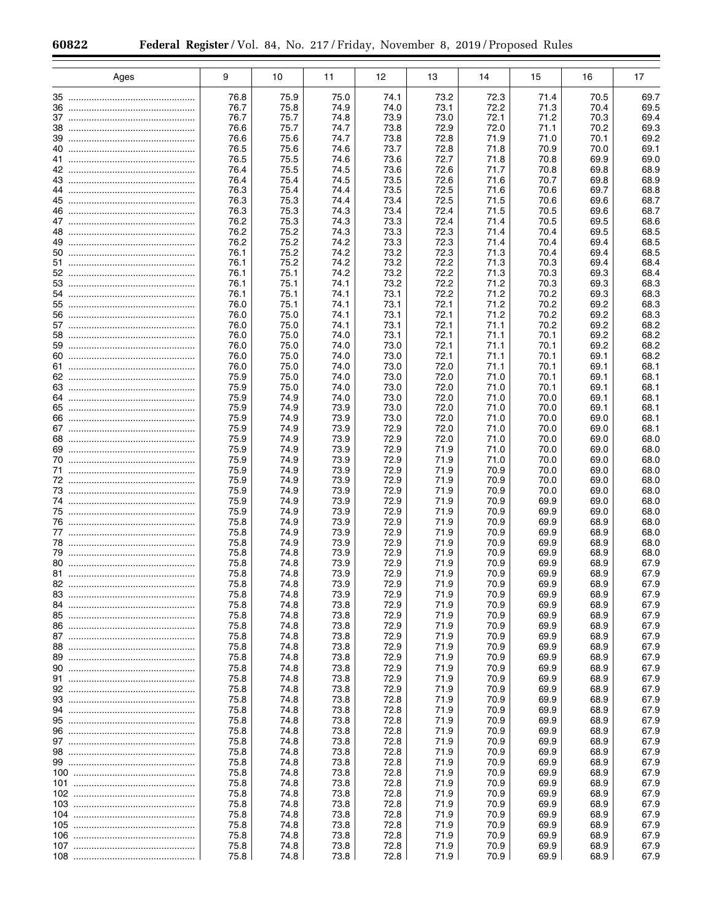| Ages | 9 | 10 | 11 | 12 | 13 | 14 | 15 | 16 | 17 |
|---|---|---|---|---|---|---|---|---|---|
| 35 | 76.8 | 75.9 | 75.0 | 74.1 | 73.2 | 72.3 | 71.4 | 70.5 | 69.7 |
| 36 | 76.7 | 75.8 | 74.9 | 74.0 | 73.1 | 72.2 | 71.3 | 70.4 | 69.5 |
| 37 | 76.7 | 75.7 | 74.8 | 73.9 | 73.0 | 72.1 | 71.2 | 70.3 | 69.4 |
| 38 | 76.6 | 75.7 | 74.7 | 73.8 | 72.9 | 72.0 | 71.1 | 70.2 | 69.3 |
| 39 | 76.6 | 75.6 | 74.7 | 73.8 | 72.8 | 71.9 | 71.0 | 70.1 | 69.2 |
| 40 | 76.5 | 75.6 | 74.6 | 73.7 | 72.8 | 71.8 | 70.9 | 70.0 | 69.1 |
| 41 | 76.5 | 75.5 | 74.6 | 73.6 | 72.7 | 71.8 | 70.8 | 69.9 | 69.0 |
| 42 | 76.4 | 75.5 | 74.5 | 73.6 | 72.6 | 71.7 | 70.8 | 69.8 | 68.9 |
| 43 | 76.4 | 75.4 | 74.5 | 73.5 | 72.6 | 71.6 | 70.7 | 69.8 | 68.9 |
| 44 | 76.3 | 75.4 | 74.4 | 73.5 | 72.5 | 71.6 | 70.6 | 69.7 | 68.8 |
| 45 | 76.3 | 75.3 | 74.4 | 73.4 | 72.5 | 71.5 | 70.6 | 69.6 | 68.7 |
| 46 | 76.3 | 75.3 | 74.3 | 73.4 | 72.4 | 71.5 | 70.5 | 69.6 | 68.7 |
| 47 | 76.2 | 75.3 | 74.3 | 73.3 | 72.4 | 71.4 | 70.5 | 69.5 | 68.6 |
| 48 | 76.2 | 75.2 | 74.3 | 73.3 | 72.3 | 71.4 | 70.4 | 69.5 | 68.5 |
| 49 | 76.2 | 75.2 | 74.2 | 73.3 | 72.3 | 71.4 | 70.4 | 69.4 | 68.5 |
| 50 | 76.1 | 75.2 | 74.2 | 73.2 | 72.3 | 71.3 | 70.4 | 69.4 | 68.5 |
| 51 | 76.1 | 75.2 | 74.2 | 73.2 | 72.2 | 71.3 | 70.3 | 69.4 | 68.4 |
| 52 | 76.1 | 75.1 | 74.2 | 73.2 | 72.2 | 71.3 | 70.3 | 69.3 | 68.4 |
| 53 | 76.1 | 75.1 | 74.1 | 73.2 | 72.2 | 71.2 | 70.3 | 69.3 | 68.3 |
| 54 | 76.1 | 75.1 | 74.1 | 73.1 | 72.2 | 71.2 | 70.2 | 69.3 | 68.3 |
| 55 | 76.0 | 75.1 | 74.1 | 73.1 | 72.1 | 71.2 | 70.2 | 69.2 | 68.3 |
| 56 | 76.0 | 75.0 | 74.1 | 73.1 | 72.1 | 71.2 | 70.2 | 69.2 | 68.3 |
| 57 | 76.0 | 75.0 | 74.1 | 73.1 | 72.1 | 71.1 | 70.2 | 69.2 | 68.2 |
| 58 | 76.0 | 75.0 | 74.0 | 73.1 | 72.1 | 71.1 | 70.1 | 69.2 | 68.2 |
| 59 | 76.0 | 75.0 | 74.0 | 73.0 | 72.1 | 71.1 | 70.1 | 69.2 | 68.2 |
| 60 | 76.0 | 75.0 | 74.0 | 73.0 | 72.1 | 71.1 | 70.1 | 69.1 | 68.2 |
| 61 | 76.0 | 75.0 | 74.0 | 73.0 | 72.0 | 71.1 | 70.1 | 69.1 | 68.1 |
| 62 | 75.9 | 75.0 | 74.0 | 73.0 | 72.0 | 71.0 | 70.1 | 69.1 | 68.1 |
| 63 | 75.9 | 75.0 | 74.0 | 73.0 | 72.0 | 71.0 | 70.1 | 69.1 | 68.1 |
| 64 | 75.9 | 74.9 | 74.0 | 73.0 | 72.0 | 71.0 | 70.0 | 69.1 | 68.1 |
| 65 | 75.9 | 74.9 | 73.9 | 73.0 | 72.0 | 71.0 | 70.0 | 69.1 | 68.1 |
| 66 | 75.9 | 74.9 | 73.9 | 73.0 | 72.0 | 71.0 | 70.0 | 69.0 | 68.1 |
| 67 | 75.9 | 74.9 | 73.9 | 72.9 | 72.0 | 71.0 | 70.0 | 69.0 | 68.1 |
| 68 | 75.9 | 74.9 | 73.9 | 72.9 | 72.0 | 71.0 | 70.0 | 69.0 | 68.0 |
| 69 | 75.9 | 74.9 | 73.9 | 72.9 | 71.9 | 71.0 | 70.0 | 69.0 | 68.0 |
| 70 | 75.9 | 74.9 | 73.9 | 72.9 | 71.9 | 71.0 | 70.0 | 69.0 | 68.0 |
| 71 | 75.9 | 74.9 | 73.9 | 72.9 | 71.9 | 70.9 | 70.0 | 69.0 | 68.0 |
| 72 | 75.9 | 74.9 | 73.9 | 72.9 | 71.9 | 70.9 | 70.0 | 69.0 | 68.0 |
| 73 | 75.9 | 74.9 | 73.9 | 72.9 | 71.9 | 70.9 | 70.0 | 69.0 | 68.0 |
| 74 | 75.9 | 74.9 | 73.9 | 72.9 | 71.9 | 70.9 | 69.9 | 69.0 | 68.0 |
| 75 | 75.9 | 74.9 | 73.9 | 72.9 | 71.9 | 70.9 | 69.9 | 69.0 | 68.0 |
| 76 | 75.8 | 74.9 | 73.9 | 72.9 | 71.9 | 70.9 | 69.9 | 68.9 | 68.0 |
| 77 | 75.8 | 74.9 | 73.9 | 72.9 | 71.9 | 70.9 | 69.9 | 68.9 | 68.0 |
| 78 | 75.8 | 74.9 | 73.9 | 72.9 | 71.9 | 70.9 | 69.9 | 68.9 | 68.0 |
| 79 | 75.8 | 74.8 | 73.9 | 72.9 | 71.9 | 70.9 | 69.9 | 68.9 | 68.0 |
| 80 | 75.8 | 74.8 | 73.9 | 72.9 | 71.9 | 70.9 | 69.9 | 68.9 | 67.9 |
| 81 | 75.8 | 74.8 | 73.9 | 72.9 | 71.9 | 70.9 | 69.9 | 68.9 | 67.9 |
| 82 | 75.8 | 74.8 | 73.9 | 72.9 | 71.9 | 70.9 | 69.9 | 68.9 | 67.9 |
| 83 | 75.8 | 74.8 | 73.9 | 72.9 | 71.9 | 70.9 | 69.9 | 68.9 | 67.9 |
| 84 | 75.8 | 74.8 | 73.8 | 72.9 | 71.9 | 70.9 | 69.9 | 68.9 | 67.9 |
| 85 | 75.8 | 74.8 | 73.8 | 72.9 | 71.9 | 70.9 | 69.9 | 68.9 | 67.9 |
| 86 | 75.8 | 74.8 | 73.8 | 72.9 | 71.9 | 70.9 | 69.9 | 68.9 | 67.9 |
| 87 | 75.8 | 74.8 | 73.8 | 72.9 | 71.9 | 70.9 | 69.9 | 68.9 | 67.9 |
| 88 | 75.8 | 74.8 | 73.8 | 72.9 | 71.9 | 70.9 | 69.9 | 68.9 | 67.9 |
| 89 | 75.8 | 74.8 | 73.8 | 72.9 | 71.9 | 70.9 | 69.9 | 68.9 | 67.9 |
| 90 | 75.8 | 74.8 | 73.8 | 72.9 | 71.9 | 70.9 | 69.9 | 68.9 | 67.9 |
| 91 | 75.8 | 74.8 | 73.8 | 72.9 | 71.9 | 70.9 | 69.9 | 68.9 | 67.9 |
| 92 | 75.8 | 74.8 | 73.8 | 72.9 | 71.9 | 70.9 | 69.9 | 68.9 | 67.9 |
| 93 | 75.8 | 74.8 | 73.8 | 72.8 | 71.9 | 70.9 | 69.9 | 68.9 | 67.9 |
| 94 | 75.8 | 74.8 | 73.8 | 72.8 | 71.9 | 70.9 | 69.9 | 68.9 | 67.9 |
| 95 | 75.8 | 74.8 | 73.8 | 72.8 | 71.9 | 70.9 | 69.9 | 68.9 | 67.9 |
| 96 | 75.8 | 74.8 | 73.8 | 72.8 | 71.9 | 70.9 | 69.9 | 68.9 | 67.9 |
| 97 | 75.8 | 74.8 | 73.8 | 72.8 | 71.9 | 70.9 | 69.9 | 68.9 | 67.9 |
| 98 | 75.8 | 74.8 | 73.8 | 72.8 | 71.9 | 70.9 | 69.9 | 68.9 | 67.9 |
| 99 | 75.8 | 74.8 | 73.8 | 72.8 | 71.9 | 70.9 | 69.9 | 68.9 | 67.9 |
| 100 | 75.8 | 74.8 | 73.8 | 72.8 | 71.9 | 70.9 | 69.9 | 68.9 | 67.9 |
| 101 | 75.8 | 74.8 | 73.8 | 72.8 | 71.9 | 70.9 | 69.9 | 68.9 | 67.9 |
| 102 | 75.8 | 74.8 | 73.8 | 72.8 | 71.9 | 70.9 | 69.9 | 68.9 | 67.9 |
| 103 | 75.8 | 74.8 | 73.8 | 72.8 | 71.9 | 70.9 | 69.9 | 68.9 | 67.9 |
| 104 | 75.8 | 74.8 | 73.8 | 72.8 | 71.9 | 70.9 | 69.9 | 68.9 | 67.9 |
| 105 | 75.8 | 74.8 | 73.8 | 72.8 | 71.9 | 70.9 | 69.9 | 68.9 | 67.9 |
| 106 | 75.8 | 74.8 | 73.8 | 72.8 | 71.9 | 70.9 | 69.9 | 68.9 | 67.9 |
| 107 | 75.8 | 74.8 | 73.8 | 72.8 | 71.9 | 70.9 | 69.9 | 68.9 | 67.9 |
| 108 | 75.8 | 74.8 | 73.8 | 72.8 | 71.9 | 70.9 | 69.9 | 68.9 | 67.9 |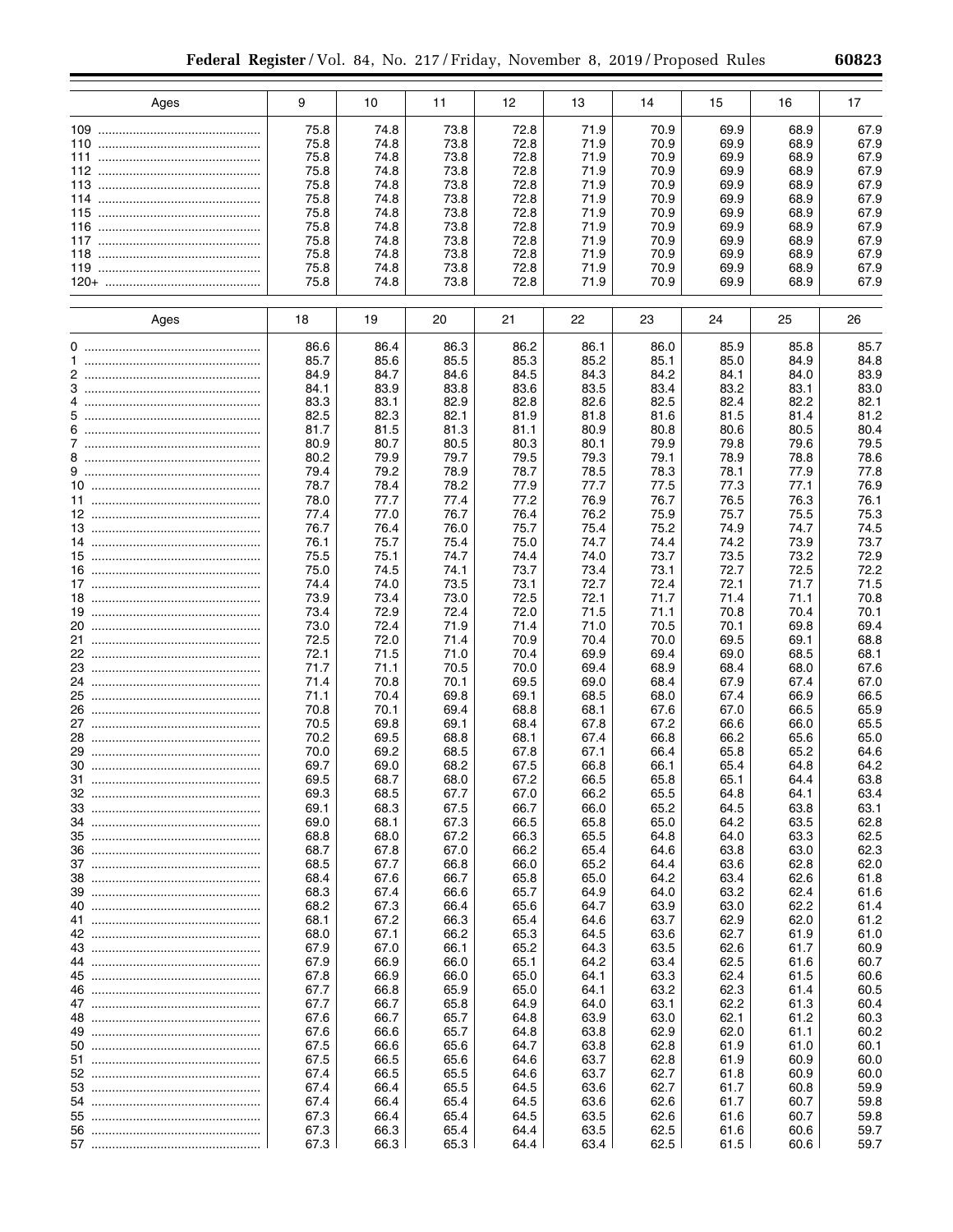| Ages | 9 | 10 | 11 | 12 | 13 | 14 | 15 | 16 | 17 |
|---|---|---|---|---|---|---|---|---|---|
| 109 | 75.8 | 74.8 | 73.8 | 72.8 | 71.9 | 70.9 | 69.9 | 68.9 | 67.9 |
| 110 | 75.8 | 74.8 | 73.8 | 72.8 | 71.9 | 70.9 | 69.9 | 68.9 | 67.9 |
| 111 | 75.8 | 74.8 | 73.8 | 72.8 | 71.9 | 70.9 | 69.9 | 68.9 | 67.9 |
| 112 | 75.8 | 74.8 | 73.8 | 72.8 | 71.9 | 70.9 | 69.9 | 68.9 | 67.9 |
| 113 | 75.8 | 74.8 | 73.8 | 72.8 | 71.9 | 70.9 | 69.9 | 68.9 | 67.9 |
| 114 | 75.8 | 74.8 | 73.8 | 72.8 | 71.9 | 70.9 | 69.9 | 68.9 | 67.9 |
| 115 | 75.8 | 74.8 | 73.8 | 72.8 | 71.9 | 70.9 | 69.9 | 68.9 | 67.9 |
| 116 | 75.8 | 74.8 | 73.8 | 72.8 | 71.9 | 70.9 | 69.9 | 68.9 | 67.9 |
| 117 | 75.8 | 74.8 | 73.8 | 72.8 | 71.9 | 70.9 | 69.9 | 68.9 | 67.9 |
| 118 | 75.8 | 74.8 | 73.8 | 72.8 | 71.9 | 70.9 | 69.9 | 68.9 | 67.9 |
| 119 | 75.8 | 74.8 | 73.8 | 72.8 | 71.9 | 70.9 | 69.9 | 68.9 | 67.9 |
| 120+ | 75.8 | 74.8 | 73.8 | 72.8 | 71.9 | 70.9 | 69.9 | 68.9 | 67.9 |

| Ages | 18 | 19 | 20 | 21 | 22 | 23 | 24 | 25 | 26 |
|---|---|---|---|---|---|---|---|---|---|
| 0 | 86.6 | 86.4 | 86.3 | 86.2 | 86.1 | 86.0 | 85.9 | 85.8 | 85.7 |
| 1 | 85.7 | 85.6 | 85.5 | 85.3 | 85.2 | 85.1 | 85.0 | 84.9 | 84.8 |
| 2 | 84.9 | 84.7 | 84.6 | 84.5 | 84.3 | 84.2 | 84.1 | 84.0 | 83.9 |
| 3 | 84.1 | 83.9 | 83.8 | 83.6 | 83.5 | 83.4 | 83.2 | 83.1 | 83.0 |
| 4 | 83.3 | 83.1 | 82.9 | 82.8 | 82.6 | 82.5 | 82.4 | 82.2 | 82.1 |
| 5 | 82.5 | 82.3 | 82.1 | 81.9 | 81.8 | 81.6 | 81.5 | 81.4 | 81.2 |
| 6 | 81.7 | 81.5 | 81.3 | 81.1 | 80.9 | 80.8 | 80.6 | 80.5 | 80.4 |
| 7 | 80.9 | 80.7 | 80.5 | 80.3 | 80.1 | 79.9 | 79.8 | 79.6 | 79.5 |
| 8 | 80.2 | 79.9 | 79.7 | 79.5 | 79.3 | 79.1 | 78.9 | 78.8 | 78.6 |
| 9 | 79.4 | 79.2 | 78.9 | 78.7 | 78.5 | 78.3 | 78.1 | 77.9 | 77.8 |
| 10 | 78.7 | 78.4 | 78.2 | 77.9 | 77.7 | 77.5 | 77.3 | 77.1 | 76.9 |
| 11 | 78.0 | 77.7 | 77.4 | 77.2 | 76.9 | 76.7 | 76.5 | 76.3 | 76.1 |
| 12 | 77.4 | 77.0 | 76.7 | 76.4 | 76.2 | 75.9 | 75.7 | 75.5 | 75.3 |
| 13 | 76.7 | 76.4 | 76.0 | 75.7 | 75.4 | 75.2 | 74.9 | 74.7 | 74.5 |
| 14 | 76.1 | 75.7 | 75.4 | 75.0 | 74.7 | 74.4 | 74.2 | 73.9 | 73.7 |
| 15 | 75.5 | 75.1 | 74.7 | 74.4 | 74.0 | 73.7 | 73.5 | 73.2 | 72.9 |
| 16 | 75.0 | 74.5 | 74.1 | 73.7 | 73.4 | 73.1 | 72.7 | 72.5 | 72.2 |
| 17 | 74.4 | 74.0 | 73.5 | 73.1 | 72.7 | 72.4 | 72.1 | 71.7 | 71.5 |
| 18 | 73.9 | 73.4 | 73.0 | 72.5 | 72.1 | 71.7 | 71.4 | 71.1 | 70.8 |
| 19 | 73.4 | 72.9 | 72.4 | 72.0 | 71.5 | 71.1 | 70.8 | 70.4 | 70.1 |
| 20 | 73.0 | 72.4 | 71.9 | 71.4 | 71.0 | 70.5 | 70.1 | 69.8 | 69.4 |
| 21 | 72.5 | 72.0 | 71.4 | 70.9 | 70.4 | 70.0 | 69.5 | 69.1 | 68.8 |
| 22 | 72.1 | 71.5 | 71.0 | 70.4 | 69.9 | 69.4 | 69.0 | 68.5 | 68.1 |
| 23 | 71.7 | 71.1 | 70.5 | 70.0 | 69.4 | 68.9 | 68.4 | 68.0 | 67.6 |
| 24 | 71.4 | 70.8 | 70.1 | 69.5 | 69.0 | 68.4 | 67.9 | 67.4 | 67.0 |
| 25 | 71.1 | 70.4 | 69.8 | 69.1 | 68.5 | 68.0 | 67.4 | 66.9 | 66.5 |
| 26 | 70.8 | 70.1 | 69.4 | 68.8 | 68.1 | 67.6 | 67.0 | 66.5 | 65.9 |
| 27 | 70.5 | 69.8 | 69.1 | 68.4 | 67.8 | 67.2 | 66.6 | 66.0 | 65.5 |
| 28 | 70.2 | 69.5 | 68.8 | 68.1 | 67.4 | 66.8 | 66.2 | 65.6 | 65.0 |
| 29 | 70.0 | 69.2 | 68.5 | 67.8 | 67.1 | 66.4 | 65.8 | 65.2 | 64.6 |
| 30 | 69.7 | 69.0 | 68.2 | 67.5 | 66.8 | 66.1 | 65.4 | 64.8 | 64.2 |
| 31 | 69.5 | 68.7 | 68.0 | 67.2 | 66.5 | 65.8 | 65.1 | 64.4 | 63.8 |
| 32 | 69.3 | 68.5 | 67.7 | 67.0 | 66.2 | 65.5 | 64.8 | 64.1 | 63.4 |
| 33 | 69.1 | 68.3 | 67.5 | 66.7 | 66.0 | 65.2 | 64.5 | 63.8 | 63.1 |
| 34 | 69.0 | 68.1 | 67.3 | 66.5 | 65.8 | 65.0 | 64.2 | 63.5 | 62.8 |
| 35 | 68.8 | 68.0 | 67.2 | 66.3 | 65.5 | 64.8 | 64.0 | 63.3 | 62.5 |
| 36 | 68.7 | 67.8 | 67.0 | 66.2 | 65.4 | 64.6 | 63.8 | 63.0 | 62.3 |
| 37 | 68.5 | 67.7 | 66.8 | 66.0 | 65.2 | 64.4 | 63.6 | 62.8 | 62.0 |
| 38 | 68.4 | 67.6 | 66.7 | 65.8 | 65.0 | 64.2 | 63.4 | 62.6 | 61.8 |
| 39 | 68.3 | 67.4 | 66.6 | 65.7 | 64.9 | 64.0 | 63.2 | 62.4 | 61.6 |
| 40 | 68.2 | 67.3 | 66.4 | 65.6 | 64.7 | 63.9 | 63.0 | 62.2 | 61.4 |
| 41 | 68.1 | 67.2 | 66.3 | 65.4 | 64.6 | 63.7 | 62.9 | 62.0 | 61.2 |
| 42 | 68.0 | 67.1 | 66.2 | 65.3 | 64.5 | 63.6 | 62.7 | 61.9 | 61.0 |
| 43 | 67.9 | 67.0 | 66.1 | 65.2 | 64.3 | 63.5 | 62.6 | 61.7 | 60.9 |
| 44 | 67.9 | 66.9 | 66.0 | 65.1 | 64.2 | 63.4 | 62.5 | 61.6 | 60.7 |
| 45 | 67.8 | 66.9 | 66.0 | 65.0 | 64.1 | 63.3 | 62.4 | 61.5 | 60.6 |
| 46 | 67.7 | 66.8 | 65.9 | 65.0 | 64.1 | 63.2 | 62.3 | 61.4 | 60.5 |
| 47 | 67.7 | 66.7 | 65.8 | 64.9 | 64.0 | 63.1 | 62.2 | 61.3 | 60.4 |
| 48 | 67.6 | 66.7 | 65.7 | 64.8 | 63.9 | 63.0 | 62.1 | 61.2 | 60.3 |
| 49 | 67.6 | 66.6 | 65.7 | 64.8 | 63.8 | 62.9 | 62.0 | 61.1 | 60.2 |
| 50 | 67.5 | 66.6 | 65.6 | 64.7 | 63.8 | 62.8 | 61.9 | 61.0 | 60.1 |
| 51 | 67.5 | 66.5 | 65.6 | 64.6 | 63.7 | 62.8 | 61.9 | 60.9 | 60.0 |
| 52 | 67.4 | 66.5 | 65.5 | 64.6 | 63.7 | 62.7 | 61.8 | 60.9 | 60.0 |
| 53 | 67.4 | 66.4 | 65.5 | 64.5 | 63.6 | 62.7 | 61.7 | 60.8 | 59.9 |
| 54 | 67.4 | 66.4 | 65.4 | 64.5 | 63.6 | 62.6 | 61.7 | 60.7 | 59.8 |
| 55 | 67.3 | 66.4 | 65.4 | 64.5 | 63.5 | 62.6 | 61.6 | 60.7 | 59.8 |
| 56 | 67.3 | 66.3 | 65.4 | 64.4 | 63.5 | 62.5 | 61.6 | 60.6 | 59.7 |
| 57 | 67.3 | 66.3 | 65.3 | 64.4 | 63.4 | 62.5 | 61.5 | 60.6 | 59.7 |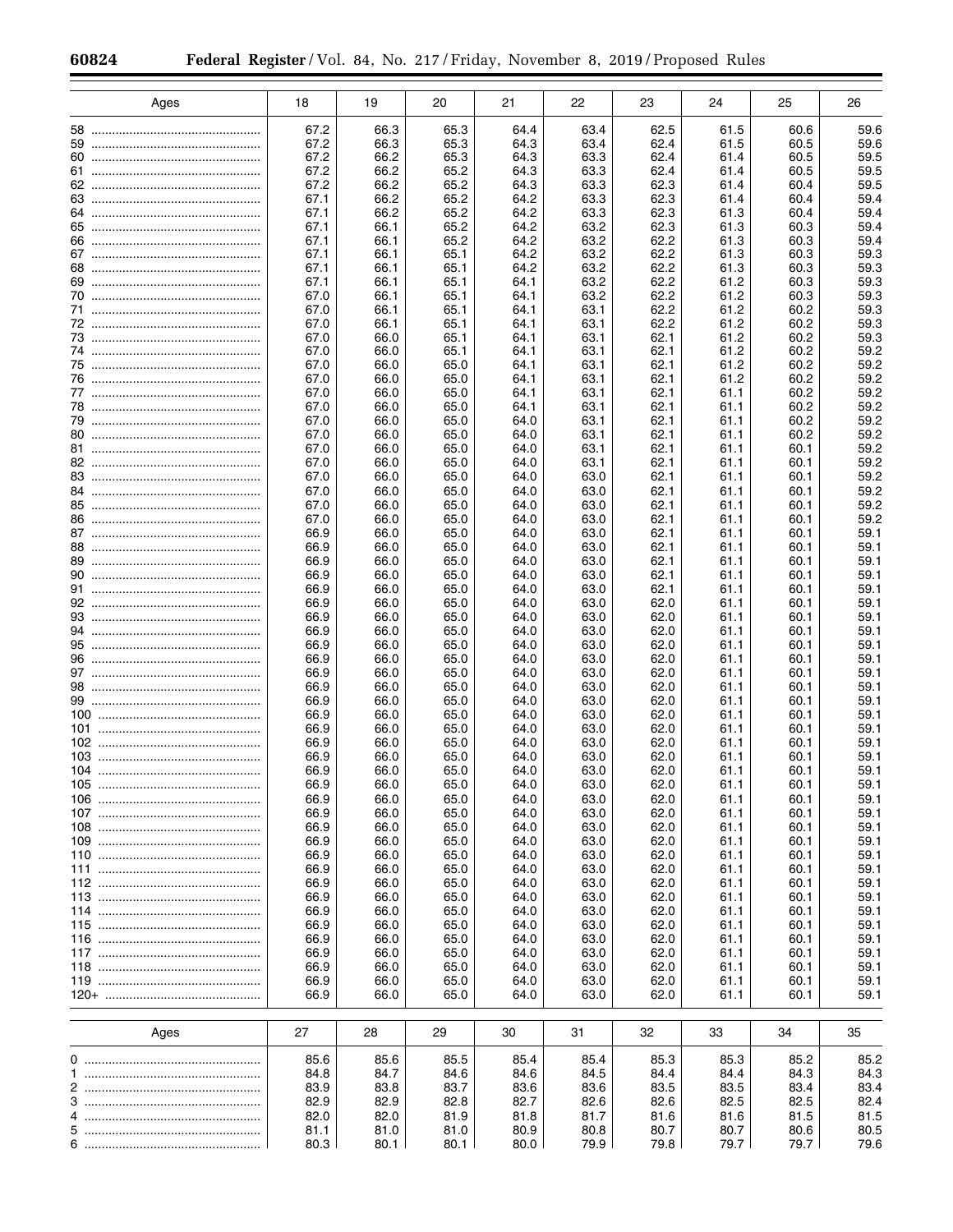| Ages | 18 | 19 | 20 | 21 | 22 | 23 | 24 | 25 | 26 |
|---|---|---|---|---|---|---|---|---|---|
| 58 | 67.2 | 66.3 | 65.3 | 64.4 | 63.4 | 62.5 | 61.5 | 60.6 | 59.6 |
| 59 | 67.2 | 66.3 | 65.3 | 64.3 | 63.4 | 62.4 | 61.5 | 60.5 | 59.6 |
| 60 | 67.2 | 66.2 | 65.3 | 64.3 | 63.3 | 62.4 | 61.4 | 60.5 | 59.5 |
| 61 | 67.2 | 66.2 | 65.2 | 64.3 | 63.3 | 62.4 | 61.4 | 60.5 | 59.5 |
| 62 | 67.2 | 66.2 | 65.2 | 64.3 | 63.3 | 62.3 | 61.4 | 60.4 | 59.5 |
| 63 | 67.1 | 66.2 | 65.2 | 64.2 | 63.3 | 62.3 | 61.4 | 60.4 | 59.4 |
| 64 | 67.1 | 66.2 | 65.2 | 64.2 | 63.3 | 62.3 | 61.3 | 60.4 | 59.4 |
| 65 | 67.1 | 66.1 | 65.2 | 64.2 | 63.2 | 62.3 | 61.3 | 60.3 | 59.4 |
| 66 | 67.1 | 66.1 | 65.2 | 64.2 | 63.2 | 62.2 | 61.3 | 60.3 | 59.4 |
| 67 | 67.1 | 66.1 | 65.1 | 64.2 | 63.2 | 62.2 | 61.3 | 60.3 | 59.3 |
| 68 | 67.1 | 66.1 | 65.1 | 64.2 | 63.2 | 62.2 | 61.3 | 60.3 | 59.3 |
| 69 | 67.1 | 66.1 | 65.1 | 64.1 | 63.2 | 62.2 | 61.2 | 60.3 | 59.3 |
| 70 | 67.0 | 66.1 | 65.1 | 64.1 | 63.2 | 62.2 | 61.2 | 60.3 | 59.3 |
| 71 | 67.0 | 66.1 | 65.1 | 64.1 | 63.1 | 62.2 | 61.2 | 60.2 | 59.3 |
| 72 | 67.0 | 66.1 | 65.1 | 64.1 | 63.1 | 62.2 | 61.2 | 60.2 | 59.3 |
| 73 | 67.0 | 66.0 | 65.1 | 64.1 | 63.1 | 62.1 | 61.2 | 60.2 | 59.3 |
| 74 | 67.0 | 66.0 | 65.1 | 64.1 | 63.1 | 62.1 | 61.2 | 60.2 | 59.2 |
| 75 | 67.0 | 66.0 | 65.0 | 64.1 | 63.1 | 62.1 | 61.2 | 60.2 | 59.2 |
| 76 | 67.0 | 66.0 | 65.0 | 64.1 | 63.1 | 62.1 | 61.2 | 60.2 | 59.2 |
| 77 | 67.0 | 66.0 | 65.0 | 64.1 | 63.1 | 62.1 | 61.1 | 60.2 | 59.2 |
| 78 | 67.0 | 66.0 | 65.0 | 64.1 | 63.1 | 62.1 | 61.1 | 60.2 | 59.2 |
| 79 | 67.0 | 66.0 | 65.0 | 64.0 | 63.1 | 62.1 | 61.1 | 60.2 | 59.2 |
| 80 | 67.0 | 66.0 | 65.0 | 64.0 | 63.1 | 62.1 | 61.1 | 60.2 | 59.2 |
| 81 | 67.0 | 66.0 | 65.0 | 64.0 | 63.1 | 62.1 | 61.1 | 60.1 | 59.2 |
| 82 | 67.0 | 66.0 | 65.0 | 64.0 | 63.1 | 62.1 | 61.1 | 60.1 | 59.2 |
| 83 | 67.0 | 66.0 | 65.0 | 64.0 | 63.0 | 62.1 | 61.1 | 60.1 | 59.2 |
| 84 | 67.0 | 66.0 | 65.0 | 64.0 | 63.0 | 62.1 | 61.1 | 60.1 | 59.2 |
| 85 | 67.0 | 66.0 | 65.0 | 64.0 | 63.0 | 62.1 | 61.1 | 60.1 | 59.2 |
| 86 | 67.0 | 66.0 | 65.0 | 64.0 | 63.0 | 62.1 | 61.1 | 60.1 | 59.2 |
| 87 | 66.9 | 66.0 | 65.0 | 64.0 | 63.0 | 62.1 | 61.1 | 60.1 | 59.1 |
| 88 | 66.9 | 66.0 | 65.0 | 64.0 | 63.0 | 62.1 | 61.1 | 60.1 | 59.1 |
| 89 | 66.9 | 66.0 | 65.0 | 64.0 | 63.0 | 62.1 | 61.1 | 60.1 | 59.1 |
| 90 | 66.9 | 66.0 | 65.0 | 64.0 | 63.0 | 62.1 | 61.1 | 60.1 | 59.1 |
| 91 | 66.9 | 66.0 | 65.0 | 64.0 | 63.0 | 62.1 | 61.1 | 60.1 | 59.1 |
| 92 | 66.9 | 66.0 | 65.0 | 64.0 | 63.0 | 62.0 | 61.1 | 60.1 | 59.1 |
| 93 | 66.9 | 66.0 | 65.0 | 64.0 | 63.0 | 62.0 | 61.1 | 60.1 | 59.1 |
| 94 | 66.9 | 66.0 | 65.0 | 64.0 | 63.0 | 62.0 | 61.1 | 60.1 | 59.1 |
| 95 | 66.9 | 66.0 | 65.0 | 64.0 | 63.0 | 62.0 | 61.1 | 60.1 | 59.1 |
| 96 | 66.9 | 66.0 | 65.0 | 64.0 | 63.0 | 62.0 | 61.1 | 60.1 | 59.1 |
| 97 | 66.9 | 66.0 | 65.0 | 64.0 | 63.0 | 62.0 | 61.1 | 60.1 | 59.1 |
| 98 | 66.9 | 66.0 | 65.0 | 64.0 | 63.0 | 62.0 | 61.1 | 60.1 | 59.1 |
| 99 | 66.9 | 66.0 | 65.0 | 64.0 | 63.0 | 62.0 | 61.1 | 60.1 | 59.1 |
| 100 | 66.9 | 66.0 | 65.0 | 64.0 | 63.0 | 62.0 | 61.1 | 60.1 | 59.1 |
| 101 | 66.9 | 66.0 | 65.0 | 64.0 | 63.0 | 62.0 | 61.1 | 60.1 | 59.1 |
| 102 | 66.9 | 66.0 | 65.0 | 64.0 | 63.0 | 62.0 | 61.1 | 60.1 | 59.1 |
| 103 | 66.9 | 66.0 | 65.0 | 64.0 | 63.0 | 62.0 | 61.1 | 60.1 | 59.1 |
| 104 | 66.9 | 66.0 | 65.0 | 64.0 | 63.0 | 62.0 | 61.1 | 60.1 | 59.1 |
| 105 | 66.9 | 66.0 | 65.0 | 64.0 | 63.0 | 62.0 | 61.1 | 60.1 | 59.1 |
| 106 | 66.9 | 66.0 | 65.0 | 64.0 | 63.0 | 62.0 | 61.1 | 60.1 | 59.1 |
| 107 | 66.9 | 66.0 | 65.0 | 64.0 | 63.0 | 62.0 | 61.1 | 60.1 | 59.1 |
| 108 | 66.9 | 66.0 | 65.0 | 64.0 | 63.0 | 62.0 | 61.1 | 60.1 | 59.1 |
| 109 | 66.9 | 66.0 | 65.0 | 64.0 | 63.0 | 62.0 | 61.1 | 60.1 | 59.1 |
| 110 | 66.9 | 66.0 | 65.0 | 64.0 | 63.0 | 62.0 | 61.1 | 60.1 | 59.1 |
| 111 | 66.9 | 66.0 | 65.0 | 64.0 | 63.0 | 62.0 | 61.1 | 60.1 | 59.1 |
| 112 | 66.9 | 66.0 | 65.0 | 64.0 | 63.0 | 62.0 | 61.1 | 60.1 | 59.1 |
| 113 | 66.9 | 66.0 | 65.0 | 64.0 | 63.0 | 62.0 | 61.1 | 60.1 | 59.1 |
| 114 | 66.9 | 66.0 | 65.0 | 64.0 | 63.0 | 62.0 | 61.1 | 60.1 | 59.1 |
| 115 | 66.9 | 66.0 | 65.0 | 64.0 | 63.0 | 62.0 | 61.1 | 60.1 | 59.1 |
| 116 | 66.9 | 66.0 | 65.0 | 64.0 | 63.0 | 62.0 | 61.1 | 60.1 | 59.1 |
| 117 | 66.9 | 66.0 | 65.0 | 64.0 | 63.0 | 62.0 | 61.1 | 60.1 | 59.1 |
| 118 | 66.9 | 66.0 | 65.0 | 64.0 | 63.0 | 62.0 | 61.1 | 60.1 | 59.1 |
| 119 | 66.9 | 66.0 | 65.0 | 64.0 | 63.0 | 62.0 | 61.1 | 60.1 | 59.1 |
| 120+ | 66.9 | 66.0 | 65.0 | 64.0 | 63.0 | 62.0 | 61.1 | 60.1 | 59.1 |

| Ages | 27 | 28 | 29 | 30 | 31 | 32 | 33 | 34 | 35 |
|---|---|---|---|---|---|---|---|---|---|
| 0 | 85.6 | 85.6 | 85.5 | 85.4 | 85.4 | 85.3 | 85.3 | 85.2 | 85.2 |
| 1 | 84.8 | 84.7 | 84.6 | 84.6 | 84.5 | 84.4 | 84.4 | 84.3 | 84.3 |
| 2 | 83.9 | 83.8 | 83.7 | 83.6 | 83.6 | 83.5 | 83.5 | 83.4 | 83.4 |
| 3 | 82.9 | 82.9 | 82.8 | 82.7 | 82.6 | 82.6 | 82.5 | 82.5 | 82.4 |
| 4 | 82.0 | 82.0 | 81.9 | 81.8 | 81.7 | 81.6 | 81.6 | 81.5 | 81.5 |
| 5 | 81.1 | 81.0 | 81.0 | 80.9 | 80.8 | 80.7 | 80.7 | 80.6 | 80.5 |
| 6 | 80.3 | 80.1 | 80.1 | 80.0 | 79.9 | 79.8 | 79.7 | 79.7 | 79.6 |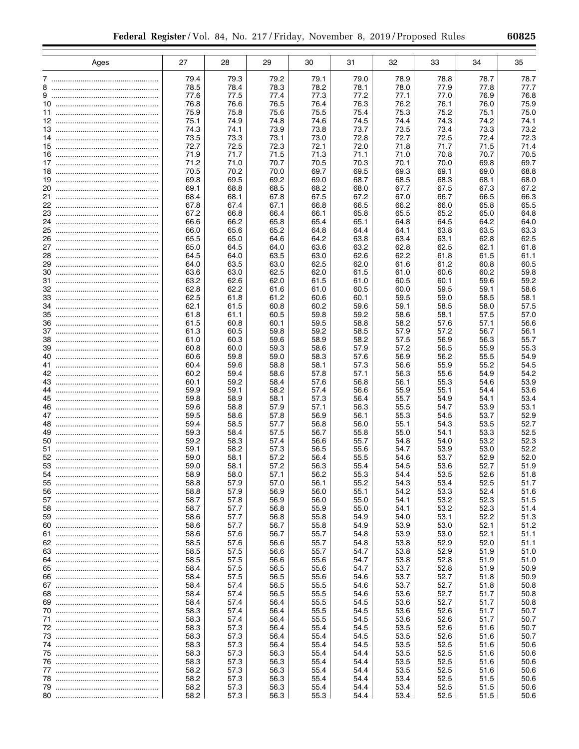| Ages | 27 | 28 | 29 | 30 | 31 | 32 | 33 | 34 | 35 |
|---|---|---|---|---|---|---|---|---|---|
| 7 | 79.4 | 79.3 | 79.2 | 79.1 | 79.0 | 78.9 | 78.8 | 78.7 | 78.7 |
| 8 | 78.5 | 78.4 | 78.3 | 78.2 | 78.1 | 78.0 | 77.9 | 77.8 | 77.7 |
| 9 | 77.6 | 77.5 | 77.4 | 77.3 | 77.2 | 77.1 | 77.0 | 76.9 | 76.8 |
| 10 | 76.8 | 76.6 | 76.5 | 76.4 | 76.3 | 76.2 | 76.1 | 76.0 | 75.9 |
| 11 | 75.9 | 75.8 | 75.6 | 75.5 | 75.4 | 75.3 | 75.2 | 75.1 | 75.0 |
| 12 | 75.1 | 74.9 | 74.8 | 74.6 | 74.5 | 74.4 | 74.3 | 74.2 | 74.1 |
| 13 | 74.3 | 74.1 | 73.9 | 73.8 | 73.7 | 73.5 | 73.4 | 73.3 | 73.2 |
| 14 | 73.5 | 73.3 | 73.1 | 73.0 | 72.8 | 72.7 | 72.5 | 72.4 | 72.3 |
| 15 | 72.7 | 72.5 | 72.3 | 72.1 | 72.0 | 71.8 | 71.7 | 71.5 | 71.4 |
| 16 | 71.9 | 71.7 | 71.5 | 71.3 | 71.1 | 71.0 | 70.8 | 70.7 | 70.5 |
| 17 | 71.2 | 71.0 | 70.7 | 70.5 | 70.3 | 70.1 | 70.0 | 69.8 | 69.7 |
| 18 | 70.5 | 70.2 | 70.0 | 69.7 | 69.5 | 69.3 | 69.1 | 69.0 | 68.8 |
| 19 | 69.8 | 69.5 | 69.2 | 69.0 | 68.7 | 68.5 | 68.3 | 68.1 | 68.0 |
| 20 | 69.1 | 68.8 | 68.5 | 68.2 | 68.0 | 67.7 | 67.5 | 67.3 | 67.2 |
| 21 | 68.4 | 68.1 | 67.8 | 67.5 | 67.2 | 67.0 | 66.7 | 66.5 | 66.3 |
| 22 | 67.8 | 67.4 | 67.1 | 66.8 | 66.5 | 66.2 | 66.0 | 65.8 | 65.5 |
| 23 | 67.2 | 66.8 | 66.4 | 66.1 | 65.8 | 65.5 | 65.2 | 65.0 | 64.8 |
| 24 | 66.6 | 66.2 | 65.8 | 65.4 | 65.1 | 64.8 | 64.5 | 64.2 | 64.0 |
| 25 | 66.0 | 65.6 | 65.2 | 64.8 | 64.4 | 64.1 | 63.8 | 63.5 | 63.3 |
| 26 | 65.5 | 65.0 | 64.6 | 64.2 | 63.8 | 63.4 | 63.1 | 62.8 | 62.5 |
| 27 | 65.0 | 64.5 | 64.0 | 63.6 | 63.2 | 62.8 | 62.5 | 62.1 | 61.8 |
| 28 | 64.5 | 64.0 | 63.5 | 63.0 | 62.6 | 62.2 | 61.8 | 61.5 | 61.1 |
| 29 | 64.0 | 63.5 | 63.0 | 62.5 | 62.0 | 61.6 | 61.2 | 60.8 | 60.5 |
| 30 | 63.6 | 63.0 | 62.5 | 62.0 | 61.5 | 61.0 | 60.6 | 60.2 | 59.8 |
| 31 | 63.2 | 62.6 | 62.0 | 61.5 | 61.0 | 60.5 | 60.1 | 59.6 | 59.2 |
| 32 | 62.8 | 62.2 | 61.6 | 61.0 | 60.5 | 60.0 | 59.5 | 59.1 | 58.6 |
| 33 | 62.5 | 61.8 | 61.2 | 60.6 | 60.1 | 59.5 | 59.0 | 58.5 | 58.1 |
| 34 | 62.1 | 61.5 | 60.8 | 60.2 | 59.6 | 59.1 | 58.5 | 58.0 | 57.5 |
| 35 | 61.8 | 61.1 | 60.5 | 59.8 | 59.2 | 58.6 | 58.1 | 57.5 | 57.0 |
| 36 | 61.5 | 60.8 | 60.1 | 59.5 | 58.8 | 58.2 | 57.6 | 57.1 | 56.6 |
| 37 | 61.3 | 60.5 | 59.8 | 59.2 | 58.5 | 57.9 | 57.2 | 56.7 | 56.1 |
| 38 | 61.0 | 60.3 | 59.6 | 58.9 | 58.2 | 57.5 | 56.9 | 56.3 | 55.7 |
| 39 | 60.8 | 60.0 | 59.3 | 58.6 | 57.9 | 57.2 | 56.5 | 55.9 | 55.3 |
| 40 | 60.6 | 59.8 | 59.0 | 58.3 | 57.6 | 56.9 | 56.2 | 55.5 | 54.9 |
| 41 | 60.4 | 59.6 | 58.8 | 58.1 | 57.3 | 56.6 | 55.9 | 55.2 | 54.5 |
| 42 | 60.2 | 59.4 | 58.6 | 57.8 | 57.1 | 56.3 | 55.6 | 54.9 | 54.2 |
| 43 | 60.1 | 59.2 | 58.4 | 57.6 | 56.8 | 56.1 | 55.3 | 54.6 | 53.9 |
| 44 | 59.9 | 59.1 | 58.2 | 57.4 | 56.6 | 55.9 | 55.1 | 54.4 | 53.6 |
| 45 | 59.8 | 58.9 | 58.1 | 57.3 | 56.4 | 55.7 | 54.9 | 54.1 | 53.4 |
| 46 | 59.6 | 58.8 | 57.9 | 57.1 | 56.3 | 55.5 | 54.7 | 53.9 | 53.1 |
| 47 | 59.5 | 58.6 | 57.8 | 56.9 | 56.1 | 55.3 | 54.5 | 53.7 | 52.9 |
| 48 | 59.4 | 58.5 | 57.7 | 56.8 | 56.0 | 55.1 | 54.3 | 53.5 | 52.7 |
| 49 | 59.3 | 58.4 | 57.5 | 56.7 | 55.8 | 55.0 | 54.1 | 53.3 | 52.5 |
| 50 | 59.2 | 58.3 | 57.4 | 56.6 | 55.7 | 54.8 | 54.0 | 53.2 | 52.3 |
| 51 | 59.1 | 58.2 | 57.3 | 56.5 | 55.6 | 54.7 | 53.9 | 53.0 | 52.2 |
| 52 | 59.0 | 58.1 | 57.2 | 56.4 | 55.5 | 54.6 | 53.7 | 52.9 | 52.0 |
| 53 | 59.0 | 58.1 | 57.2 | 56.3 | 55.4 | 54.5 | 53.6 | 52.7 | 51.9 |
| 54 | 58.9 | 58.0 | 57.1 | 56.2 | 55.3 | 54.4 | 53.5 | 52.6 | 51.8 |
| 55 | 58.8 | 57.9 | 57.0 | 56.1 | 55.2 | 54.3 | 53.4 | 52.5 | 51.7 |
| 56 | 58.8 | 57.9 | 56.9 | 56.0 | 55.1 | 54.2 | 53.3 | 52.4 | 51.6 |
| 57 | 58.7 | 57.8 | 56.9 | 56.0 | 55.0 | 54.1 | 53.2 | 52.3 | 51.5 |
| 58 | 58.7 | 57.7 | 56.8 | 55.9 | 55.0 | 54.1 | 53.2 | 52.3 | 51.4 |
| 59 | 58.6 | 57.7 | 56.8 | 55.8 | 54.9 | 54.0 | 53.1 | 52.2 | 51.3 |
| 60 | 58.6 | 57.7 | 56.7 | 55.8 | 54.9 | 53.9 | 53.0 | 52.1 | 51.2 |
| 61 | 58.6 | 57.6 | 56.7 | 55.7 | 54.8 | 53.9 | 53.0 | 52.1 | 51.1 |
| 62 | 58.5 | 57.6 | 56.6 | 55.7 | 54.8 | 53.8 | 52.9 | 52.0 | 51.1 |
| 63 | 58.5 | 57.5 | 56.6 | 55.7 | 54.7 | 53.8 | 52.9 | 51.9 | 51.0 |
| 64 | 58.5 | 57.5 | 56.6 | 55.6 | 54.7 | 53.8 | 52.8 | 51.9 | 51.0 |
| 65 | 58.4 | 57.5 | 56.5 | 55.6 | 54.7 | 53.7 | 52.8 | 51.9 | 50.9 |
| 66 | 58.4 | 57.5 | 56.5 | 55.6 | 54.6 | 53.7 | 52.7 | 51.8 | 50.9 |
| 67 | 58.4 | 57.4 | 56.5 | 55.5 | 54.6 | 53.7 | 52.7 | 51.8 | 50.8 |
| 68 | 58.4 | 57.4 | 56.5 | 55.5 | 54.6 | 53.6 | 52.7 | 51.7 | 50.8 |
| 69 | 58.4 | 57.4 | 56.4 | 55.5 | 54.5 | 53.6 | 52.7 | 51.7 | 50.8 |
| 70 | 58.3 | 57.4 | 56.4 | 55.5 | 54.5 | 53.6 | 52.6 | 51.7 | 50.7 |
| 71 | 58.3 | 57.4 | 56.4 | 55.5 | 54.5 | 53.6 | 52.6 | 51.7 | 50.7 |
| 72 | 58.3 | 57.3 | 56.4 | 55.4 | 54.5 | 53.5 | 52.6 | 51.6 | 50.7 |
| 73 | 58.3 | 57.3 | 56.4 | 55.4 | 54.5 | 53.5 | 52.6 | 51.6 | 50.7 |
| 74 | 58.3 | 57.3 | 56.4 | 55.4 | 54.5 | 53.5 | 52.5 | 51.6 | 50.6 |
| 75 | 58.3 | 57.3 | 56.3 | 55.4 | 54.4 | 53.5 | 52.5 | 51.6 | 50.6 |
| 76 | 58.3 | 57.3 | 56.3 | 55.4 | 54.4 | 53.5 | 52.5 | 51.6 | 50.6 |
| 77 | 58.2 | 57.3 | 56.3 | 55.4 | 54.4 | 53.5 | 52.5 | 51.6 | 50.6 |
| 78 | 58.2 | 57.3 | 56.3 | 55.4 | 54.4 | 53.4 | 52.5 | 51.5 | 50.6 |
| 79 | 58.2 | 57.3 | 56.3 | 55.4 | 54.4 | 53.4 | 52.5 | 51.5 | 50.6 |
| 80 | 58.2 | 57.3 | 56.3 | 55.3 | 54.4 | 53.4 | 52.5 | 51.5 | 50.6 |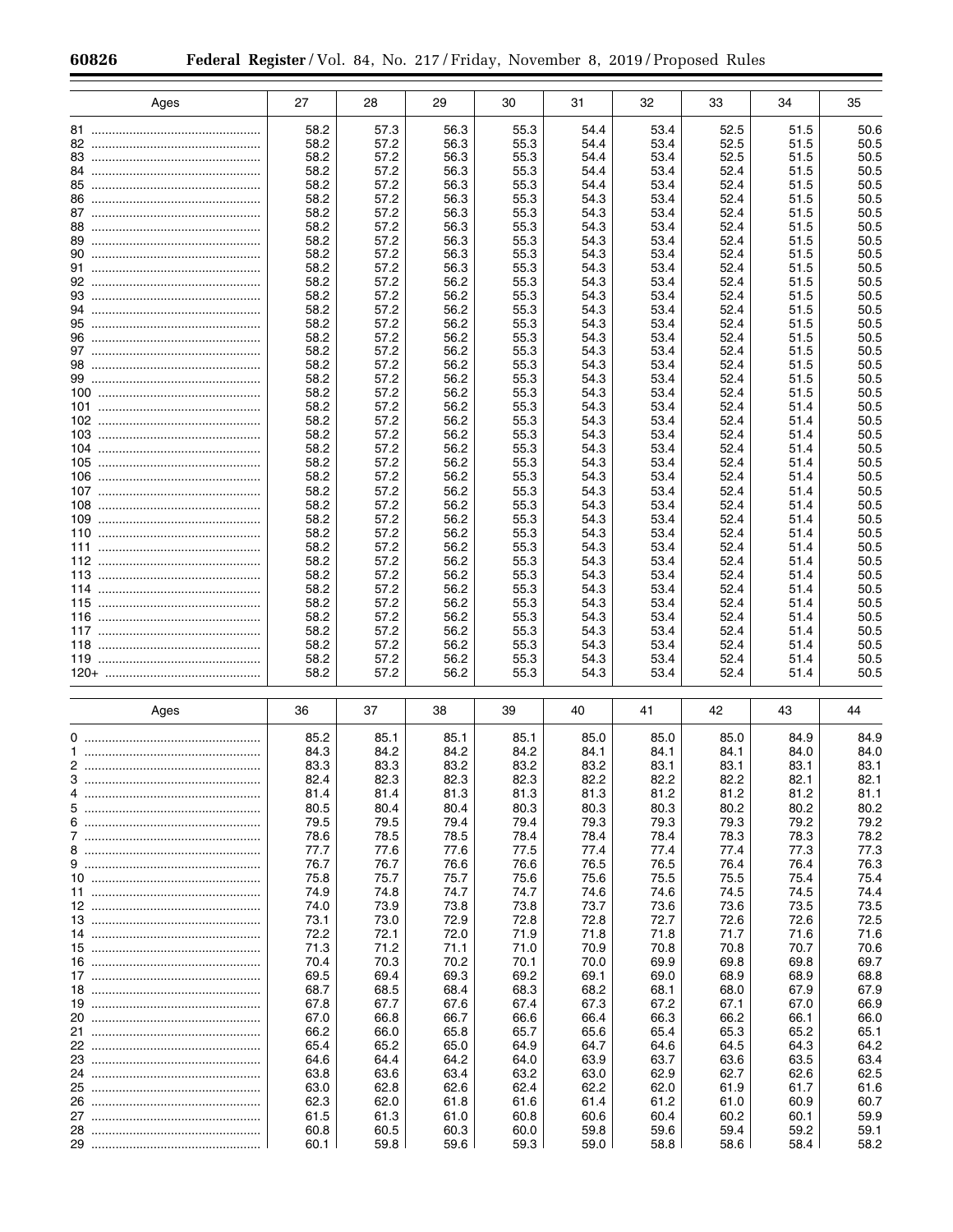| Ages | 27 | 28 | 29 | 30 | 31 | 32 | 33 | 34 | 35 |
|---|---|---|---|---|---|---|---|---|---|
| 81 | 58.2 | 57.3 | 56.3 | 55.3 | 54.4 | 53.4 | 52.5 | 51.5 | 50.6 |
| 82 | 58.2 | 57.2 | 56.3 | 55.3 | 54.4 | 53.4 | 52.5 | 51.5 | 50.5 |
| 83 | 58.2 | 57.2 | 56.3 | 55.3 | 54.4 | 53.4 | 52.5 | 51.5 | 50.5 |
| 84 | 58.2 | 57.2 | 56.3 | 55.3 | 54.4 | 53.4 | 52.4 | 51.5 | 50.5 |
| 85 | 58.2 | 57.2 | 56.3 | 55.3 | 54.4 | 53.4 | 52.4 | 51.5 | 50.5 |
| 86 | 58.2 | 57.2 | 56.3 | 55.3 | 54.3 | 53.4 | 52.4 | 51.5 | 50.5 |
| 87 | 58.2 | 57.2 | 56.3 | 55.3 | 54.3 | 53.4 | 52.4 | 51.5 | 50.5 |
| 88 | 58.2 | 57.2 | 56.3 | 55.3 | 54.3 | 53.4 | 52.4 | 51.5 | 50.5 |
| 89 | 58.2 | 57.2 | 56.3 | 55.3 | 54.3 | 53.4 | 52.4 | 51.5 | 50.5 |
| 90 | 58.2 | 57.2 | 56.3 | 55.3 | 54.3 | 53.4 | 52.4 | 51.5 | 50.5 |
| 91 | 58.2 | 57.2 | 56.3 | 55.3 | 54.3 | 53.4 | 52.4 | 51.5 | 50.5 |
| 92 | 58.2 | 57.2 | 56.2 | 55.3 | 54.3 | 53.4 | 52.4 | 51.5 | 50.5 |
| 93 | 58.2 | 57.2 | 56.2 | 55.3 | 54.3 | 53.4 | 52.4 | 51.5 | 50.5 |
| 94 | 58.2 | 57.2 | 56.2 | 55.3 | 54.3 | 53.4 | 52.4 | 51.5 | 50.5 |
| 95 | 58.2 | 57.2 | 56.2 | 55.3 | 54.3 | 53.4 | 52.4 | 51.5 | 50.5 |
| 96 | 58.2 | 57.2 | 56.2 | 55.3 | 54.3 | 53.4 | 52.4 | 51.5 | 50.5 |
| 97 | 58.2 | 57.2 | 56.2 | 55.3 | 54.3 | 53.4 | 52.4 | 51.5 | 50.5 |
| 98 | 58.2 | 57.2 | 56.2 | 55.3 | 54.3 | 53.4 | 52.4 | 51.5 | 50.5 |
| 99 | 58.2 | 57.2 | 56.2 | 55.3 | 54.3 | 53.4 | 52.4 | 51.5 | 50.5 |
| 100 | 58.2 | 57.2 | 56.2 | 55.3 | 54.3 | 53.4 | 52.4 | 51.5 | 50.5 |
| 101 | 58.2 | 57.2 | 56.2 | 55.3 | 54.3 | 53.4 | 52.4 | 51.4 | 50.5 |
| 102 | 58.2 | 57.2 | 56.2 | 55.3 | 54.3 | 53.4 | 52.4 | 51.4 | 50.5 |
| 103 | 58.2 | 57.2 | 56.2 | 55.3 | 54.3 | 53.4 | 52.4 | 51.4 | 50.5 |
| 104 | 58.2 | 57.2 | 56.2 | 55.3 | 54.3 | 53.4 | 52.4 | 51.4 | 50.5 |
| 105 | 58.2 | 57.2 | 56.2 | 55.3 | 54.3 | 53.4 | 52.4 | 51.4 | 50.5 |
| 106 | 58.2 | 57.2 | 56.2 | 55.3 | 54.3 | 53.4 | 52.4 | 51.4 | 50.5 |
| 107 | 58.2 | 57.2 | 56.2 | 55.3 | 54.3 | 53.4 | 52.4 | 51.4 | 50.5 |
| 108 | 58.2 | 57.2 | 56.2 | 55.3 | 54.3 | 53.4 | 52.4 | 51.4 | 50.5 |
| 109 | 58.2 | 57.2 | 56.2 | 55.3 | 54.3 | 53.4 | 52.4 | 51.4 | 50.5 |
| 110 | 58.2 | 57.2 | 56.2 | 55.3 | 54.3 | 53.4 | 52.4 | 51.4 | 50.5 |
| 111 | 58.2 | 57.2 | 56.2 | 55.3 | 54.3 | 53.4 | 52.4 | 51.4 | 50.5 |
| 112 | 58.2 | 57.2 | 56.2 | 55.3 | 54.3 | 53.4 | 52.4 | 51.4 | 50.5 |
| 113 | 58.2 | 57.2 | 56.2 | 55.3 | 54.3 | 53.4 | 52.4 | 51.4 | 50.5 |
| 114 | 58.2 | 57.2 | 56.2 | 55.3 | 54.3 | 53.4 | 52.4 | 51.4 | 50.5 |
| 115 | 58.2 | 57.2 | 56.2 | 55.3 | 54.3 | 53.4 | 52.4 | 51.4 | 50.5 |
| 116 | 58.2 | 57.2 | 56.2 | 55.3 | 54.3 | 53.4 | 52.4 | 51.4 | 50.5 |
| 117 | 58.2 | 57.2 | 56.2 | 55.3 | 54.3 | 53.4 | 52.4 | 51.4 | 50.5 |
| 118 | 58.2 | 57.2 | 56.2 | 55.3 | 54.3 | 53.4 | 52.4 | 51.4 | 50.5 |
| 119 | 58.2 | 57.2 | 56.2 | 55.3 | 54.3 | 53.4 | 52.4 | 51.4 | 50.5 |
| 120+ | 58.2 | 57.2 | 56.2 | 55.3 | 54.3 | 53.4 | 52.4 | 51.4 | 50.5 |

| Ages | 36 | 37 | 38 | 39 | 40 | 41 | 42 | 43 | 44 |
|---|---|---|---|---|---|---|---|---|---|
| 0 | 85.2 | 85.1 | 85.1 | 85.1 | 85.0 | 85.0 | 85.0 | 84.9 | 84.9 |
| 1 | 84.3 | 84.2 | 84.2 | 84.2 | 84.1 | 84.1 | 84.1 | 84.0 | 84.0 |
| 2 | 83.3 | 83.3 | 83.2 | 83.2 | 83.2 | 83.1 | 83.1 | 83.1 | 83.1 |
| 3 | 82.4 | 82.3 | 82.3 | 82.3 | 82.2 | 82.2 | 82.2 | 82.1 | 82.1 |
| 4 | 81.4 | 81.4 | 81.3 | 81.3 | 81.3 | 81.2 | 81.2 | 81.2 | 81.1 |
| 5 | 80.5 | 80.4 | 80.4 | 80.3 | 80.3 | 80.3 | 80.2 | 80.2 | 80.2 |
| 6 | 79.5 | 79.5 | 79.4 | 79.4 | 79.3 | 79.3 | 79.3 | 79.2 | 79.2 |
| 7 | 78.6 | 78.5 | 78.5 | 78.4 | 78.4 | 78.4 | 78.3 | 78.3 | 78.2 |
| 8 | 77.7 | 77.6 | 77.6 | 77.5 | 77.4 | 77.4 | 77.4 | 77.3 | 77.3 |
| 9 | 76.7 | 76.7 | 76.6 | 76.6 | 76.5 | 76.5 | 76.4 | 76.4 | 76.3 |
| 10 | 75.8 | 75.7 | 75.7 | 75.6 | 75.6 | 75.5 | 75.5 | 75.4 | 75.4 |
| 11 | 74.9 | 74.8 | 74.7 | 74.7 | 74.6 | 74.6 | 74.5 | 74.5 | 74.4 |
| 12 | 74.0 | 73.9 | 73.8 | 73.8 | 73.7 | 73.6 | 73.6 | 73.5 | 73.5 |
| 13 | 73.1 | 73.0 | 72.9 | 72.8 | 72.8 | 72.7 | 72.6 | 72.6 | 72.5 |
| 14 | 72.2 | 72.1 | 72.0 | 71.9 | 71.8 | 71.8 | 71.7 | 71.6 | 71.6 |
| 15 | 71.3 | 71.2 | 71.1 | 71.0 | 70.9 | 70.8 | 70.8 | 70.7 | 70.6 |
| 16 | 70.4 | 70.3 | 70.2 | 70.1 | 70.0 | 69.9 | 69.8 | 69.8 | 69.7 |
| 17 | 69.5 | 69.4 | 69.3 | 69.2 | 69.1 | 69.0 | 68.9 | 68.9 | 68.8 |
| 18 | 68.7 | 68.5 | 68.4 | 68.3 | 68.2 | 68.1 | 68.0 | 67.9 | 67.9 |
| 19 | 67.8 | 67.7 | 67.6 | 67.4 | 67.3 | 67.2 | 67.1 | 67.0 | 66.9 |
| 20 | 67.0 | 66.8 | 66.7 | 66.6 | 66.4 | 66.3 | 66.2 | 66.1 | 66.0 |
| 21 | 66.2 | 66.0 | 65.8 | 65.7 | 65.6 | 65.4 | 65.3 | 65.2 | 65.1 |
| 22 | 65.4 | 65.2 | 65.0 | 64.9 | 64.7 | 64.6 | 64.5 | 64.3 | 64.2 |
| 23 | 64.6 | 64.4 | 64.2 | 64.0 | 63.9 | 63.7 | 63.6 | 63.5 | 63.4 |
| 24 | 63.8 | 63.6 | 63.4 | 63.2 | 63.0 | 62.9 | 62.7 | 62.6 | 62.5 |
| 25 | 63.0 | 62.8 | 62.6 | 62.4 | 62.2 | 62.0 | 61.9 | 61.7 | 61.6 |
| 26 | 62.3 | 62.0 | 61.8 | 61.6 | 61.4 | 61.2 | 61.0 | 60.9 | 60.7 |
| 27 | 61.5 | 61.3 | 61.0 | 60.8 | 60.6 | 60.4 | 60.2 | 60.1 | 59.9 |
| 28 | 60.8 | 60.5 | 60.3 | 60.0 | 59.8 | 59.6 | 59.4 | 59.2 | 59.1 |
| 29 | 60.1 | 59.8 | 59.6 | 59.3 | 59.0 | 58.8 | 58.6 | 58.4 | 58.2 |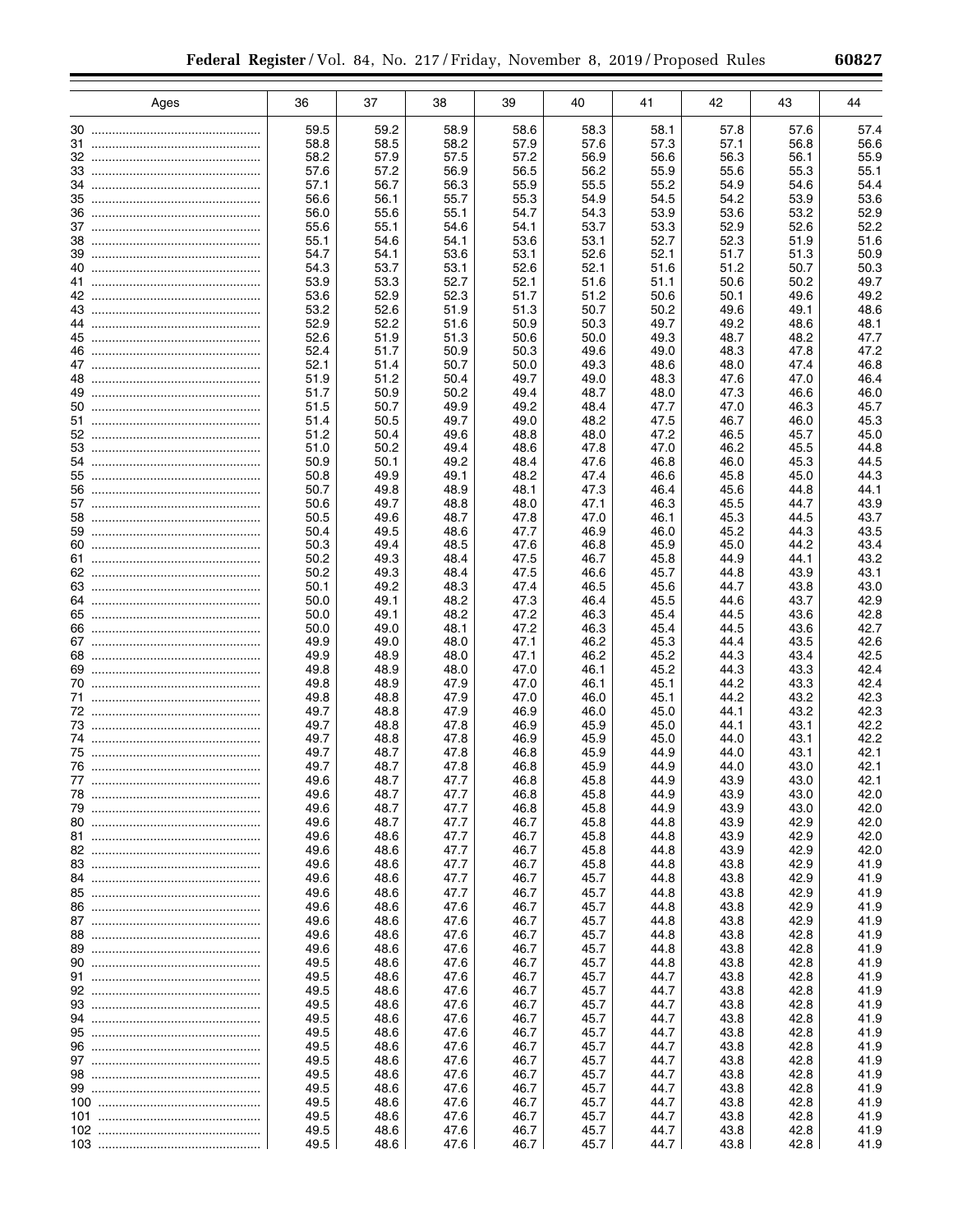| Ages | 36 | 37 | 38 | 39 | 40 | 41 | 42 | 43 | 44 |
|---|---|---|---|---|---|---|---|---|---|
| 30 | 59.5 | 59.2 | 58.9 | 58.6 | 58.3 | 58.1 | 57.8 | 57.6 | 57.4 |
| 31 | 58.8 | 58.5 | 58.2 | 57.9 | 57.6 | 57.3 | 57.1 | 56.8 | 56.6 |
| 32 | 58.2 | 57.9 | 57.5 | 57.2 | 56.9 | 56.6 | 56.3 | 56.1 | 55.9 |
| 33 | 57.6 | 57.2 | 56.9 | 56.5 | 56.2 | 55.9 | 55.6 | 55.3 | 55.1 |
| 34 | 57.1 | 56.7 | 56.3 | 55.9 | 55.5 | 55.2 | 54.9 | 54.6 | 54.4 |
| 35 | 56.6 | 56.1 | 55.7 | 55.3 | 54.9 | 54.5 | 54.2 | 53.9 | 53.6 |
| 36 | 56.0 | 55.6 | 55.1 | 54.7 | 54.3 | 53.9 | 53.6 | 53.2 | 52.9 |
| 37 | 55.6 | 55.1 | 54.6 | 54.1 | 53.7 | 53.3 | 52.9 | 52.6 | 52.2 |
| 38 | 55.1 | 54.6 | 54.1 | 53.6 | 53.1 | 52.7 | 52.3 | 51.9 | 51.6 |
| 39 | 54.7 | 54.1 | 53.6 | 53.1 | 52.6 | 52.1 | 51.7 | 51.3 | 50.9 |
| 40 | 54.3 | 53.7 | 53.1 | 52.6 | 52.1 | 51.6 | 51.2 | 50.7 | 50.3 |
| 41 | 53.9 | 53.3 | 52.7 | 52.1 | 51.6 | 51.1 | 50.6 | 50.2 | 49.7 |
| 42 | 53.6 | 52.9 | 52.3 | 51.7 | 51.2 | 50.6 | 50.1 | 49.6 | 49.2 |
| 43 | 53.2 | 52.6 | 51.9 | 51.3 | 50.7 | 50.2 | 49.6 | 49.1 | 48.6 |
| 44 | 52.9 | 52.2 | 51.6 | 50.9 | 50.3 | 49.7 | 49.2 | 48.6 | 48.1 |
| 45 | 52.6 | 51.9 | 51.3 | 50.6 | 50.0 | 49.3 | 48.7 | 48.2 | 47.7 |
| 46 | 52.4 | 51.7 | 50.9 | 50.3 | 49.6 | 49.0 | 48.3 | 47.8 | 47.2 |
| 47 | 52.1 | 51.4 | 50.7 | 50.0 | 49.3 | 48.6 | 48.0 | 47.4 | 46.8 |
| 48 | 51.9 | 51.2 | 50.4 | 49.7 | 49.0 | 48.3 | 47.6 | 47.0 | 46.4 |
| 49 | 51.7 | 50.9 | 50.2 | 49.4 | 48.7 | 48.0 | 47.3 | 46.6 | 46.0 |
| 50 | 51.5 | 50.7 | 49.9 | 49.2 | 48.4 | 47.7 | 47.0 | 46.3 | 45.7 |
| 51 | 51.4 | 50.5 | 49.7 | 49.0 | 48.2 | 47.5 | 46.7 | 46.0 | 45.3 |
| 52 | 51.2 | 50.4 | 49.6 | 48.8 | 48.0 | 47.2 | 46.5 | 45.7 | 45.0 |
| 53 | 51.0 | 50.2 | 49.4 | 48.6 | 47.8 | 47.0 | 46.2 | 45.5 | 44.8 |
| 54 | 50.9 | 50.1 | 49.2 | 48.4 | 47.6 | 46.8 | 46.0 | 45.3 | 44.5 |
| 55 | 50.8 | 49.9 | 49.1 | 48.2 | 47.4 | 46.6 | 45.8 | 45.0 | 44.3 |
| 56 | 50.7 | 49.8 | 48.9 | 48.1 | 47.3 | 46.4 | 45.6 | 44.8 | 44.1 |
| 57 | 50.6 | 49.7 | 48.8 | 48.0 | 47.1 | 46.3 | 45.5 | 44.7 | 43.9 |
| 58 | 50.5 | 49.6 | 48.7 | 47.8 | 47.0 | 46.1 | 45.3 | 44.5 | 43.7 |
| 59 | 50.4 | 49.5 | 48.6 | 47.7 | 46.9 | 46.0 | 45.2 | 44.3 | 43.5 |
| 60 | 50.3 | 49.4 | 48.5 | 47.6 | 46.8 | 45.9 | 45.0 | 44.2 | 43.4 |
| 61 | 50.2 | 49.3 | 48.4 | 47.5 | 46.7 | 45.8 | 44.9 | 44.1 | 43.2 |
| 62 | 50.2 | 49.3 | 48.4 | 47.5 | 46.6 | 45.7 | 44.8 | 43.9 | 43.1 |
| 63 | 50.1 | 49.2 | 48.3 | 47.4 | 46.5 | 45.6 | 44.7 | 43.8 | 43.0 |
| 64 | 50.0 | 49.1 | 48.2 | 47.3 | 46.4 | 45.5 | 44.6 | 43.7 | 42.9 |
| 65 | 50.0 | 49.1 | 48.2 | 47.2 | 46.3 | 45.4 | 44.5 | 43.6 | 42.8 |
| 66 | 50.0 | 49.0 | 48.1 | 47.2 | 46.3 | 45.4 | 44.5 | 43.6 | 42.7 |
| 67 | 49.9 | 49.0 | 48.0 | 47.1 | 46.2 | 45.3 | 44.4 | 43.5 | 42.6 |
| 68 | 49.9 | 48.9 | 48.0 | 47.1 | 46.2 | 45.2 | 44.3 | 43.4 | 42.5 |
| 69 | 49.8 | 48.9 | 48.0 | 47.0 | 46.1 | 45.2 | 44.3 | 43.3 | 42.4 |
| 70 | 49.8 | 48.9 | 47.9 | 47.0 | 46.1 | 45.1 | 44.2 | 43.3 | 42.4 |
| 71 | 49.8 | 48.8 | 47.9 | 47.0 | 46.0 | 45.1 | 44.2 | 43.2 | 42.3 |
| 72 | 49.7 | 48.8 | 47.9 | 46.9 | 46.0 | 45.0 | 44.1 | 43.2 | 42.3 |
| 73 | 49.7 | 48.8 | 47.8 | 46.9 | 45.9 | 45.0 | 44.1 | 43.1 | 42.2 |
| 74 | 49.7 | 48.8 | 47.8 | 46.9 | 45.9 | 45.0 | 44.0 | 43.1 | 42.2 |
| 75 | 49.7 | 48.7 | 47.8 | 46.8 | 45.9 | 44.9 | 44.0 | 43.1 | 42.1 |
| 76 | 49.7 | 48.7 | 47.8 | 46.8 | 45.9 | 44.9 | 44.0 | 43.0 | 42.1 |
| 77 | 49.6 | 48.7 | 47.7 | 46.8 | 45.8 | 44.9 | 43.9 | 43.0 | 42.1 |
| 78 | 49.6 | 48.7 | 47.7 | 46.8 | 45.8 | 44.9 | 43.9 | 43.0 | 42.0 |
| 79 | 49.6 | 48.7 | 47.7 | 46.8 | 45.8 | 44.9 | 43.9 | 43.0 | 42.0 |
| 80 | 49.6 | 48.7 | 47.7 | 46.7 | 45.8 | 44.8 | 43.9 | 42.9 | 42.0 |
| 81 | 49.6 | 48.6 | 47.7 | 46.7 | 45.8 | 44.8 | 43.9 | 42.9 | 42.0 |
| 82 | 49.6 | 48.6 | 47.7 | 46.7 | 45.8 | 44.8 | 43.9 | 42.9 | 42.0 |
| 83 | 49.6 | 48.6 | 47.7 | 46.7 | 45.8 | 44.8 | 43.8 | 42.9 | 41.9 |
| 84 | 49.6 | 48.6 | 47.7 | 46.7 | 45.7 | 44.8 | 43.8 | 42.9 | 41.9 |
| 85 | 49.6 | 48.6 | 47.7 | 46.7 | 45.7 | 44.8 | 43.8 | 42.9 | 41.9 |
| 86 | 49.6 | 48.6 | 47.6 | 46.7 | 45.7 | 44.8 | 43.8 | 42.9 | 41.9 |
| 87 | 49.6 | 48.6 | 47.6 | 46.7 | 45.7 | 44.8 | 43.8 | 42.9 | 41.9 |
| 88 | 49.6 | 48.6 | 47.6 | 46.7 | 45.7 | 44.8 | 43.8 | 42.8 | 41.9 |
| 89 | 49.6 | 48.6 | 47.6 | 46.7 | 45.7 | 44.8 | 43.8 | 42.8 | 41.9 |
| 90 | 49.5 | 48.6 | 47.6 | 46.7 | 45.7 | 44.8 | 43.8 | 42.8 | 41.9 |
| 91 | 49.5 | 48.6 | 47.6 | 46.7 | 45.7 | 44.7 | 43.8 | 42.8 | 41.9 |
| 92 | 49.5 | 48.6 | 47.6 | 46.7 | 45.7 | 44.7 | 43.8 | 42.8 | 41.9 |
| 93 | 49.5 | 48.6 | 47.6 | 46.7 | 45.7 | 44.7 | 43.8 | 42.8 | 41.9 |
| 94 | 49.5 | 48.6 | 47.6 | 46.7 | 45.7 | 44.7 | 43.8 | 42.8 | 41.9 |
| 95 | 49.5 | 48.6 | 47.6 | 46.7 | 45.7 | 44.7 | 43.8 | 42.8 | 41.9 |
| 96 | 49.5 | 48.6 | 47.6 | 46.7 | 45.7 | 44.7 | 43.8 | 42.8 | 41.9 |
| 97 | 49.5 | 48.6 | 47.6 | 46.7 | 45.7 | 44.7 | 43.8 | 42.8 | 41.9 |
| 98 | 49.5 | 48.6 | 47.6 | 46.7 | 45.7 | 44.7 | 43.8 | 42.8 | 41.9 |
| 99 | 49.5 | 48.6 | 47.6 | 46.7 | 45.7 | 44.7 | 43.8 | 42.8 | 41.9 |
| 100 | 49.5 | 48.6 | 47.6 | 46.7 | 45.7 | 44.7 | 43.8 | 42.8 | 41.9 |
| 101 | 49.5 | 48.6 | 47.6 | 46.7 | 45.7 | 44.7 | 43.8 | 42.8 | 41.9 |
| 102 | 49.5 | 48.6 | 47.6 | 46.7 | 45.7 | 44.7 | 43.8 | 42.8 | 41.9 |
| 103 | 49.5 | 48.6 | 47.6 | 46.7 | 45.7 | 44.7 | 43.8 | 42.8 | 41.9 |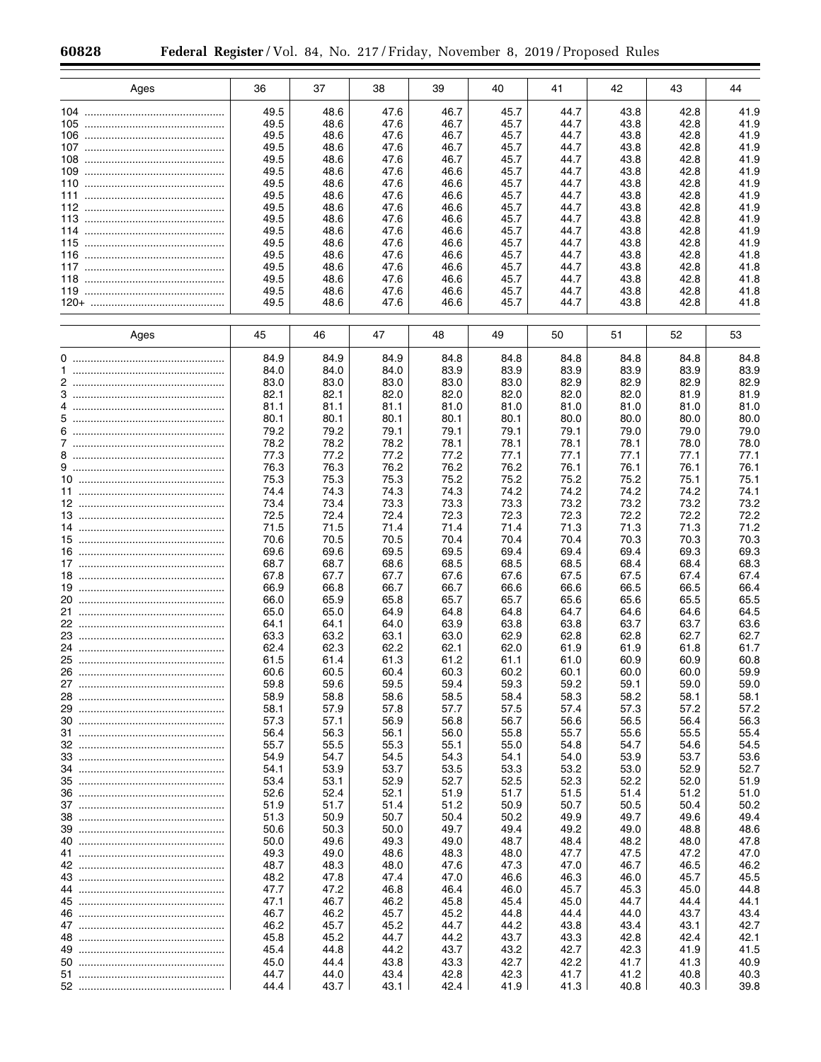| Ages | 36 | 37 | 38 | 39 | 40 | 41 | 42 | 43 | 44 |
|---|---|---|---|---|---|---|---|---|---|
| 104 | 49.5 | 48.6 | 47.6 | 46.7 | 45.7 | 44.7 | 43.8 | 42.8 | 41.9 |
| 105 | 49.5 | 48.6 | 47.6 | 46.7 | 45.7 | 44.7 | 43.8 | 42.8 | 41.9 |
| 106 | 49.5 | 48.6 | 47.6 | 46.7 | 45.7 | 44.7 | 43.8 | 42.8 | 41.9 |
| 107 | 49.5 | 48.6 | 47.6 | 46.7 | 45.7 | 44.7 | 43.8 | 42.8 | 41.9 |
| 108 | 49.5 | 48.6 | 47.6 | 46.7 | 45.7 | 44.7 | 43.8 | 42.8 | 41.9 |
| 109 | 49.5 | 48.6 | 47.6 | 46.6 | 45.7 | 44.7 | 43.8 | 42.8 | 41.9 |
| 110 | 49.5 | 48.6 | 47.6 | 46.6 | 45.7 | 44.7 | 43.8 | 42.8 | 41.9 |
| 111 | 49.5 | 48.6 | 47.6 | 46.6 | 45.7 | 44.7 | 43.8 | 42.8 | 41.9 |
| 112 | 49.5 | 48.6 | 47.6 | 46.6 | 45.7 | 44.7 | 43.8 | 42.8 | 41.9 |
| 113 | 49.5 | 48.6 | 47.6 | 46.6 | 45.7 | 44.7 | 43.8 | 42.8 | 41.9 |
| 114 | 49.5 | 48.6 | 47.6 | 46.6 | 45.7 | 44.7 | 43.8 | 42.8 | 41.9 |
| 115 | 49.5 | 48.6 | 47.6 | 46.6 | 45.7 | 44.7 | 43.8 | 42.8 | 41.9 |
| 116 | 49.5 | 48.6 | 47.6 | 46.6 | 45.7 | 44.7 | 43.8 | 42.8 | 41.8 |
| 117 | 49.5 | 48.6 | 47.6 | 46.6 | 45.7 | 44.7 | 43.8 | 42.8 | 41.8 |
| 118 | 49.5 | 48.6 | 47.6 | 46.6 | 45.7 | 44.7 | 43.8 | 42.8 | 41.8 |
| 119 | 49.5 | 48.6 | 47.6 | 46.6 | 45.7 | 44.7 | 43.8 | 42.8 | 41.8 |
| 120+ | 49.5 | 48.6 | 47.6 | 46.6 | 45.7 | 44.7 | 43.8 | 42.8 | 41.8 |

| Ages | 45 | 46 | 47 | 48 | 49 | 50 | 51 | 52 | 53 |
|---|---|---|---|---|---|---|---|---|---|
| 0 | 84.9 | 84.9 | 84.9 | 84.8 | 84.8 | 84.8 | 84.8 | 84.8 | 84.8 |
| 1 | 84.0 | 84.0 | 84.0 | 83.9 | 83.9 | 83.9 | 83.9 | 83.9 | 83.9 |
| 2 | 83.0 | 83.0 | 83.0 | 83.0 | 83.0 | 82.9 | 82.9 | 82.9 | 82.9 |
| 3 | 82.1 | 82.1 | 82.0 | 82.0 | 82.0 | 82.0 | 82.0 | 81.9 | 81.9 |
| 4 | 81.1 | 81.1 | 81.1 | 81.0 | 81.0 | 81.0 | 81.0 | 81.0 | 81.0 |
| 5 | 80.1 | 80.1 | 80.1 | 80.1 | 80.1 | 80.0 | 80.0 | 80.0 | 80.0 |
| 6 | 79.2 | 79.2 | 79.1 | 79.1 | 79.1 | 79.1 | 79.0 | 79.0 | 79.0 |
| 7 | 78.2 | 78.2 | 78.2 | 78.1 | 78.1 | 78.1 | 78.1 | 78.0 | 78.0 |
| 8 | 77.3 | 77.2 | 77.2 | 77.2 | 77.1 | 77.1 | 77.1 | 77.1 | 77.1 |
| 9 | 76.3 | 76.3 | 76.2 | 76.2 | 76.2 | 76.1 | 76.1 | 76.1 | 76.1 |
| 10 | 75.3 | 75.3 | 75.3 | 75.2 | 75.2 | 75.2 | 75.2 | 75.1 | 75.1 |
| 11 | 74.4 | 74.3 | 74.3 | 74.3 | 74.2 | 74.2 | 74.2 | 74.2 | 74.1 |
| 12 | 73.4 | 73.4 | 73.3 | 73.3 | 73.3 | 73.2 | 73.2 | 73.2 | 73.2 |
| 13 | 72.5 | 72.4 | 72.4 | 72.3 | 72.3 | 72.3 | 72.2 | 72.2 | 72.2 |
| 14 | 71.5 | 71.5 | 71.4 | 71.4 | 71.4 | 71.3 | 71.3 | 71.3 | 71.2 |
| 15 | 70.6 | 70.5 | 70.5 | 70.4 | 70.4 | 70.4 | 70.3 | 70.3 | 70.3 |
| 16 | 69.6 | 69.6 | 69.5 | 69.5 | 69.4 | 69.4 | 69.4 | 69.3 | 69.3 |
| 17 | 68.7 | 68.7 | 68.6 | 68.5 | 68.5 | 68.5 | 68.4 | 68.4 | 68.3 |
| 18 | 67.8 | 67.7 | 67.7 | 67.6 | 67.6 | 67.5 | 67.5 | 67.4 | 67.4 |
| 19 | 66.9 | 66.8 | 66.7 | 66.7 | 66.6 | 66.6 | 66.5 | 66.5 | 66.4 |
| 20 | 66.0 | 65.9 | 65.8 | 65.7 | 65.7 | 65.6 | 65.6 | 65.5 | 65.5 |
| 21 | 65.0 | 65.0 | 64.9 | 64.8 | 64.8 | 64.7 | 64.6 | 64.6 | 64.5 |
| 22 | 64.1 | 64.1 | 64.0 | 63.9 | 63.8 | 63.8 | 63.7 | 63.7 | 63.6 |
| 23 | 63.3 | 63.2 | 63.1 | 63.0 | 62.9 | 62.8 | 62.8 | 62.7 | 62.7 |
| 24 | 62.4 | 62.3 | 62.2 | 62.1 | 62.0 | 61.9 | 61.9 | 61.8 | 61.7 |
| 25 | 61.5 | 61.4 | 61.3 | 61.2 | 61.1 | 61.0 | 60.9 | 60.9 | 60.8 |
| 26 | 60.6 | 60.5 | 60.4 | 60.3 | 60.2 | 60.1 | 60.0 | 60.0 | 59.9 |
| 27 | 59.8 | 59.6 | 59.5 | 59.4 | 59.3 | 59.2 | 59.1 | 59.0 | 59.0 |
| 28 | 58.9 | 58.8 | 58.6 | 58.5 | 58.4 | 58.3 | 58.2 | 58.1 | 58.1 |
| 29 | 58.1 | 57.9 | 57.8 | 57.7 | 57.5 | 57.4 | 57.3 | 57.2 | 57.2 |
| 30 | 57.3 | 57.1 | 56.9 | 56.8 | 56.7 | 56.6 | 56.5 | 56.4 | 56.3 |
| 31 | 56.4 | 56.3 | 56.1 | 56.0 | 55.8 | 55.7 | 55.6 | 55.5 | 55.4 |
| 32 | 55.7 | 55.5 | 55.3 | 55.1 | 55.0 | 54.8 | 54.7 | 54.6 | 54.5 |
| 33 | 54.9 | 54.7 | 54.5 | 54.3 | 54.1 | 54.0 | 53.9 | 53.7 | 53.6 |
| 34 | 54.1 | 53.9 | 53.7 | 53.5 | 53.3 | 53.2 | 53.0 | 52.9 | 52.7 |
| 35 | 53.4 | 53.1 | 52.9 | 52.7 | 52.5 | 52.3 | 52.2 | 52.0 | 51.9 |
| 36 | 52.6 | 52.4 | 52.1 | 51.9 | 51.7 | 51.5 | 51.4 | 51.2 | 51.0 |
| 37 | 51.9 | 51.7 | 51.4 | 51.2 | 50.9 | 50.7 | 50.5 | 50.4 | 50.2 |
| 38 | 51.3 | 50.9 | 50.7 | 50.4 | 50.2 | 49.9 | 49.7 | 49.6 | 49.4 |
| 39 | 50.6 | 50.3 | 50.0 | 49.7 | 49.4 | 49.2 | 49.0 | 48.8 | 48.6 |
| 40 | 50.0 | 49.6 | 49.3 | 49.0 | 48.7 | 48.4 | 48.2 | 48.0 | 47.8 |
| 41 | 49.3 | 49.0 | 48.6 | 48.3 | 48.0 | 47.7 | 47.5 | 47.2 | 47.0 |
| 42 | 48.7 | 48.3 | 48.0 | 47.6 | 47.3 | 47.0 | 46.7 | 46.5 | 46.2 |
| 43 | 48.2 | 47.8 | 47.4 | 47.0 | 46.6 | 46.3 | 46.0 | 45.7 | 45.5 |
| 44 | 47.7 | 47.2 | 46.8 | 46.4 | 46.0 | 45.7 | 45.3 | 45.0 | 44.8 |
| 45 | 47.1 | 46.7 | 46.2 | 45.8 | 45.4 | 45.0 | 44.7 | 44.4 | 44.1 |
| 46 | 46.7 | 46.2 | 45.7 | 45.2 | 44.8 | 44.4 | 44.0 | 43.7 | 43.4 |
| 47 | 46.2 | 45.7 | 45.2 | 44.7 | 44.2 | 43.8 | 43.4 | 43.1 | 42.7 |
| 48 | 45.8 | 45.2 | 44.7 | 44.2 | 43.7 | 43.3 | 42.8 | 42.4 | 42.1 |
| 49 | 45.4 | 44.8 | 44.2 | 43.7 | 43.2 | 42.7 | 42.3 | 41.9 | 41.5 |
| 50 | 45.0 | 44.4 | 43.8 | 43.3 | 42.7 | 42.2 | 41.7 | 41.3 | 40.9 |
| 51 | 44.7 | 44.0 | 43.4 | 42.8 | 42.3 | 41.7 | 41.2 | 40.8 | 40.3 |
| 52 | 44.4 | 43.7 | 43.1 | 42.4 | 41.9 | 41.3 | 40.8 | 40.3 | 39.8 |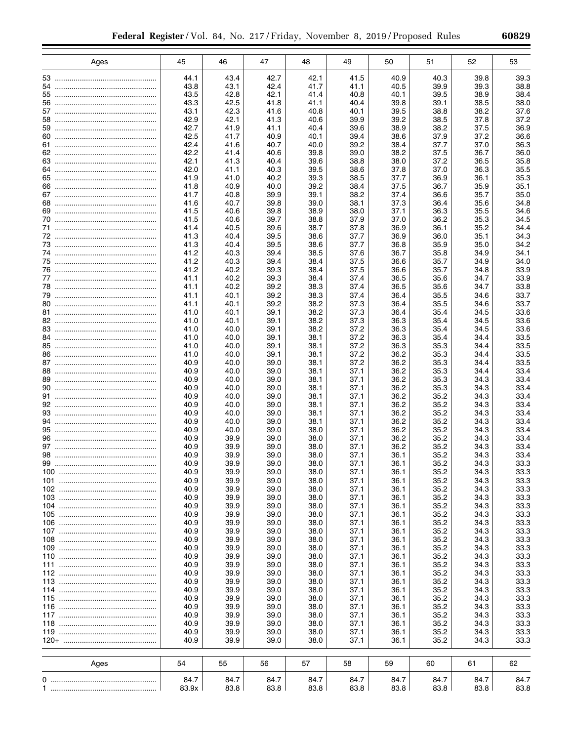| Ages | 45 | 46 | 47 | 48 | 49 | 50 | 51 | 52 | 53 |
|---|---|---|---|---|---|---|---|---|---|
| 53 | 44.1 | 43.4 | 42.7 | 42.1 | 41.5 | 40.9 | 40.3 | 39.8 | 39.3 |
| 54 | 43.8 | 43.1 | 42.4 | 41.7 | 41.1 | 40.5 | 39.9 | 39.3 | 38.8 |
| 55 | 43.5 | 42.8 | 42.1 | 41.4 | 40.8 | 40.1 | 39.5 | 38.9 | 38.4 |
| 56 | 43.3 | 42.5 | 41.8 | 41.1 | 40.4 | 39.8 | 39.1 | 38.5 | 38.0 |
| 57 | 43.1 | 42.3 | 41.6 | 40.8 | 40.1 | 39.5 | 38.8 | 38.2 | 37.6 |
| 58 | 42.9 | 42.1 | 41.3 | 40.6 | 39.9 | 39.2 | 38.5 | 37.8 | 37.2 |
| 59 | 42.7 | 41.9 | 41.1 | 40.4 | 39.6 | 38.9 | 38.2 | 37.5 | 36.9 |
| 60 | 42.5 | 41.7 | 40.9 | 40.1 | 39.4 | 38.6 | 37.9 | 37.2 | 36.6 |
| 61 | 42.4 | 41.6 | 40.7 | 40.0 | 39.2 | 38.4 | 37.7 | 37.0 | 36.3 |
| 62 | 42.2 | 41.4 | 40.6 | 39.8 | 39.0 | 38.2 | 37.5 | 36.7 | 36.0 |
| 63 | 42.1 | 41.3 | 40.4 | 39.6 | 38.8 | 38.0 | 37.2 | 36.5 | 35.8 |
| 64 | 42.0 | 41.1 | 40.3 | 39.5 | 38.6 | 37.8 | 37.0 | 36.3 | 35.5 |
| 65 | 41.9 | 41.0 | 40.2 | 39.3 | 38.5 | 37.7 | 36.9 | 36.1 | 35.3 |
| 66 | 41.8 | 40.9 | 40.0 | 39.2 | 38.4 | 37.5 | 36.7 | 35.9 | 35.1 |
| 67 | 41.7 | 40.8 | 39.9 | 39.1 | 38.2 | 37.4 | 36.6 | 35.7 | 35.0 |
| 68 | 41.6 | 40.7 | 39.8 | 39.0 | 38.1 | 37.3 | 36.4 | 35.6 | 34.8 |
| 69 | 41.5 | 40.6 | 39.8 | 38.9 | 38.0 | 37.1 | 36.3 | 35.5 | 34.6 |
| 70 | 41.5 | 40.6 | 39.7 | 38.8 | 37.9 | 37.0 | 36.2 | 35.3 | 34.5 |
| 71 | 41.4 | 40.5 | 39.6 | 38.7 | 37.8 | 36.9 | 36.1 | 35.2 | 34.4 |
| 72 | 41.3 | 40.4 | 39.5 | 38.6 | 37.7 | 36.9 | 36.0 | 35.1 | 34.3 |
| 73 | 41.3 | 40.4 | 39.5 | 38.6 | 37.7 | 36.8 | 35.9 | 35.0 | 34.2 |
| 74 | 41.2 | 40.3 | 39.4 | 38.5 | 37.6 | 36.7 | 35.8 | 34.9 | 34.1 |
| 75 | 41.2 | 40.3 | 39.4 | 38.4 | 37.5 | 36.6 | 35.7 | 34.9 | 34.0 |
| 76 | 41.2 | 40.2 | 39.3 | 38.4 | 37.5 | 36.6 | 35.7 | 34.8 | 33.9 |
| 77 | 41.1 | 40.2 | 39.3 | 38.4 | 37.4 | 36.5 | 35.6 | 34.7 | 33.9 |
| 78 | 41.1 | 40.2 | 39.2 | 38.3 | 37.4 | 36.5 | 35.6 | 34.7 | 33.8 |
| 79 | 41.1 | 40.1 | 39.2 | 38.3 | 37.4 | 36.4 | 35.5 | 34.6 | 33.7 |
| 80 | 41.1 | 40.1 | 39.2 | 38.2 | 37.3 | 36.4 | 35.5 | 34.6 | 33.7 |
| 81 | 41.0 | 40.1 | 39.1 | 38.2 | 37.3 | 36.4 | 35.4 | 34.5 | 33.6 |
| 82 | 41.0 | 40.1 | 39.1 | 38.2 | 37.3 | 36.3 | 35.4 | 34.5 | 33.6 |
| 83 | 41.0 | 40.0 | 39.1 | 38.2 | 37.2 | 36.3 | 35.4 | 34.5 | 33.6 |
| 84 | 41.0 | 40.0 | 39.1 | 38.1 | 37.2 | 36.3 | 35.4 | 34.4 | 33.5 |
| 85 | 41.0 | 40.0 | 39.1 | 38.1 | 37.2 | 36.3 | 35.3 | 34.4 | 33.5 |
| 86 | 41.0 | 40.0 | 39.1 | 38.1 | 37.2 | 36.2 | 35.3 | 34.4 | 33.5 |
| 87 | 40.9 | 40.0 | 39.0 | 38.1 | 37.2 | 36.2 | 35.3 | 34.4 | 33.5 |
| 88 | 40.9 | 40.0 | 39.0 | 38.1 | 37.1 | 36.2 | 35.3 | 34.4 | 33.4 |
| 89 | 40.9 | 40.0 | 39.0 | 38.1 | 37.1 | 36.2 | 35.3 | 34.3 | 33.4 |
| 90 | 40.9 | 40.0 | 39.0 | 38.1 | 37.1 | 36.2 | 35.3 | 34.3 | 33.4 |
| 91 | 40.9 | 40.0 | 39.0 | 38.1 | 37.1 | 36.2 | 35.2 | 34.3 | 33.4 |
| 92 | 40.9 | 40.0 | 39.0 | 38.1 | 37.1 | 36.2 | 35.2 | 34.3 | 33.4 |
| 93 | 40.9 | 40.0 | 39.0 | 38.1 | 37.1 | 36.2 | 35.2 | 34.3 | 33.4 |
| 94 | 40.9 | 40.0 | 39.0 | 38.1 | 37.1 | 36.2 | 35.2 | 34.3 | 33.4 |
| 95 | 40.9 | 40.0 | 39.0 | 38.0 | 37.1 | 36.2 | 35.2 | 34.3 | 33.4 |
| 96 | 40.9 | 39.9 | 39.0 | 38.0 | 37.1 | 36.2 | 35.2 | 34.3 | 33.4 |
| 97 | 40.9 | 39.9 | 39.0 | 38.0 | 37.1 | 36.2 | 35.2 | 34.3 | 33.4 |
| 98 | 40.9 | 39.9 | 39.0 | 38.0 | 37.1 | 36.1 | 35.2 | 34.3 | 33.4 |
| 99 | 40.9 | 39.9 | 39.0 | 38.0 | 37.1 | 36.1 | 35.2 | 34.3 | 33.3 |
| 100 | 40.9 | 39.9 | 39.0 | 38.0 | 37.1 | 36.1 | 35.2 | 34.3 | 33.3 |
| 101 | 40.9 | 39.9 | 39.0 | 38.0 | 37.1 | 36.1 | 35.2 | 34.3 | 33.3 |
| 102 | 40.9 | 39.9 | 39.0 | 38.0 | 37.1 | 36.1 | 35.2 | 34.3 | 33.3 |
| 103 | 40.9 | 39.9 | 39.0 | 38.0 | 37.1 | 36.1 | 35.2 | 34.3 | 33.3 |
| 104 | 40.9 | 39.9 | 39.0 | 38.0 | 37.1 | 36.1 | 35.2 | 34.3 | 33.3 |
| 105 | 40.9 | 39.9 | 39.0 | 38.0 | 37.1 | 36.1 | 35.2 | 34.3 | 33.3 |
| 106 | 40.9 | 39.9 | 39.0 | 38.0 | 37.1 | 36.1 | 35.2 | 34.3 | 33.3 |
| 107 | 40.9 | 39.9 | 39.0 | 38.0 | 37.1 | 36.1 | 35.2 | 34.3 | 33.3 |
| 108 | 40.9 | 39.9 | 39.0 | 38.0 | 37.1 | 36.1 | 35.2 | 34.3 | 33.3 |
| 109 | 40.9 | 39.9 | 39.0 | 38.0 | 37.1 | 36.1 | 35.2 | 34.3 | 33.3 |
| 110 | 40.9 | 39.9 | 39.0 | 38.0 | 37.1 | 36.1 | 35.2 | 34.3 | 33.3 |
| 111 | 40.9 | 39.9 | 39.0 | 38.0 | 37.1 | 36.1 | 35.2 | 34.3 | 33.3 |
| 112 | 40.9 | 39.9 | 39.0 | 38.0 | 37.1 | 36.1 | 35.2 | 34.3 | 33.3 |
| 113 | 40.9 | 39.9 | 39.0 | 38.0 | 37.1 | 36.1 | 35.2 | 34.3 | 33.3 |
| 114 | 40.9 | 39.9 | 39.0 | 38.0 | 37.1 | 36.1 | 35.2 | 34.3 | 33.3 |
| 115 | 40.9 | 39.9 | 39.0 | 38.0 | 37.1 | 36.1 | 35.2 | 34.3 | 33.3 |
| 116 | 40.9 | 39.9 | 39.0 | 38.0 | 37.1 | 36.1 | 35.2 | 34.3 | 33.3 |
| 117 | 40.9 | 39.9 | 39.0 | 38.0 | 37.1 | 36.1 | 35.2 | 34.3 | 33.3 |
| 118 | 40.9 | 39.9 | 39.0 | 38.0 | 37.1 | 36.1 | 35.2 | 34.3 | 33.3 |
| 119 | 40.9 | 39.9 | 39.0 | 38.0 | 37.1 | 36.1 | 35.2 | 34.3 | 33.3 |
| 120+ | 40.9 | 39.9 | 39.0 | 38.0 | 37.1 | 36.1 | 35.2 | 34.3 | 33.3 |

| Ages | 54 | 55 | 56 | 57 | 58 | 59 | 60 | 61 | 62 |
|---|---|---|---|---|---|---|---|---|---|
| 0 | 84.7 | 84.7 | 84.7 | 84.7 | 84.7 | 84.7 | 84.7 | 84.7 | 84.7 |
| 1 | 83.9x | 83.8 | 83.8 | 83.8 | 83.8 | 83.8 | 83.8 | 83.8 | 83.8 |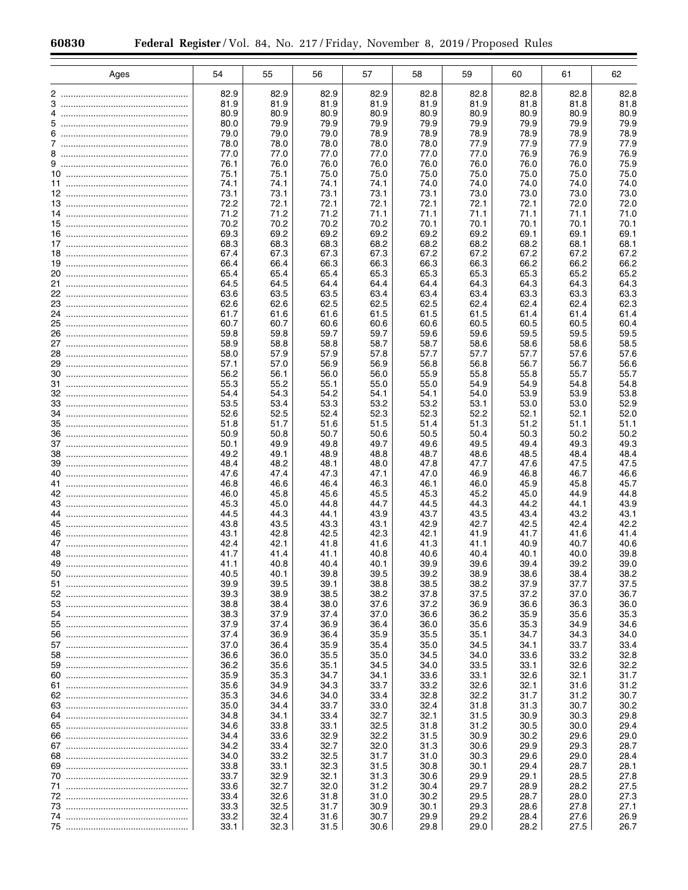| Ages | 54 | 55 | 56 | 57 | 58 | 59 | 60 | 61 | 62 |
|---|---|---|---|---|---|---|---|---|---|
| 2 | 82.9 | 82.9 | 82.9 | 82.9 | 82.8 | 82.8 | 82.8 | 82.8 | 82.8 |
| 3 | 81.9 | 81.9 | 81.9 | 81.9 | 81.9 | 81.9 | 81.8 | 81.8 | 81.8 |
| 4 | 80.9 | 80.9 | 80.9 | 80.9 | 80.9 | 80.9 | 80.9 | 80.9 | 80.9 |
| 5 | 80.0 | 79.9 | 79.9 | 79.9 | 79.9 | 79.9 | 79.9 | 79.9 | 79.9 |
| 6 | 79.0 | 79.0 | 79.0 | 78.9 | 78.9 | 78.9 | 78.9 | 78.9 | 78.9 |
| 7 | 78.0 | 78.0 | 78.0 | 78.0 | 78.0 | 77.9 | 77.9 | 77.9 | 77.9 |
| 8 | 77.0 | 77.0 | 77.0 | 77.0 | 77.0 | 77.0 | 76.9 | 76.9 | 76.9 |
| 9 | 76.1 | 76.0 | 76.0 | 76.0 | 76.0 | 76.0 | 76.0 | 76.0 | 75.9 |
| 10 | 75.1 | 75.1 | 75.0 | 75.0 | 75.0 | 75.0 | 75.0 | 75.0 | 75.0 |
| 11 | 74.1 | 74.1 | 74.1 | 74.1 | 74.0 | 74.0 | 74.0 | 74.0 | 74.0 |
| 12 | 73.1 | 73.1 | 73.1 | 73.1 | 73.1 | 73.0 | 73.0 | 73.0 | 73.0 |
| 13 | 72.2 | 72.1 | 72.1 | 72.1 | 72.1 | 72.1 | 72.1 | 72.0 | 72.0 |
| 14 | 71.2 | 71.2 | 71.2 | 71.1 | 71.1 | 71.1 | 71.1 | 71.1 | 71.0 |
| 15 | 70.2 | 70.2 | 70.2 | 70.2 | 70.1 | 70.1 | 70.1 | 70.1 | 70.1 |
| 16 | 69.3 | 69.2 | 69.2 | 69.2 | 69.2 | 69.2 | 69.1 | 69.1 | 69.1 |
| 17 | 68.3 | 68.3 | 68.3 | 68.2 | 68.2 | 68.2 | 68.2 | 68.1 | 68.1 |
| 18 | 67.4 | 67.3 | 67.3 | 67.3 | 67.2 | 67.2 | 67.2 | 67.2 | 67.2 |
| 19 | 66.4 | 66.4 | 66.3 | 66.3 | 66.3 | 66.3 | 66.2 | 66.2 | 66.2 |
| 20 | 65.4 | 65.4 | 65.4 | 65.3 | 65.3 | 65.3 | 65.3 | 65.2 | 65.2 |
| 21 | 64.5 | 64.5 | 64.4 | 64.4 | 64.4 | 64.3 | 64.3 | 64.3 | 64.3 |
| 22 | 63.6 | 63.5 | 63.5 | 63.4 | 63.4 | 63.4 | 63.3 | 63.3 | 63.3 |
| 23 | 62.6 | 62.6 | 62.5 | 62.5 | 62.5 | 62.4 | 62.4 | 62.4 | 62.3 |
| 24 | 61.7 | 61.6 | 61.6 | 61.5 | 61.5 | 61.5 | 61.4 | 61.4 | 61.4 |
| 25 | 60.7 | 60.7 | 60.6 | 60.6 | 60.6 | 60.5 | 60.5 | 60.5 | 60.4 |
| 26 | 59.8 | 59.8 | 59.7 | 59.7 | 59.6 | 59.6 | 59.5 | 59.5 | 59.5 |
| 27 | 58.9 | 58.8 | 58.8 | 58.7 | 58.7 | 58.6 | 58.6 | 58.6 | 58.5 |
| 28 | 58.0 | 57.9 | 57.9 | 57.8 | 57.7 | 57.7 | 57.7 | 57.6 | 57.6 |
| 29 | 57.1 | 57.0 | 56.9 | 56.9 | 56.8 | 56.8 | 56.7 | 56.7 | 56.6 |
| 30 | 56.2 | 56.1 | 56.0 | 56.0 | 55.9 | 55.8 | 55.8 | 55.7 | 55.7 |
| 31 | 55.3 | 55.2 | 55.1 | 55.0 | 55.0 | 54.9 | 54.9 | 54.8 | 54.8 |
| 32 | 54.4 | 54.3 | 54.2 | 54.1 | 54.1 | 54.0 | 53.9 | 53.9 | 53.8 |
| 33 | 53.5 | 53.4 | 53.3 | 53.2 | 53.2 | 53.1 | 53.0 | 53.0 | 52.9 |
| 34 | 52.6 | 52.5 | 52.4 | 52.3 | 52.3 | 52.2 | 52.1 | 52.1 | 52.0 |
| 35 | 51.8 | 51.7 | 51.6 | 51.5 | 51.4 | 51.3 | 51.2 | 51.1 | 51.1 |
| 36 | 50.9 | 50.8 | 50.7 | 50.6 | 50.5 | 50.4 | 50.3 | 50.2 | 50.2 |
| 37 | 50.1 | 49.9 | 49.8 | 49.7 | 49.6 | 49.5 | 49.4 | 49.3 | 49.3 |
| 38 | 49.2 | 49.1 | 48.9 | 48.8 | 48.7 | 48.6 | 48.5 | 48.4 | 48.4 |
| 39 | 48.4 | 48.2 | 48.1 | 48.0 | 47.8 | 47.7 | 47.6 | 47.5 | 47.5 |
| 40 | 47.6 | 47.4 | 47.3 | 47.1 | 47.0 | 46.9 | 46.8 | 46.7 | 46.6 |
| 41 | 46.8 | 46.6 | 46.4 | 46.3 | 46.1 | 46.0 | 45.9 | 45.8 | 45.7 |
| 42 | 46.0 | 45.8 | 45.6 | 45.5 | 45.3 | 45.2 | 45.0 | 44.9 | 44.8 |
| 43 | 45.3 | 45.0 | 44.8 | 44.7 | 44.5 | 44.3 | 44.2 | 44.1 | 43.9 |
| 44 | 44.5 | 44.3 | 44.1 | 43.9 | 43.7 | 43.5 | 43.4 | 43.2 | 43.1 |
| 45 | 43.8 | 43.5 | 43.3 | 43.1 | 42.9 | 42.7 | 42.5 | 42.4 | 42.2 |
| 46 | 43.1 | 42.8 | 42.5 | 42.3 | 42.1 | 41.9 | 41.7 | 41.6 | 41.4 |
| 47 | 42.4 | 42.1 | 41.8 | 41.6 | 41.3 | 41.1 | 40.9 | 40.7 | 40.6 |
| 48 | 41.7 | 41.4 | 41.1 | 40.8 | 40.6 | 40.4 | 40.1 | 40.0 | 39.8 |
| 49 | 41.1 | 40.8 | 40.4 | 40.1 | 39.9 | 39.6 | 39.4 | 39.2 | 39.0 |
| 50 | 40.5 | 40.1 | 39.8 | 39.5 | 39.2 | 38.9 | 38.6 | 38.4 | 38.2 |
| 51 | 39.9 | 39.5 | 39.1 | 38.8 | 38.5 | 38.2 | 37.9 | 37.7 | 37.5 |
| 52 | 39.3 | 38.9 | 38.5 | 38.2 | 37.8 | 37.5 | 37.2 | 37.0 | 36.7 |
| 53 | 38.8 | 38.4 | 38.0 | 37.6 | 37.2 | 36.9 | 36.6 | 36.3 | 36.0 |
| 54 | 38.3 | 37.9 | 37.4 | 37.0 | 36.6 | 36.2 | 35.9 | 35.6 | 35.3 |
| 55 | 37.9 | 37.4 | 36.9 | 36.4 | 36.0 | 35.6 | 35.3 | 34.9 | 34.6 |
| 56 | 37.4 | 36.9 | 36.4 | 35.9 | 35.5 | 35.1 | 34.7 | 34.3 | 34.0 |
| 57 | 37.0 | 36.4 | 35.9 | 35.4 | 35.0 | 34.5 | 34.1 | 33.7 | 33.4 |
| 58 | 36.6 | 36.0 | 35.5 | 35.0 | 34.5 | 34.0 | 33.6 | 33.2 | 32.8 |
| 59 | 36.2 | 35.6 | 35.1 | 34.5 | 34.0 | 33.5 | 33.1 | 32.6 | 32.2 |
| 60 | 35.9 | 35.3 | 34.7 | 34.1 | 33.6 | 33.1 | 32.6 | 32.1 | 31.7 |
| 61 | 35.6 | 34.9 | 34.3 | 33.7 | 33.2 | 32.6 | 32.1 | 31.6 | 31.2 |
| 62 | 35.3 | 34.6 | 34.0 | 33.4 | 32.8 | 32.2 | 31.7 | 31.2 | 30.7 |
| 63 | 35.0 | 34.4 | 33.7 | 33.0 | 32.4 | 31.8 | 31.3 | 30.7 | 30.2 |
| 64 | 34.8 | 34.1 | 33.4 | 32.7 | 32.1 | 31.5 | 30.9 | 30.3 | 29.8 |
| 65 | 34.6 | 33.8 | 33.1 | 32.5 | 31.8 | 31.2 | 30.5 | 30.0 | 29.4 |
| 66 | 34.4 | 33.6 | 32.9 | 32.2 | 31.5 | 30.9 | 30.2 | 29.6 | 29.0 |
| 67 | 34.2 | 33.4 | 32.7 | 32.0 | 31.3 | 30.6 | 29.9 | 29.3 | 28.7 |
| 68 | 34.0 | 33.2 | 32.5 | 31.7 | 31.0 | 30.3 | 29.6 | 29.0 | 28.4 |
| 69 | 33.8 | 33.1 | 32.3 | 31.5 | 30.8 | 30.1 | 29.4 | 28.7 | 28.1 |
| 70 | 33.7 | 32.9 | 32.1 | 31.3 | 30.6 | 29.9 | 29.1 | 28.5 | 27.8 |
| 71 | 33.6 | 32.7 | 32.0 | 31.2 | 30.4 | 29.7 | 28.9 | 28.2 | 27.5 |
| 72 | 33.4 | 32.6 | 31.8 | 31.0 | 30.2 | 29.5 | 28.7 | 28.0 | 27.3 |
| 73 | 33.3 | 32.5 | 31.7 | 30.9 | 30.1 | 29.3 | 28.6 | 27.8 | 27.1 |
| 74 | 33.2 | 32.4 | 31.6 | 30.7 | 29.9 | 29.2 | 28.4 | 27.6 | 26.9 |
| 75 | 33.1 | 32.3 | 31.5 | 30.6 | 29.8 | 29.0 | 28.2 | 27.5 | 26.7 |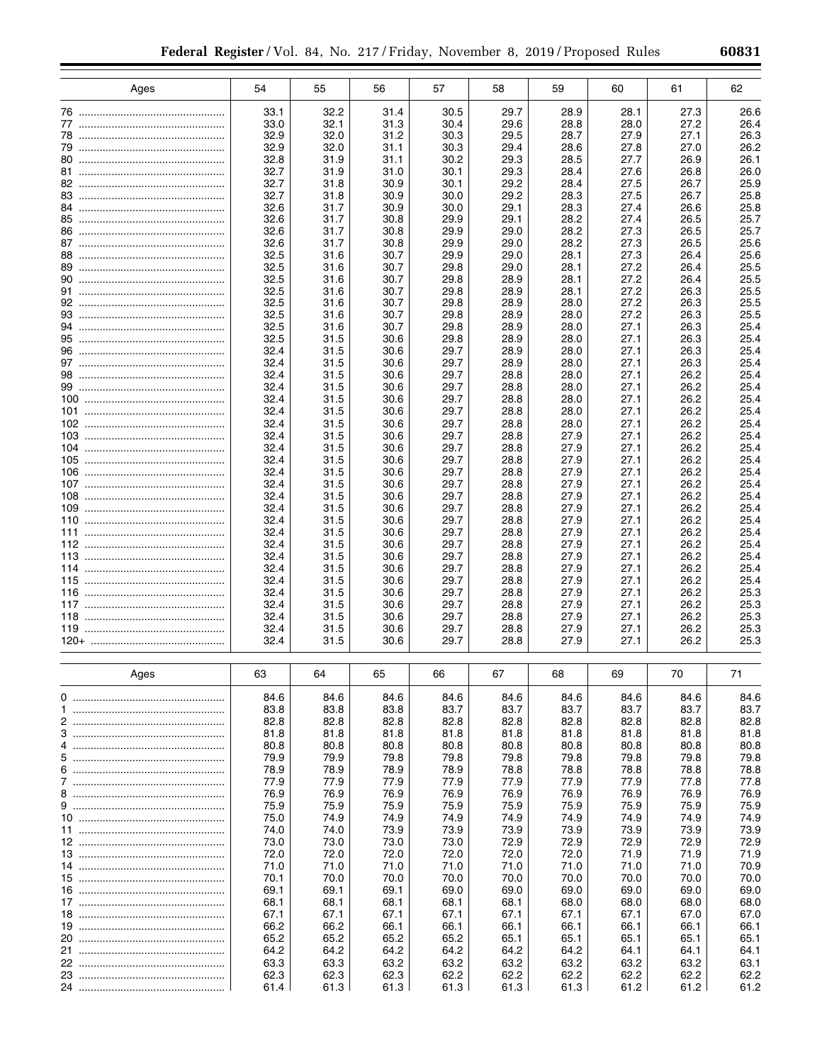| Ages | 54 | 55 | 56 | 57 | 58 | 59 | 60 | 61 | 62 |
|---|---|---|---|---|---|---|---|---|---|
| 76 | 33.1 | 32.2 | 31.4 | 30.5 | 29.7 | 28.9 | 28.1 | 27.3 | 26.6 |
| 77 | 33.0 | 32.1 | 31.3 | 30.4 | 29.6 | 28.8 | 28.0 | 27.2 | 26.4 |
| 78 | 32.9 | 32.0 | 31.2 | 30.3 | 29.5 | 28.7 | 27.9 | 27.1 | 26.3 |
| 79 | 32.9 | 32.0 | 31.1 | 30.3 | 29.4 | 28.6 | 27.8 | 27.0 | 26.2 |
| 80 | 32.8 | 31.9 | 31.1 | 30.2 | 29.3 | 28.5 | 27.7 | 26.9 | 26.1 |
| 81 | 32.7 | 31.9 | 31.0 | 30.1 | 29.3 | 28.4 | 27.6 | 26.8 | 26.0 |
| 82 | 32.7 | 31.8 | 30.9 | 30.1 | 29.2 | 28.4 | 27.5 | 26.7 | 25.9 |
| 83 | 32.7 | 31.8 | 30.9 | 30.0 | 29.2 | 28.3 | 27.5 | 26.7 | 25.8 |
| 84 | 32.6 | 31.7 | 30.9 | 30.0 | 29.1 | 28.3 | 27.4 | 26.6 | 25.8 |
| 85 | 32.6 | 31.7 | 30.8 | 29.9 | 29.1 | 28.2 | 27.4 | 26.5 | 25.7 |
| 86 | 32.6 | 31.7 | 30.8 | 29.9 | 29.0 | 28.2 | 27.3 | 26.5 | 25.7 |
| 87 | 32.6 | 31.7 | 30.8 | 29.9 | 29.0 | 28.2 | 27.3 | 26.5 | 25.6 |
| 88 | 32.5 | 31.6 | 30.7 | 29.9 | 29.0 | 28.1 | 27.3 | 26.4 | 25.6 |
| 89 | 32.5 | 31.6 | 30.7 | 29.8 | 29.0 | 28.1 | 27.2 | 26.4 | 25.5 |
| 90 | 32.5 | 31.6 | 30.7 | 29.8 | 28.9 | 28.1 | 27.2 | 26.4 | 25.5 |
| 91 | 32.5 | 31.6 | 30.7 | 29.8 | 28.9 | 28.1 | 27.2 | 26.3 | 25.5 |
| 92 | 32.5 | 31.6 | 30.7 | 29.8 | 28.9 | 28.0 | 27.2 | 26.3 | 25.5 |
| 93 | 32.5 | 31.6 | 30.7 | 29.8 | 28.9 | 28.0 | 27.2 | 26.3 | 25.5 |
| 94 | 32.5 | 31.6 | 30.7 | 29.8 | 28.9 | 28.0 | 27.1 | 26.3 | 25.4 |
| 95 | 32.5 | 31.5 | 30.6 | 29.8 | 28.9 | 28.0 | 27.1 | 26.3 | 25.4 |
| 96 | 32.4 | 31.5 | 30.6 | 29.7 | 28.9 | 28.0 | 27.1 | 26.3 | 25.4 |
| 97 | 32.4 | 31.5 | 30.6 | 29.7 | 28.9 | 28.0 | 27.1 | 26.3 | 25.4 |
| 98 | 32.4 | 31.5 | 30.6 | 29.7 | 28.8 | 28.0 | 27.1 | 26.2 | 25.4 |
| 99 | 32.4 | 31.5 | 30.6 | 29.7 | 28.8 | 28.0 | 27.1 | 26.2 | 25.4 |
| 100 | 32.4 | 31.5 | 30.6 | 29.7 | 28.8 | 28.0 | 27.1 | 26.2 | 25.4 |
| 101 | 32.4 | 31.5 | 30.6 | 29.7 | 28.8 | 28.0 | 27.1 | 26.2 | 25.4 |
| 102 | 32.4 | 31.5 | 30.6 | 29.7 | 28.8 | 28.0 | 27.1 | 26.2 | 25.4 |
| 103 | 32.4 | 31.5 | 30.6 | 29.7 | 28.8 | 27.9 | 27.1 | 26.2 | 25.4 |
| 104 | 32.4 | 31.5 | 30.6 | 29.7 | 28.8 | 27.9 | 27.1 | 26.2 | 25.4 |
| 105 | 32.4 | 31.5 | 30.6 | 29.7 | 28.8 | 27.9 | 27.1 | 26.2 | 25.4 |
| 106 | 32.4 | 31.5 | 30.6 | 29.7 | 28.8 | 27.9 | 27.1 | 26.2 | 25.4 |
| 107 | 32.4 | 31.5 | 30.6 | 29.7 | 28.8 | 27.9 | 27.1 | 26.2 | 25.4 |
| 108 | 32.4 | 31.5 | 30.6 | 29.7 | 28.8 | 27.9 | 27.1 | 26.2 | 25.4 |
| 109 | 32.4 | 31.5 | 30.6 | 29.7 | 28.8 | 27.9 | 27.1 | 26.2 | 25.4 |
| 110 | 32.4 | 31.5 | 30.6 | 29.7 | 28.8 | 27.9 | 27.1 | 26.2 | 25.4 |
| 111 | 32.4 | 31.5 | 30.6 | 29.7 | 28.8 | 27.9 | 27.1 | 26.2 | 25.4 |
| 112 | 32.4 | 31.5 | 30.6 | 29.7 | 28.8 | 27.9 | 27.1 | 26.2 | 25.4 |
| 113 | 32.4 | 31.5 | 30.6 | 29.7 | 28.8 | 27.9 | 27.1 | 26.2 | 25.4 |
| 114 | 32.4 | 31.5 | 30.6 | 29.7 | 28.8 | 27.9 | 27.1 | 26.2 | 25.4 |
| 115 | 32.4 | 31.5 | 30.6 | 29.7 | 28.8 | 27.9 | 27.1 | 26.2 | 25.4 |
| 116 | 32.4 | 31.5 | 30.6 | 29.7 | 28.8 | 27.9 | 27.1 | 26.2 | 25.3 |
| 117 | 32.4 | 31.5 | 30.6 | 29.7 | 28.8 | 27.9 | 27.1 | 26.2 | 25.3 |
| 118 | 32.4 | 31.5 | 30.6 | 29.7 | 28.8 | 27.9 | 27.1 | 26.2 | 25.3 |
| 119 | 32.4 | 31.5 | 30.6 | 29.7 | 28.8 | 27.9 | 27.1 | 26.2 | 25.3 |
| 120+ | 32.4 | 31.5 | 30.6 | 29.7 | 28.8 | 27.9 | 27.1 | 26.2 | 25.3 |

| Ages | 63 | 64 | 65 | 66 | 67 | 68 | 69 | 70 | 71 |
|---|---|---|---|---|---|---|---|---|---|
| 0 | 84.6 | 84.6 | 84.6 | 84.6 | 84.6 | 84.6 | 84.6 | 84.6 | 84.6 |
| 1 | 83.8 | 83.8 | 83.8 | 83.7 | 83.7 | 83.7 | 83.7 | 83.7 | 83.7 |
| 2 | 82.8 | 82.8 | 82.8 | 82.8 | 82.8 | 82.8 | 82.8 | 82.8 | 82.8 |
| 3 | 81.8 | 81.8 | 81.8 | 81.8 | 81.8 | 81.8 | 81.8 | 81.8 | 81.8 |
| 4 | 80.8 | 80.8 | 80.8 | 80.8 | 80.8 | 80.8 | 80.8 | 80.8 | 80.8 |
| 5 | 79.9 | 79.9 | 79.8 | 79.8 | 79.8 | 79.8 | 79.8 | 79.8 | 79.8 |
| 6 | 78.9 | 78.9 | 78.9 | 78.9 | 78.9 | 78.8 | 78.8 | 78.8 | 78.8 |
| 7 | 77.9 | 77.9 | 77.9 | 77.9 | 77.9 | 77.9 | 77.9 | 77.8 | 77.8 |
| 8 | 76.9 | 76.9 | 76.9 | 76.9 | 76.9 | 76.9 | 76.9 | 76.9 | 76.9 |
| 9 | 75.9 | 75.9 | 75.9 | 75.9 | 75.9 | 75.9 | 75.9 | 75.9 | 75.9 |
| 10 | 75.0 | 74.9 | 74.9 | 74.9 | 74.9 | 74.9 | 74.9 | 74.9 | 74.9 |
| 11 | 74.0 | 74.0 | 73.9 | 73.9 | 73.9 | 73.9 | 73.9 | 73.9 | 73.9 |
| 12 | 73.0 | 73.0 | 73.0 | 73.0 | 72.9 | 72.9 | 72.9 | 72.9 | 72.9 |
| 13 | 72.0 | 72.0 | 72.0 | 72.0 | 72.0 | 72.0 | 71.9 | 71.9 | 71.9 |
| 14 | 71.0 | 71.0 | 71.0 | 71.0 | 71.0 | 71.0 | 71.0 | 71.0 | 70.9 |
| 15 | 70.1 | 70.0 | 70.0 | 70.0 | 70.0 | 70.0 | 70.0 | 70.0 | 70.0 |
| 16 | 69.1 | 69.1 | 69.1 | 69.0 | 69.0 | 69.0 | 69.0 | 69.0 | 69.0 |
| 17 | 68.1 | 68.1 | 68.1 | 68.1 | 68.1 | 68.0 | 68.0 | 68.0 | 68.0 |
| 18 | 67.1 | 67.1 | 67.1 | 67.1 | 67.1 | 67.1 | 67.1 | 67.0 | 67.0 |
| 19 | 66.2 | 66.2 | 66.1 | 66.1 | 66.1 | 66.1 | 66.1 | 66.1 | 66.1 |
| 20 | 65.2 | 65.2 | 65.2 | 65.2 | 65.1 | 65.1 | 65.1 | 65.1 | 65.1 |
| 21 | 64.2 | 64.2 | 64.2 | 64.2 | 64.2 | 64.2 | 64.1 | 64.1 | 64.1 |
| 22 | 63.3 | 63.3 | 63.2 | 63.2 | 63.2 | 63.2 | 63.2 | 63.2 | 63.1 |
| 23 | 62.3 | 62.3 | 62.3 | 62.2 | 62.2 | 62.2 | 62.2 | 62.2 | 62.2 |
| 24 | 61.4 | 61.3 | 61.3 | 61.3 | 61.3 | 61.3 | 61.2 | 61.2 | 61.2 |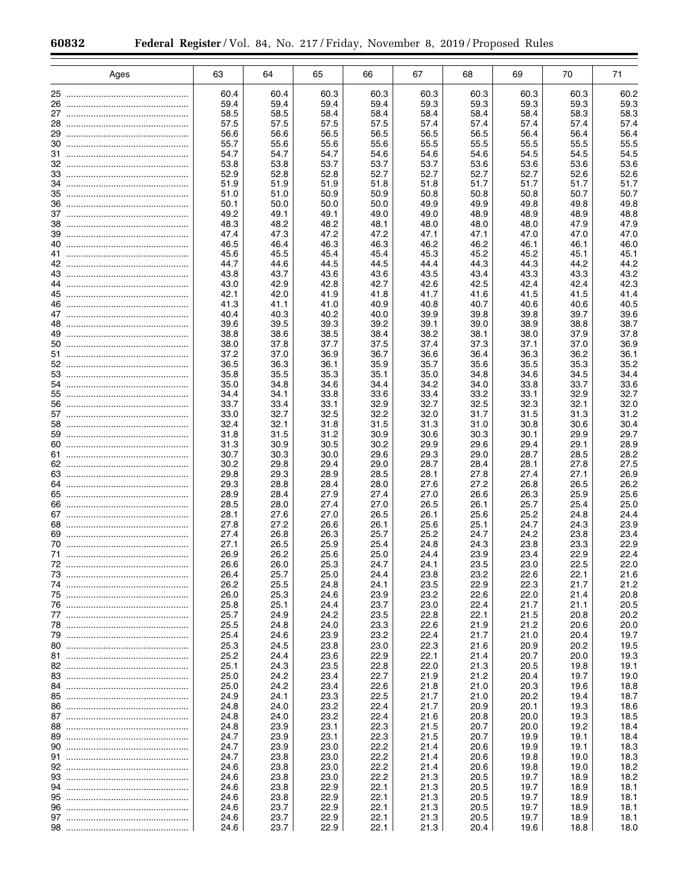| Ages | 63 | 64 | 65 | 66 | 67 | 68 | 69 | 70 | 71 |
|---|---|---|---|---|---|---|---|---|---|
| 25 | 60.4 | 60.4 | 60.3 | 60.3 | 60.3 | 60.3 | 60.3 | 60.3 | 60.2 |
| 26 | 59.4 | 59.4 | 59.4 | 59.4 | 59.3 | 59.3 | 59.3 | 59.3 | 59.3 |
| 27 | 58.5 | 58.5 | 58.4 | 58.4 | 58.4 | 58.4 | 58.4 | 58.3 | 58.3 |
| 28 | 57.5 | 57.5 | 57.5 | 57.5 | 57.4 | 57.4 | 57.4 | 57.4 | 57.4 |
| 29 | 56.6 | 56.6 | 56.5 | 56.5 | 56.5 | 56.5 | 56.4 | 56.4 | 56.4 |
| 30 | 55.7 | 55.6 | 55.6 | 55.6 | 55.5 | 55.5 | 55.5 | 55.5 | 55.5 |
| 31 | 54.7 | 54.7 | 54.7 | 54.6 | 54.6 | 54.6 | 54.5 | 54.5 | 54.5 |
| 32 | 53.8 | 53.8 | 53.7 | 53.7 | 53.7 | 53.6 | 53.6 | 53.6 | 53.6 |
| 33 | 52.9 | 52.8 | 52.8 | 52.7 | 52.7 | 52.7 | 52.7 | 52.6 | 52.6 |
| 34 | 51.9 | 51.9 | 51.9 | 51.8 | 51.8 | 51.7 | 51.7 | 51.7 | 51.7 |
| 35 | 51.0 | 51.0 | 50.9 | 50.9 | 50.8 | 50.8 | 50.8 | 50.7 | 50.7 |
| 36 | 50.1 | 50.0 | 50.0 | 50.0 | 49.9 | 49.9 | 49.8 | 49.8 | 49.8 |
| 37 | 49.2 | 49.1 | 49.1 | 49.0 | 49.0 | 48.9 | 48.9 | 48.9 | 48.8 |
| 38 | 48.3 | 48.2 | 48.2 | 48.1 | 48.0 | 48.0 | 48.0 | 47.9 | 47.9 |
| 39 | 47.4 | 47.3 | 47.2 | 47.2 | 47.1 | 47.1 | 47.0 | 47.0 | 47.0 |
| 40 | 46.5 | 46.4 | 46.3 | 46.3 | 46.2 | 46.2 | 46.1 | 46.1 | 46.0 |
| 41 | 45.6 | 45.5 | 45.4 | 45.4 | 45.3 | 45.2 | 45.2 | 45.1 | 45.1 |
| 42 | 44.7 | 44.6 | 44.5 | 44.5 | 44.4 | 44.3 | 44.3 | 44.2 | 44.2 |
| 43 | 43.8 | 43.7 | 43.6 | 43.6 | 43.5 | 43.4 | 43.3 | 43.3 | 43.2 |
| 44 | 43.0 | 42.9 | 42.8 | 42.7 | 42.6 | 42.5 | 42.4 | 42.4 | 42.3 |
| 45 | 42.1 | 42.0 | 41.9 | 41.8 | 41.7 | 41.6 | 41.5 | 41.5 | 41.4 |
| 46 | 41.3 | 41.1 | 41.0 | 40.9 | 40.8 | 40.7 | 40.6 | 40.6 | 40.5 |
| 47 | 40.4 | 40.3 | 40.2 | 40.0 | 39.9 | 39.8 | 39.8 | 39.7 | 39.6 |
| 48 | 39.6 | 39.5 | 39.3 | 39.2 | 39.1 | 39.0 | 38.9 | 38.8 | 38.7 |
| 49 | 38.8 | 38.6 | 38.5 | 38.4 | 38.2 | 38.1 | 38.0 | 37.9 | 37.8 |
| 50 | 38.0 | 37.8 | 37.7 | 37.5 | 37.4 | 37.3 | 37.1 | 37.0 | 36.9 |
| 51 | 37.2 | 37.0 | 36.9 | 36.7 | 36.6 | 36.4 | 36.3 | 36.2 | 36.1 |
| 52 | 36.5 | 36.3 | 36.1 | 35.9 | 35.7 | 35.6 | 35.5 | 35.3 | 35.2 |
| 53 | 35.8 | 35.5 | 35.3 | 35.1 | 35.0 | 34.8 | 34.6 | 34.5 | 34.4 |
| 54 | 35.0 | 34.8 | 34.6 | 34.4 | 34.2 | 34.0 | 33.8 | 33.7 | 33.6 |
| 55 | 34.4 | 34.1 | 33.8 | 33.6 | 33.4 | 33.2 | 33.1 | 32.9 | 32.7 |
| 56 | 33.7 | 33.4 | 33.1 | 32.9 | 32.7 | 32.5 | 32.3 | 32.1 | 32.0 |
| 57 | 33.0 | 32.7 | 32.5 | 32.2 | 32.0 | 31.7 | 31.5 | 31.3 | 31.2 |
| 58 | 32.4 | 32.1 | 31.8 | 31.5 | 31.3 | 31.0 | 30.8 | 30.6 | 30.4 |
| 59 | 31.8 | 31.5 | 31.2 | 30.9 | 30.6 | 30.3 | 30.1 | 29.9 | 29.7 |
| 60 | 31.3 | 30.9 | 30.5 | 30.2 | 29.9 | 29.6 | 29.4 | 29.1 | 28.9 |
| 61 | 30.7 | 30.3 | 30.0 | 29.6 | 29.3 | 29.0 | 28.7 | 28.5 | 28.2 |
| 62 | 30.2 | 29.8 | 29.4 | 29.0 | 28.7 | 28.4 | 28.1 | 27.8 | 27.5 |
| 63 | 29.8 | 29.3 | 28.9 | 28.5 | 28.1 | 27.8 | 27.4 | 27.1 | 26.9 |
| 64 | 29.3 | 28.8 | 28.4 | 28.0 | 27.6 | 27.2 | 26.8 | 26.5 | 26.2 |
| 65 | 28.9 | 28.4 | 27.9 | 27.4 | 27.0 | 26.6 | 26.3 | 25.9 | 25.6 |
| 66 | 28.5 | 28.0 | 27.4 | 27.0 | 26.5 | 26.1 | 25.7 | 25.4 | 25.0 |
| 67 | 28.1 | 27.6 | 27.0 | 26.5 | 26.1 | 25.6 | 25.2 | 24.8 | 24.4 |
| 68 | 27.8 | 27.2 | 26.6 | 26.1 | 25.6 | 25.1 | 24.7 | 24.3 | 23.9 |
| 69 | 27.4 | 26.8 | 26.3 | 25.7 | 25.2 | 24.7 | 24.2 | 23.8 | 23.4 |
| 70 | 27.1 | 26.5 | 25.9 | 25.4 | 24.8 | 24.3 | 23.8 | 23.3 | 22.9 |
| 71 | 26.9 | 26.2 | 25.6 | 25.0 | 24.4 | 23.9 | 23.4 | 22.9 | 22.4 |
| 72 | 26.6 | 26.0 | 25.3 | 24.7 | 24.1 | 23.5 | 23.0 | 22.5 | 22.0 |
| 73 | 26.4 | 25.7 | 25.0 | 24.4 | 23.8 | 23.2 | 22.6 | 22.1 | 21.6 |
| 74 | 26.2 | 25.5 | 24.8 | 24.1 | 23.5 | 22.9 | 22.3 | 21.7 | 21.2 |
| 75 | 26.0 | 25.3 | 24.6 | 23.9 | 23.2 | 22.6 | 22.0 | 21.4 | 20.8 |
| 76 | 25.8 | 25.1 | 24.4 | 23.7 | 23.0 | 22.4 | 21.7 | 21.1 | 20.5 |
| 77 | 25.7 | 24.9 | 24.2 | 23.5 | 22.8 | 22.1 | 21.5 | 20.8 | 20.2 |
| 78 | 25.5 | 24.8 | 24.0 | 23.3 | 22.6 | 21.9 | 21.2 | 20.6 | 20.0 |
| 79 | 25.4 | 24.6 | 23.9 | 23.2 | 22.4 | 21.7 | 21.0 | 20.4 | 19.7 |
| 80 | 25.3 | 24.5 | 23.8 | 23.0 | 22.3 | 21.6 | 20.9 | 20.2 | 19.5 |
| 81 | 25.2 | 24.4 | 23.6 | 22.9 | 22.1 | 21.4 | 20.7 | 20.0 | 19.3 |
| 82 | 25.1 | 24.3 | 23.5 | 22.8 | 22.0 | 21.3 | 20.5 | 19.8 | 19.1 |
| 83 | 25.0 | 24.2 | 23.4 | 22.7 | 21.9 | 21.2 | 20.4 | 19.7 | 19.0 |
| 84 | 25.0 | 24.2 | 23.4 | 22.6 | 21.8 | 21.0 | 20.3 | 19.6 | 18.8 |
| 85 | 24.9 | 24.1 | 23.3 | 22.5 | 21.7 | 21.0 | 20.2 | 19.4 | 18.7 |
| 86 | 24.8 | 24.0 | 23.2 | 22.4 | 21.7 | 20.9 | 20.1 | 19.3 | 18.6 |
| 87 | 24.8 | 24.0 | 23.2 | 22.4 | 21.6 | 20.8 | 20.0 | 19.3 | 18.5 |
| 88 | 24.8 | 23.9 | 23.1 | 22.3 | 21.5 | 20.7 | 20.0 | 19.2 | 18.4 |
| 89 | 24.7 | 23.9 | 23.1 | 22.3 | 21.5 | 20.7 | 19.9 | 19.1 | 18.4 |
| 90 | 24.7 | 23.9 | 23.0 | 22.2 | 21.4 | 20.6 | 19.9 | 19.1 | 18.3 |
| 91 | 24.7 | 23.8 | 23.0 | 22.2 | 21.4 | 20.6 | 19.8 | 19.0 | 18.3 |
| 92 | 24.6 | 23.8 | 23.0 | 22.2 | 21.4 | 20.6 | 19.8 | 19.0 | 18.2 |
| 93 | 24.6 | 23.8 | 23.0 | 22.2 | 21.3 | 20.5 | 19.7 | 18.9 | 18.2 |
| 94 | 24.6 | 23.8 | 22.9 | 22.1 | 21.3 | 20.5 | 19.7 | 18.9 | 18.1 |
| 95 | 24.6 | 23.8 | 22.9 | 22.1 | 21.3 | 20.5 | 19.7 | 18.9 | 18.1 |
| 96 | 24.6 | 23.7 | 22.9 | 22.1 | 21.3 | 20.5 | 19.7 | 18.9 | 18.1 |
| 97 | 24.6 | 23.7 | 22.9 | 22.1 | 21.3 | 20.5 | 19.7 | 18.9 | 18.1 |
| 98 | 24.6 | 23.7 | 22.9 | 22.1 | 21.3 | 20.4 | 19.6 | 18.8 | 18.0 |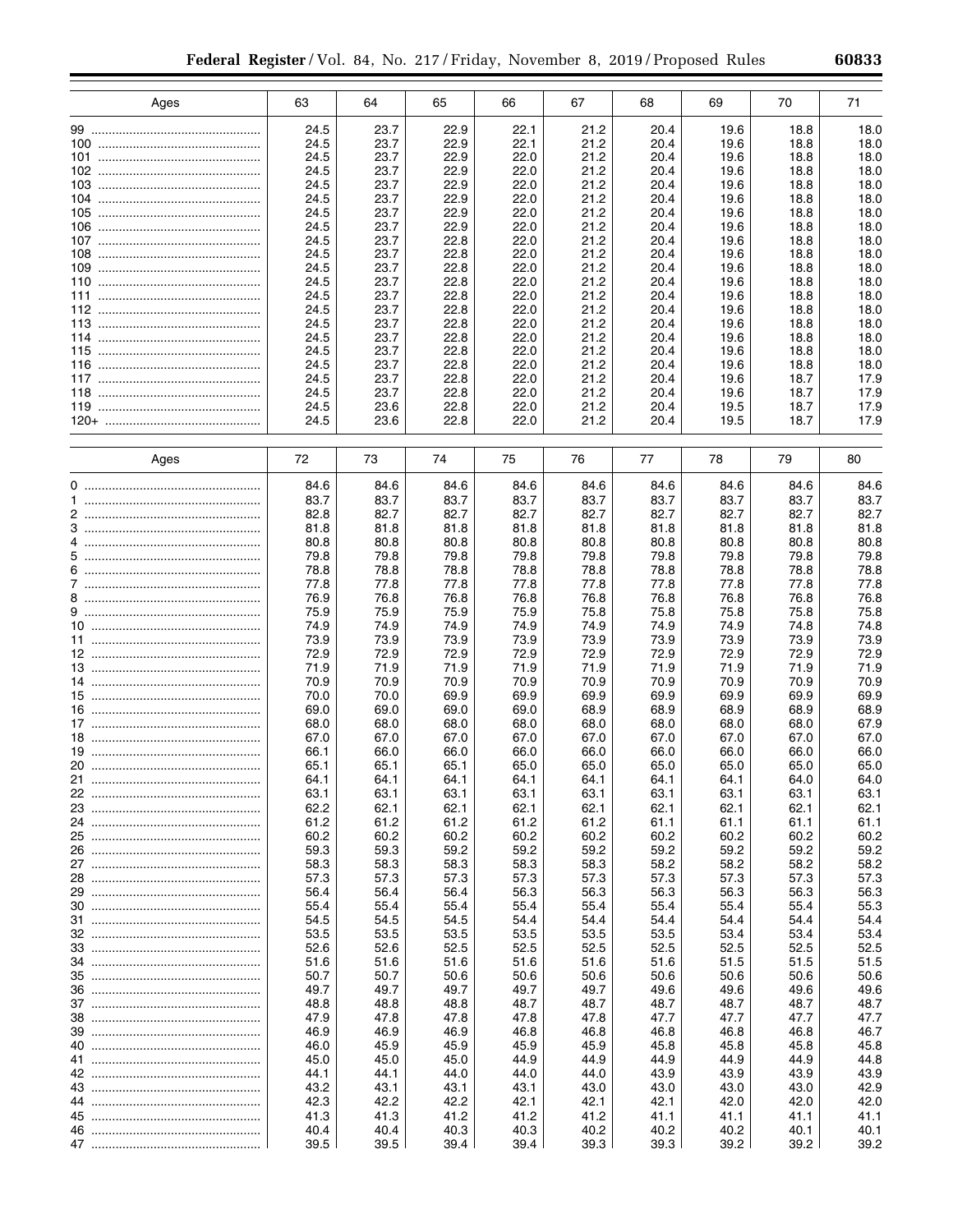| Ages | 63 | 64 | 65 | 66 | 67 | 68 | 69 | 70 | 71 |
|---|---|---|---|---|---|---|---|---|---|
| 99 | 24.5 | 23.7 | 22.9 | 22.1 | 21.2 | 20.4 | 19.6 | 18.8 | 18.0 |
| 100 | 24.5 | 23.7 | 22.9 | 22.1 | 21.2 | 20.4 | 19.6 | 18.8 | 18.0 |
| 101 | 24.5 | 23.7 | 22.9 | 22.0 | 21.2 | 20.4 | 19.6 | 18.8 | 18.0 |
| 102 | 24.5 | 23.7 | 22.9 | 22.0 | 21.2 | 20.4 | 19.6 | 18.8 | 18.0 |
| 103 | 24.5 | 23.7 | 22.9 | 22.0 | 21.2 | 20.4 | 19.6 | 18.8 | 18.0 |
| 104 | 24.5 | 23.7 | 22.9 | 22.0 | 21.2 | 20.4 | 19.6 | 18.8 | 18.0 |
| 105 | 24.5 | 23.7 | 22.9 | 22.0 | 21.2 | 20.4 | 19.6 | 18.8 | 18.0 |
| 106 | 24.5 | 23.7 | 22.9 | 22.0 | 21.2 | 20.4 | 19.6 | 18.8 | 18.0 |
| 107 | 24.5 | 23.7 | 22.8 | 22.0 | 21.2 | 20.4 | 19.6 | 18.8 | 18.0 |
| 108 | 24.5 | 23.7 | 22.8 | 22.0 | 21.2 | 20.4 | 19.6 | 18.8 | 18.0 |
| 109 | 24.5 | 23.7 | 22.8 | 22.0 | 21.2 | 20.4 | 19.6 | 18.8 | 18.0 |
| 110 | 24.5 | 23.7 | 22.8 | 22.0 | 21.2 | 20.4 | 19.6 | 18.8 | 18.0 |
| 111 | 24.5 | 23.7 | 22.8 | 22.0 | 21.2 | 20.4 | 19.6 | 18.8 | 18.0 |
| 112 | 24.5 | 23.7 | 22.8 | 22.0 | 21.2 | 20.4 | 19.6 | 18.8 | 18.0 |
| 113 | 24.5 | 23.7 | 22.8 | 22.0 | 21.2 | 20.4 | 19.6 | 18.8 | 18.0 |
| 114 | 24.5 | 23.7 | 22.8 | 22.0 | 21.2 | 20.4 | 19.6 | 18.8 | 18.0 |
| 115 | 24.5 | 23.7 | 22.8 | 22.0 | 21.2 | 20.4 | 19.6 | 18.8 | 18.0 |
| 116 | 24.5 | 23.7 | 22.8 | 22.0 | 21.2 | 20.4 | 19.6 | 18.8 | 18.0 |
| 117 | 24.5 | 23.7 | 22.8 | 22.0 | 21.2 | 20.4 | 19.6 | 18.7 | 17.9 |
| 118 | 24.5 | 23.7 | 22.8 | 22.0 | 21.2 | 20.4 | 19.6 | 18.7 | 17.9 |
| 119 | 24.5 | 23.6 | 22.8 | 22.0 | 21.2 | 20.4 | 19.5 | 18.7 | 17.9 |
| 120+ | 24.5 | 23.6 | 22.8 | 22.0 | 21.2 | 20.4 | 19.5 | 18.7 | 17.9 |

| Ages | 72 | 73 | 74 | 75 | 76 | 77 | 78 | 79 | 80 |
|---|---|---|---|---|---|---|---|---|---|
| 0 | 84.6 | 84.6 | 84.6 | 84.6 | 84.6 | 84.6 | 84.6 | 84.6 | 84.6 |
| 1 | 83.7 | 83.7 | 83.7 | 83.7 | 83.7 | 83.7 | 83.7 | 83.7 | 83.7 |
| 2 | 82.8 | 82.7 | 82.7 | 82.7 | 82.7 | 82.7 | 82.7 | 82.7 | 82.7 |
| 3 | 81.8 | 81.8 | 81.8 | 81.8 | 81.8 | 81.8 | 81.8 | 81.8 | 81.8 |
| 4 | 80.8 | 80.8 | 80.8 | 80.8 | 80.8 | 80.8 | 80.8 | 80.8 | 80.8 |
| 5 | 79.8 | 79.8 | 79.8 | 79.8 | 79.8 | 79.8 | 79.8 | 79.8 | 79.8 |
| 6 | 78.8 | 78.8 | 78.8 | 78.8 | 78.8 | 78.8 | 78.8 | 78.8 | 78.8 |
| 7 | 77.8 | 77.8 | 77.8 | 77.8 | 77.8 | 77.8 | 77.8 | 77.8 | 77.8 |
| 8 | 76.9 | 76.8 | 76.8 | 76.8 | 76.8 | 76.8 | 76.8 | 76.8 | 76.8 |
| 9 | 75.9 | 75.9 | 75.9 | 75.9 | 75.8 | 75.8 | 75.8 | 75.8 | 75.8 |
| 10 | 74.9 | 74.9 | 74.9 | 74.9 | 74.9 | 74.9 | 74.9 | 74.8 | 74.8 |
| 11 | 73.9 | 73.9 | 73.9 | 73.9 | 73.9 | 73.9 | 73.9 | 73.9 | 73.9 |
| 12 | 72.9 | 72.9 | 72.9 | 72.9 | 72.9 | 72.9 | 72.9 | 72.9 | 72.9 |
| 13 | 71.9 | 71.9 | 71.9 | 71.9 | 71.9 | 71.9 | 71.9 | 71.9 | 71.9 |
| 14 | 70.9 | 70.9 | 70.9 | 70.9 | 70.9 | 70.9 | 70.9 | 70.9 | 70.9 |
| 15 | 70.0 | 70.0 | 69.9 | 69.9 | 69.9 | 69.9 | 69.9 | 69.9 | 69.9 |
| 16 | 69.0 | 69.0 | 69.0 | 69.0 | 68.9 | 68.9 | 68.9 | 68.9 | 68.9 |
| 17 | 68.0 | 68.0 | 68.0 | 68.0 | 68.0 | 68.0 | 68.0 | 68.0 | 67.9 |
| 18 | 67.0 | 67.0 | 67.0 | 67.0 | 67.0 | 67.0 | 67.0 | 67.0 | 67.0 |
| 19 | 66.1 | 66.0 | 66.0 | 66.0 | 66.0 | 66.0 | 66.0 | 66.0 | 66.0 |
| 20 | 65.1 | 65.1 | 65.1 | 65.0 | 65.0 | 65.0 | 65.0 | 65.0 | 65.0 |
| 21 | 64.1 | 64.1 | 64.1 | 64.1 | 64.1 | 64.1 | 64.1 | 64.0 | 64.0 |
| 22 | 63.1 | 63.1 | 63.1 | 63.1 | 63.1 | 63.1 | 63.1 | 63.1 | 63.1 |
| 23 | 62.2 | 62.1 | 62.1 | 62.1 | 62.1 | 62.1 | 62.1 | 62.1 | 62.1 |
| 24 | 61.2 | 61.2 | 61.2 | 61.2 | 61.2 | 61.1 | 61.1 | 61.1 | 61.1 |
| 25 | 60.2 | 60.2 | 60.2 | 60.2 | 60.2 | 60.2 | 60.2 | 60.2 | 60.2 |
| 26 | 59.3 | 59.3 | 59.2 | 59.2 | 59.2 | 59.2 | 59.2 | 59.2 | 59.2 |
| 27 | 58.3 | 58.3 | 58.3 | 58.3 | 58.3 | 58.2 | 58.2 | 58.2 | 58.2 |
| 28 | 57.3 | 57.3 | 57.3 | 57.3 | 57.3 | 57.3 | 57.3 | 57.3 | 57.3 |
| 29 | 56.4 | 56.4 | 56.4 | 56.3 | 56.3 | 56.3 | 56.3 | 56.3 | 56.3 |
| 30 | 55.4 | 55.4 | 55.4 | 55.4 | 55.4 | 55.4 | 55.4 | 55.4 | 55.3 |
| 31 | 54.5 | 54.5 | 54.5 | 54.4 | 54.4 | 54.4 | 54.4 | 54.4 | 54.4 |
| 32 | 53.5 | 53.5 | 53.5 | 53.5 | 53.5 | 53.5 | 53.4 | 53.4 | 53.4 |
| 33 | 52.6 | 52.6 | 52.5 | 52.5 | 52.5 | 52.5 | 52.5 | 52.5 | 52.5 |
| 34 | 51.6 | 51.6 | 51.6 | 51.6 | 51.6 | 51.6 | 51.5 | 51.5 | 51.5 |
| 35 | 50.7 | 50.7 | 50.6 | 50.6 | 50.6 | 50.6 | 50.6 | 50.6 | 50.6 |
| 36 | 49.7 | 49.7 | 49.7 | 49.7 | 49.7 | 49.6 | 49.6 | 49.6 | 49.6 |
| 37 | 48.8 | 48.8 | 48.8 | 48.7 | 48.7 | 48.7 | 48.7 | 48.7 | 48.7 |
| 38 | 47.9 | 47.8 | 47.8 | 47.8 | 47.8 | 47.7 | 47.7 | 47.7 | 47.7 |
| 39 | 46.9 | 46.9 | 46.9 | 46.8 | 46.8 | 46.8 | 46.8 | 46.8 | 46.7 |
| 40 | 46.0 | 45.9 | 45.9 | 45.9 | 45.9 | 45.8 | 45.8 | 45.8 | 45.8 |
| 41 | 45.0 | 45.0 | 45.0 | 44.9 | 44.9 | 44.9 | 44.9 | 44.9 | 44.8 |
| 42 | 44.1 | 44.1 | 44.0 | 44.0 | 44.0 | 43.9 | 43.9 | 43.9 | 43.9 |
| 43 | 43.2 | 43.1 | 43.1 | 43.1 | 43.0 | 43.0 | 43.0 | 43.0 | 42.9 |
| 44 | 42.3 | 42.2 | 42.2 | 42.1 | 42.1 | 42.1 | 42.0 | 42.0 | 42.0 |
| 45 | 41.3 | 41.3 | 41.2 | 41.2 | 41.2 | 41.1 | 41.1 | 41.1 | 41.1 |
| 46 | 40.4 | 40.4 | 40.3 | 40.3 | 40.2 | 40.2 | 40.2 | 40.1 | 40.1 |
| 47 | 39.5 | 39.5 | 39.4 | 39.4 | 39.3 | 39.3 | 39.2 | 39.2 | 39.2 |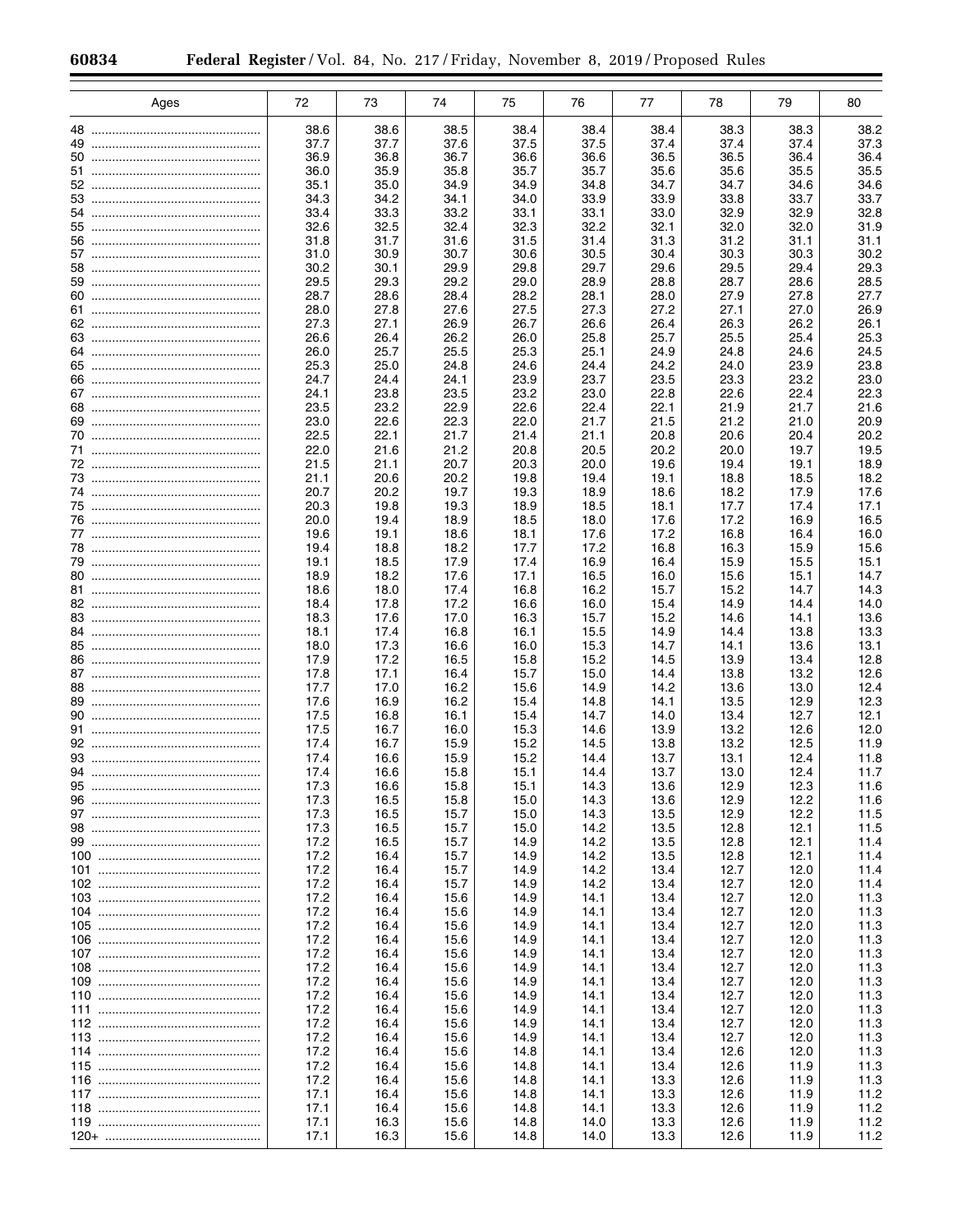| Ages | 72 | 73 | 74 | 75 | 76 | 77 | 78 | 79 | 80 |
|---|---|---|---|---|---|---|---|---|---|
| 48 | 38.6 | 38.6 | 38.5 | 38.4 | 38.4 | 38.4 | 38.3 | 38.3 | 38.2 |
| 49 | 37.7 | 37.7 | 37.6 | 37.5 | 37.5 | 37.4 | 37.4 | 37.4 | 37.3 |
| 50 | 36.9 | 36.8 | 36.7 | 36.6 | 36.6 | 36.5 | 36.5 | 36.4 | 36.4 |
| 51 | 36.0 | 35.9 | 35.8 | 35.7 | 35.7 | 35.6 | 35.6 | 35.5 | 35.5 |
| 52 | 35.1 | 35.0 | 34.9 | 34.9 | 34.8 | 34.7 | 34.7 | 34.6 | 34.6 |
| 53 | 34.3 | 34.2 | 34.1 | 34.0 | 33.9 | 33.9 | 33.8 | 33.7 | 33.7 |
| 54 | 33.4 | 33.3 | 33.2 | 33.1 | 33.1 | 33.0 | 32.9 | 32.9 | 32.8 |
| 55 | 32.6 | 32.5 | 32.4 | 32.3 | 32.2 | 32.1 | 32.0 | 32.0 | 31.9 |
| 56 | 31.8 | 31.7 | 31.6 | 31.5 | 31.4 | 31.3 | 31.2 | 31.1 | 31.1 |
| 57 | 31.0 | 30.9 | 30.7 | 30.6 | 30.5 | 30.4 | 30.3 | 30.3 | 30.2 |
| 58 | 30.2 | 30.1 | 29.9 | 29.8 | 29.7 | 29.6 | 29.5 | 29.4 | 29.3 |
| 59 | 29.5 | 29.3 | 29.2 | 29.0 | 28.9 | 28.8 | 28.7 | 28.6 | 28.5 |
| 60 | 28.7 | 28.6 | 28.4 | 28.2 | 28.1 | 28.0 | 27.9 | 27.8 | 27.7 |
| 61 | 28.0 | 27.8 | 27.6 | 27.5 | 27.3 | 27.2 | 27.1 | 27.0 | 26.9 |
| 62 | 27.3 | 27.1 | 26.9 | 26.7 | 26.6 | 26.4 | 26.3 | 26.2 | 26.1 |
| 63 | 26.6 | 26.4 | 26.2 | 26.0 | 25.8 | 25.7 | 25.5 | 25.4 | 25.3 |
| 64 | 26.0 | 25.7 | 25.5 | 25.3 | 25.1 | 24.9 | 24.8 | 24.6 | 24.5 |
| 65 | 25.3 | 25.0 | 24.8 | 24.6 | 24.4 | 24.2 | 24.0 | 23.9 | 23.8 |
| 66 | 24.7 | 24.4 | 24.1 | 23.9 | 23.7 | 23.5 | 23.3 | 23.2 | 23.0 |
| 67 | 24.1 | 23.8 | 23.5 | 23.2 | 23.0 | 22.8 | 22.6 | 22.4 | 22.3 |
| 68 | 23.5 | 23.2 | 22.9 | 22.6 | 22.4 | 22.1 | 21.9 | 21.7 | 21.6 |
| 69 | 23.0 | 22.6 | 22.3 | 22.0 | 21.7 | 21.5 | 21.2 | 21.0 | 20.9 |
| 70 | 22.5 | 22.1 | 21.7 | 21.4 | 21.1 | 20.8 | 20.6 | 20.4 | 20.2 |
| 71 | 22.0 | 21.6 | 21.2 | 20.8 | 20.5 | 20.2 | 20.0 | 19.7 | 19.5 |
| 72 | 21.5 | 21.1 | 20.7 | 20.3 | 20.0 | 19.6 | 19.4 | 19.1 | 18.9 |
| 73 | 21.1 | 20.6 | 20.2 | 19.8 | 19.4 | 19.1 | 18.8 | 18.5 | 18.2 |
| 74 | 20.7 | 20.2 | 19.7 | 19.3 | 18.9 | 18.6 | 18.2 | 17.9 | 17.6 |
| 75 | 20.3 | 19.8 | 19.3 | 18.9 | 18.5 | 18.1 | 17.7 | 17.4 | 17.1 |
| 76 | 20.0 | 19.4 | 18.9 | 18.5 | 18.0 | 17.6 | 17.2 | 16.9 | 16.5 |
| 77 | 19.6 | 19.1 | 18.6 | 18.1 | 17.6 | 17.2 | 16.8 | 16.4 | 16.0 |
| 78 | 19.4 | 18.8 | 18.2 | 17.7 | 17.2 | 16.8 | 16.3 | 15.9 | 15.6 |
| 79 | 19.1 | 18.5 | 17.9 | 17.4 | 16.9 | 16.4 | 15.9 | 15.5 | 15.1 |
| 80 | 18.9 | 18.2 | 17.6 | 17.1 | 16.5 | 16.0 | 15.6 | 15.1 | 14.7 |
| 81 | 18.6 | 18.0 | 17.4 | 16.8 | 16.2 | 15.7 | 15.2 | 14.7 | 14.3 |
| 82 | 18.4 | 17.8 | 17.2 | 16.6 | 16.0 | 15.4 | 14.9 | 14.4 | 14.0 |
| 83 | 18.3 | 17.6 | 17.0 | 16.3 | 15.7 | 15.2 | 14.6 | 14.1 | 13.6 |
| 84 | 18.1 | 17.4 | 16.8 | 16.1 | 15.5 | 14.9 | 14.4 | 13.8 | 13.3 |
| 85 | 18.0 | 17.3 | 16.6 | 16.0 | 15.3 | 14.7 | 14.1 | 13.6 | 13.1 |
| 86 | 17.9 | 17.2 | 16.5 | 15.8 | 15.2 | 14.5 | 13.9 | 13.4 | 12.8 |
| 87 | 17.8 | 17.1 | 16.4 | 15.7 | 15.0 | 14.4 | 13.8 | 13.2 | 12.6 |
| 88 | 17.7 | 17.0 | 16.2 | 15.6 | 14.9 | 14.2 | 13.6 | 13.0 | 12.4 |
| 89 | 17.6 | 16.9 | 16.2 | 15.4 | 14.8 | 14.1 | 13.5 | 12.9 | 12.3 |
| 90 | 17.5 | 16.8 | 16.1 | 15.4 | 14.7 | 14.0 | 13.4 | 12.7 | 12.1 |
| 91 | 17.5 | 16.7 | 16.0 | 15.3 | 14.6 | 13.9 | 13.2 | 12.6 | 12.0 |
| 92 | 17.4 | 16.7 | 15.9 | 15.2 | 14.5 | 13.8 | 13.2 | 12.5 | 11.9 |
| 93 | 17.4 | 16.6 | 15.9 | 15.2 | 14.4 | 13.7 | 13.1 | 12.4 | 11.8 |
| 94 | 17.4 | 16.6 | 15.8 | 15.1 | 14.4 | 13.7 | 13.0 | 12.4 | 11.7 |
| 95 | 17.3 | 16.6 | 15.8 | 15.1 | 14.3 | 13.6 | 12.9 | 12.3 | 11.6 |
| 96 | 17.3 | 16.5 | 15.8 | 15.0 | 14.3 | 13.6 | 12.9 | 12.2 | 11.6 |
| 97 | 17.3 | 16.5 | 15.7 | 15.0 | 14.3 | 13.5 | 12.9 | 12.2 | 11.5 |
| 98 | 17.3 | 16.5 | 15.7 | 15.0 | 14.2 | 13.5 | 12.8 | 12.1 | 11.5 |
| 99 | 17.2 | 16.5 | 15.7 | 14.9 | 14.2 | 13.5 | 12.8 | 12.1 | 11.4 |
| 100 | 17.2 | 16.4 | 15.7 | 14.9 | 14.2 | 13.5 | 12.8 | 12.1 | 11.4 |
| 101 | 17.2 | 16.4 | 15.7 | 14.9 | 14.2 | 13.4 | 12.7 | 12.0 | 11.4 |
| 102 | 17.2 | 16.4 | 15.7 | 14.9 | 14.2 | 13.4 | 12.7 | 12.0 | 11.4 |
| 103 | 17.2 | 16.4 | 15.6 | 14.9 | 14.1 | 13.4 | 12.7 | 12.0 | 11.3 |
| 104 | 17.2 | 16.4 | 15.6 | 14.9 | 14.1 | 13.4 | 12.7 | 12.0 | 11.3 |
| 105 | 17.2 | 16.4 | 15.6 | 14.9 | 14.1 | 13.4 | 12.7 | 12.0 | 11.3 |
| 106 | 17.2 | 16.4 | 15.6 | 14.9 | 14.1 | 13.4 | 12.7 | 12.0 | 11.3 |
| 107 | 17.2 | 16.4 | 15.6 | 14.9 | 14.1 | 13.4 | 12.7 | 12.0 | 11.3 |
| 108 | 17.2 | 16.4 | 15.6 | 14.9 | 14.1 | 13.4 | 12.7 | 12.0 | 11.3 |
| 109 | 17.2 | 16.4 | 15.6 | 14.9 | 14.1 | 13.4 | 12.7 | 12.0 | 11.3 |
| 110 | 17.2 | 16.4 | 15.6 | 14.9 | 14.1 | 13.4 | 12.7 | 12.0 | 11.3 |
| 111 | 17.2 | 16.4 | 15.6 | 14.9 | 14.1 | 13.4 | 12.7 | 12.0 | 11.3 |
| 112 | 17.2 | 16.4 | 15.6 | 14.9 | 14.1 | 13.4 | 12.7 | 12.0 | 11.3 |
| 113 | 17.2 | 16.4 | 15.6 | 14.9 | 14.1 | 13.4 | 12.7 | 12.0 | 11.3 |
| 114 | 17.2 | 16.4 | 15.6 | 14.8 | 14.1 | 13.4 | 12.6 | 12.0 | 11.3 |
| 115 | 17.2 | 16.4 | 15.6 | 14.8 | 14.1 | 13.4 | 12.6 | 11.9 | 11.3 |
| 116 | 17.2 | 16.4 | 15.6 | 14.8 | 14.1 | 13.3 | 12.6 | 11.9 | 11.3 |
| 117 | 17.1 | 16.4 | 15.6 | 14.8 | 14.1 | 13.3 | 12.6 | 11.9 | 11.2 |
| 118 | 17.1 | 16.4 | 15.6 | 14.8 | 14.1 | 13.3 | 12.6 | 11.9 | 11.2 |
| 119 | 17.1 | 16.3 | 15.6 | 14.8 | 14.0 | 13.3 | 12.6 | 11.9 | 11.2 |
| 120+ | 17.1 | 16.3 | 15.6 | 14.8 | 14.0 | 13.3 | 12.6 | 11.9 | 11.2 |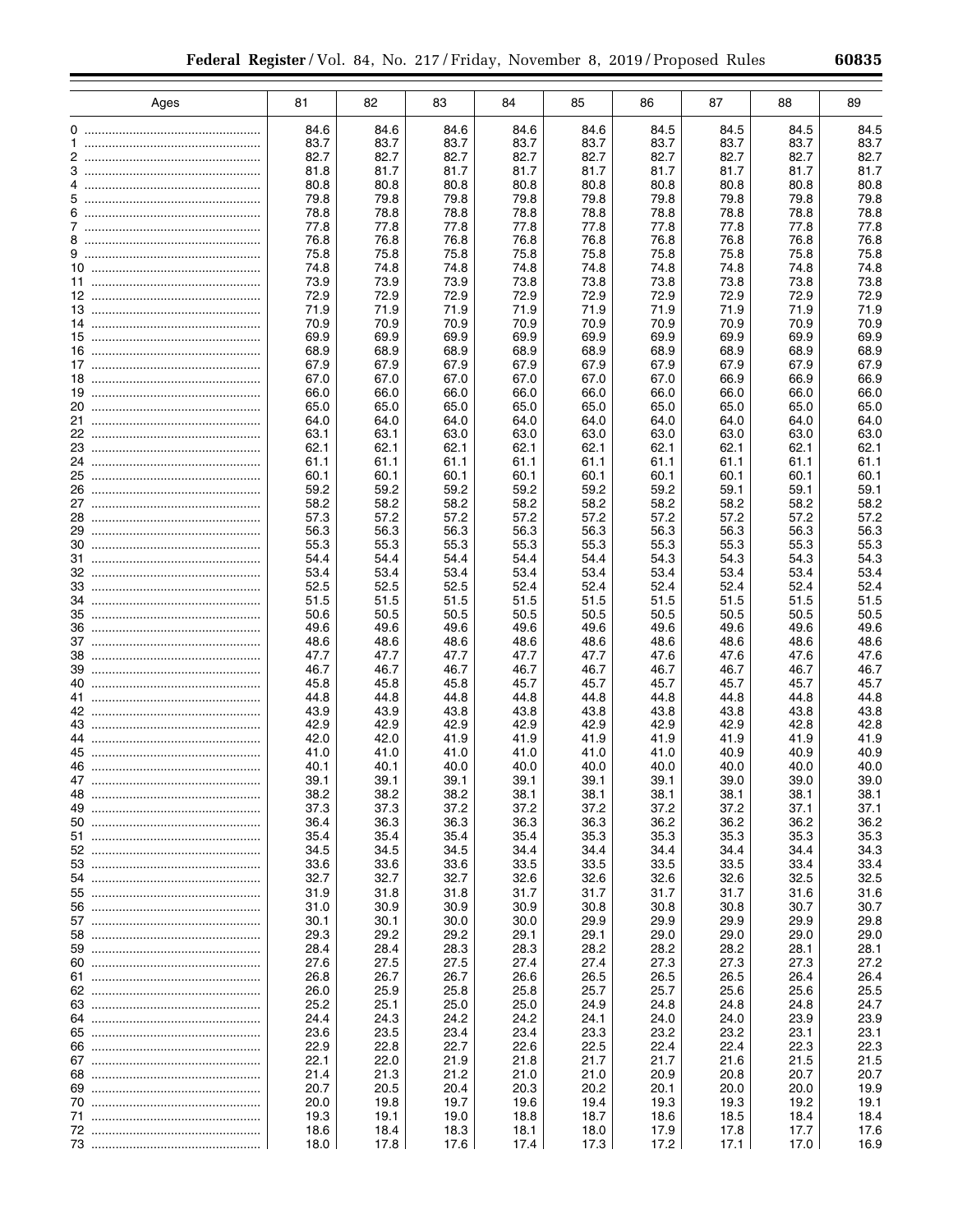| Ages | 81 | 82 | 83 | 84 | 85 | 86 | 87 | 88 | 89 |
|---|---|---|---|---|---|---|---|---|---|
| 0 | 84.6 | 84.6 | 84.6 | 84.6 | 84.6 | 84.5 | 84.5 | 84.5 | 84.5 |
| 1 | 83.7 | 83.7 | 83.7 | 83.7 | 83.7 | 83.7 | 83.7 | 83.7 | 83.7 |
| 2 | 82.7 | 82.7 | 82.7 | 82.7 | 82.7 | 82.7 | 82.7 | 82.7 | 82.7 |
| 3 | 81.8 | 81.7 | 81.7 | 81.7 | 81.7 | 81.7 | 81.7 | 81.7 | 81.7 |
| 4 | 80.8 | 80.8 | 80.8 | 80.8 | 80.8 | 80.8 | 80.8 | 80.8 | 80.8 |
| 5 | 79.8 | 79.8 | 79.8 | 79.8 | 79.8 | 79.8 | 79.8 | 79.8 | 79.8 |
| 6 | 78.8 | 78.8 | 78.8 | 78.8 | 78.8 | 78.8 | 78.8 | 78.8 | 78.8 |
| 7 | 77.8 | 77.8 | 77.8 | 77.8 | 77.8 | 77.8 | 77.8 | 77.8 | 77.8 |
| 8 | 76.8 | 76.8 | 76.8 | 76.8 | 76.8 | 76.8 | 76.8 | 76.8 | 76.8 |
| 9 | 75.8 | 75.8 | 75.8 | 75.8 | 75.8 | 75.8 | 75.8 | 75.8 | 75.8 |
| 10 | 74.8 | 74.8 | 74.8 | 74.8 | 74.8 | 74.8 | 74.8 | 74.8 | 74.8 |
| 11 | 73.9 | 73.9 | 73.9 | 73.8 | 73.8 | 73.8 | 73.8 | 73.8 | 73.8 |
| 12 | 72.9 | 72.9 | 72.9 | 72.9 | 72.9 | 72.9 | 72.9 | 72.9 | 72.9 |
| 13 | 71.9 | 71.9 | 71.9 | 71.9 | 71.9 | 71.9 | 71.9 | 71.9 | 71.9 |
| 14 | 70.9 | 70.9 | 70.9 | 70.9 | 70.9 | 70.9 | 70.9 | 70.9 | 70.9 |
| 15 | 69.9 | 69.9 | 69.9 | 69.9 | 69.9 | 69.9 | 69.9 | 69.9 | 69.9 |
| 16 | 68.9 | 68.9 | 68.9 | 68.9 | 68.9 | 68.9 | 68.9 | 68.9 | 68.9 |
| 17 | 67.9 | 67.9 | 67.9 | 67.9 | 67.9 | 67.9 | 67.9 | 67.9 | 67.9 |
| 18 | 67.0 | 67.0 | 67.0 | 67.0 | 67.0 | 67.0 | 66.9 | 66.9 | 66.9 |
| 19 | 66.0 | 66.0 | 66.0 | 66.0 | 66.0 | 66.0 | 66.0 | 66.0 | 66.0 |
| 20 | 65.0 | 65.0 | 65.0 | 65.0 | 65.0 | 65.0 | 65.0 | 65.0 | 65.0 |
| 21 | 64.0 | 64.0 | 64.0 | 64.0 | 64.0 | 64.0 | 64.0 | 64.0 | 64.0 |
| 22 | 63.1 | 63.1 | 63.0 | 63.0 | 63.0 | 63.0 | 63.0 | 63.0 | 63.0 |
| 23 | 62.1 | 62.1 | 62.1 | 62.1 | 62.1 | 62.1 | 62.1 | 62.1 | 62.1 |
| 24 | 61.1 | 61.1 | 61.1 | 61.1 | 61.1 | 61.1 | 61.1 | 61.1 | 61.1 |
| 25 | 60.1 | 60.1 | 60.1 | 60.1 | 60.1 | 60.1 | 60.1 | 60.1 | 60.1 |
| 26 | 59.2 | 59.2 | 59.2 | 59.2 | 59.2 | 59.2 | 59.1 | 59.1 | 59.1 |
| 27 | 58.2 | 58.2 | 58.2 | 58.2 | 58.2 | 58.2 | 58.2 | 58.2 | 58.2 |
| 28 | 57.3 | 57.2 | 57.2 | 57.2 | 57.2 | 57.2 | 57.2 | 57.2 | 57.2 |
| 29 | 56.3 | 56.3 | 56.3 | 56.3 | 56.3 | 56.3 | 56.3 | 56.3 | 56.3 |
| 30 | 55.3 | 55.3 | 55.3 | 55.3 | 55.3 | 55.3 | 55.3 | 55.3 | 55.3 |
| 31 | 54.4 | 54.4 | 54.4 | 54.4 | 54.4 | 54.3 | 54.3 | 54.3 | 54.3 |
| 32 | 53.4 | 53.4 | 53.4 | 53.4 | 53.4 | 53.4 | 53.4 | 53.4 | 53.4 |
| 33 | 52.5 | 52.5 | 52.5 | 52.4 | 52.4 | 52.4 | 52.4 | 52.4 | 52.4 |
| 34 | 51.5 | 51.5 | 51.5 | 51.5 | 51.5 | 51.5 | 51.5 | 51.5 | 51.5 |
| 35 | 50.6 | 50.5 | 50.5 | 50.5 | 50.5 | 50.5 | 50.5 | 50.5 | 50.5 |
| 36 | 49.6 | 49.6 | 49.6 | 49.6 | 49.6 | 49.6 | 49.6 | 49.6 | 49.6 |
| 37 | 48.6 | 48.6 | 48.6 | 48.6 | 48.6 | 48.6 | 48.6 | 48.6 | 48.6 |
| 38 | 47.7 | 47.7 | 47.7 | 47.7 | 47.7 | 47.6 | 47.6 | 47.6 | 47.6 |
| 39 | 46.7 | 46.7 | 46.7 | 46.7 | 46.7 | 46.7 | 46.7 | 46.7 | 46.7 |
| 40 | 45.8 | 45.8 | 45.8 | 45.7 | 45.7 | 45.7 | 45.7 | 45.7 | 45.7 |
| 41 | 44.8 | 44.8 | 44.8 | 44.8 | 44.8 | 44.8 | 44.8 | 44.8 | 44.8 |
| 42 | 43.9 | 43.9 | 43.8 | 43.8 | 43.8 | 43.8 | 43.8 | 43.8 | 43.8 |
| 43 | 42.9 | 42.9 | 42.9 | 42.9 | 42.9 | 42.9 | 42.9 | 42.8 | 42.8 |
| 44 | 42.0 | 42.0 | 41.9 | 41.9 | 41.9 | 41.9 | 41.9 | 41.9 | 41.9 |
| 45 | 41.0 | 41.0 | 41.0 | 41.0 | 41.0 | 41.0 | 40.9 | 40.9 | 40.9 |
| 46 | 40.1 | 40.1 | 40.0 | 40.0 | 40.0 | 40.0 | 40.0 | 40.0 | 40.0 |
| 47 | 39.1 | 39.1 | 39.1 | 39.1 | 39.1 | 39.1 | 39.0 | 39.0 | 39.0 |
| 48 | 38.2 | 38.2 | 38.2 | 38.1 | 38.1 | 38.1 | 38.1 | 38.1 | 38.1 |
| 49 | 37.3 | 37.3 | 37.2 | 37.2 | 37.2 | 37.2 | 37.2 | 37.1 | 37.1 |
| 50 | 36.4 | 36.3 | 36.3 | 36.3 | 36.3 | 36.2 | 36.2 | 36.2 | 36.2 |
| 51 | 35.4 | 35.4 | 35.4 | 35.4 | 35.3 | 35.3 | 35.3 | 35.3 | 35.3 |
| 52 | 34.5 | 34.5 | 34.5 | 34.4 | 34.4 | 34.4 | 34.4 | 34.4 | 34.3 |
| 53 | 33.6 | 33.6 | 33.6 | 33.5 | 33.5 | 33.5 | 33.5 | 33.4 | 33.4 |
| 54 | 32.7 | 32.7 | 32.7 | 32.6 | 32.6 | 32.6 | 32.6 | 32.5 | 32.5 |
| 55 | 31.9 | 31.8 | 31.8 | 31.7 | 31.7 | 31.7 | 31.7 | 31.6 | 31.6 |
| 56 | 31.0 | 30.9 | 30.9 | 30.9 | 30.8 | 30.8 | 30.8 | 30.7 | 30.7 |
| 57 | 30.1 | 30.1 | 30.0 | 30.0 | 29.9 | 29.9 | 29.9 | 29.9 | 29.8 |
| 58 | 29.3 | 29.2 | 29.2 | 29.1 | 29.1 | 29.0 | 29.0 | 29.0 | 29.0 |
| 59 | 28.4 | 28.4 | 28.3 | 28.3 | 28.2 | 28.2 | 28.2 | 28.1 | 28.1 |
| 60 | 27.6 | 27.5 | 27.5 | 27.4 | 27.4 | 27.3 | 27.3 | 27.3 | 27.2 |
| 61 | 26.8 | 26.7 | 26.7 | 26.6 | 26.5 | 26.5 | 26.5 | 26.4 | 26.4 |
| 62 | 26.0 | 25.9 | 25.8 | 25.8 | 25.7 | 25.7 | 25.6 | 25.6 | 25.5 |
| 63 | 25.2 | 25.1 | 25.0 | 25.0 | 24.9 | 24.8 | 24.8 | 24.8 | 24.7 |
| 64 | 24.4 | 24.3 | 24.2 | 24.2 | 24.1 | 24.0 | 24.0 | 23.9 | 23.9 |
| 65 | 23.6 | 23.5 | 23.4 | 23.4 | 23.3 | 23.2 | 23.2 | 23.1 | 23.1 |
| 66 | 22.9 | 22.8 | 22.7 | 22.6 | 22.5 | 22.4 | 22.4 | 22.3 | 22.3 |
| 67 | 22.1 | 22.0 | 21.9 | 21.8 | 21.7 | 21.7 | 21.6 | 21.5 | 21.5 |
| 68 | 21.4 | 21.3 | 21.2 | 21.0 | 21.0 | 20.9 | 20.8 | 20.7 | 20.7 |
| 69 | 20.7 | 20.5 | 20.4 | 20.3 | 20.2 | 20.1 | 20.0 | 20.0 | 19.9 |
| 70 | 20.0 | 19.8 | 19.7 | 19.6 | 19.4 | 19.3 | 19.3 | 19.2 | 19.1 |
| 71 | 19.3 | 19.1 | 19.0 | 18.8 | 18.7 | 18.6 | 18.5 | 18.4 | 18.4 |
| 72 | 18.6 | 18.4 | 18.3 | 18.1 | 18.0 | 17.9 | 17.8 | 17.7 | 17.6 |
| 73 | 18.0 | 17.8 | 17.6 | 17.4 | 17.3 | 17.2 | 17.1 | 17.0 | 16.9 |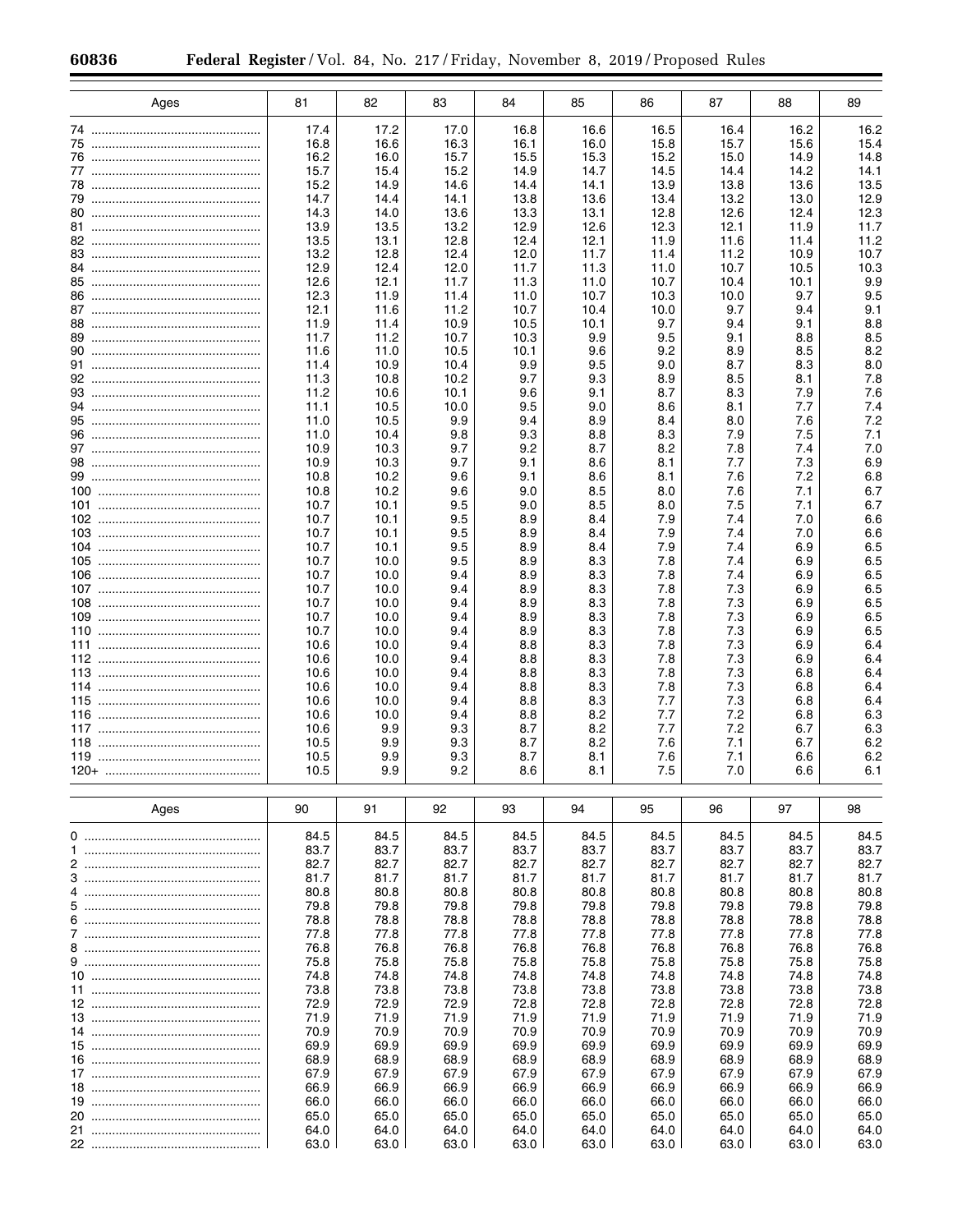| Ages | 81 | 82 | 83 | 84 | 85 | 86 | 87 | 88 | 89 |
|---|---|---|---|---|---|---|---|---|---|
| 74 | 17.4 | 17.2 | 17.0 | 16.8 | 16.6 | 16.5 | 16.4 | 16.2 | 16.2 |
| 75 | 16.8 | 16.6 | 16.3 | 16.1 | 16.0 | 15.8 | 15.7 | 15.6 | 15.4 |
| 76 | 16.2 | 16.0 | 15.7 | 15.5 | 15.3 | 15.2 | 15.0 | 14.9 | 14.8 |
| 77 | 15.7 | 15.4 | 15.2 | 14.9 | 14.7 | 14.5 | 14.4 | 14.2 | 14.1 |
| 78 | 15.2 | 14.9 | 14.6 | 14.4 | 14.1 | 13.9 | 13.8 | 13.6 | 13.5 |
| 79 | 14.7 | 14.4 | 14.1 | 13.8 | 13.6 | 13.4 | 13.2 | 13.0 | 12.9 |
| 80 | 14.3 | 14.0 | 13.6 | 13.3 | 13.1 | 12.8 | 12.6 | 12.4 | 12.3 |
| 81 | 13.9 | 13.5 | 13.2 | 12.9 | 12.6 | 12.3 | 12.1 | 11.9 | 11.7 |
| 82 | 13.5 | 13.1 | 12.8 | 12.4 | 12.1 | 11.9 | 11.6 | 11.4 | 11.2 |
| 83 | 13.2 | 12.8 | 12.4 | 12.0 | 11.7 | 11.4 | 11.2 | 10.9 | 10.7 |
| 84 | 12.9 | 12.4 | 12.0 | 11.7 | 11.3 | 11.0 | 10.7 | 10.5 | 10.3 |
| 85 | 12.6 | 12.1 | 11.7 | 11.3 | 11.0 | 10.7 | 10.4 | 10.1 | 9.9 |
| 86 | 12.3 | 11.9 | 11.4 | 11.0 | 10.7 | 10.3 | 10.0 | 9.7 | 9.5 |
| 87 | 12.1 | 11.6 | 11.2 | 10.7 | 10.4 | 10.0 | 9.7 | 9.4 | 9.1 |
| 88 | 11.9 | 11.4 | 10.9 | 10.5 | 10.1 | 9.7 | 9.4 | 9.1 | 8.8 |
| 89 | 11.7 | 11.2 | 10.7 | 10.3 | 9.9 | 9.5 | 9.1 | 8.8 | 8.5 |
| 90 | 11.6 | 11.0 | 10.5 | 10.1 | 9.6 | 9.2 | 8.9 | 8.5 | 8.2 |
| 91 | 11.4 | 10.9 | 10.4 | 9.9 | 9.5 | 9.0 | 8.7 | 8.3 | 8.0 |
| 92 | 11.3 | 10.8 | 10.2 | 9.7 | 9.3 | 8.9 | 8.5 | 8.1 | 7.8 |
| 93 | 11.2 | 10.6 | 10.1 | 9.6 | 9.1 | 8.7 | 8.3 | 7.9 | 7.6 |
| 94 | 11.1 | 10.5 | 10.0 | 9.5 | 9.0 | 8.6 | 8.1 | 7.7 | 7.4 |
| 95 | 11.0 | 10.5 | 9.9 | 9.4 | 8.9 | 8.4 | 8.0 | 7.6 | 7.2 |
| 96 | 11.0 | 10.4 | 9.8 | 9.3 | 8.8 | 8.3 | 7.9 | 7.5 | 7.1 |
| 97 | 10.9 | 10.3 | 9.7 | 9.2 | 8.7 | 8.2 | 7.8 | 7.4 | 7.0 |
| 98 | 10.9 | 10.3 | 9.7 | 9.1 | 8.6 | 8.1 | 7.7 | 7.3 | 6.9 |
| 99 | 10.8 | 10.2 | 9.6 | 9.1 | 8.6 | 8.1 | 7.6 | 7.2 | 6.8 |
| 100 | 10.8 | 10.2 | 9.6 | 9.0 | 8.5 | 8.0 | 7.6 | 7.1 | 6.7 |
| 101 | 10.7 | 10.1 | 9.5 | 9.0 | 8.5 | 8.0 | 7.5 | 7.1 | 6.7 |
| 102 | 10.7 | 10.1 | 9.5 | 8.9 | 8.4 | 7.9 | 7.4 | 7.0 | 6.6 |
| 103 | 10.7 | 10.1 | 9.5 | 8.9 | 8.4 | 7.9 | 7.4 | 7.0 | 6.6 |
| 104 | 10.7 | 10.1 | 9.5 | 8.9 | 8.4 | 7.9 | 7.4 | 6.9 | 6.5 |
| 105 | 10.7 | 10.0 | 9.5 | 8.9 | 8.3 | 7.8 | 7.4 | 6.9 | 6.5 |
| 106 | 10.7 | 10.0 | 9.4 | 8.9 | 8.3 | 7.8 | 7.4 | 6.9 | 6.5 |
| 107 | 10.7 | 10.0 | 9.4 | 8.9 | 8.3 | 7.8 | 7.3 | 6.9 | 6.5 |
| 108 | 10.7 | 10.0 | 9.4 | 8.9 | 8.3 | 7.8 | 7.3 | 6.9 | 6.5 |
| 109 | 10.7 | 10.0 | 9.4 | 8.9 | 8.3 | 7.8 | 7.3 | 6.9 | 6.5 |
| 110 | 10.7 | 10.0 | 9.4 | 8.9 | 8.3 | 7.8 | 7.3 | 6.9 | 6.5 |
| 111 | 10.6 | 10.0 | 9.4 | 8.8 | 8.3 | 7.8 | 7.3 | 6.9 | 6.4 |
| 112 | 10.6 | 10.0 | 9.4 | 8.8 | 8.3 | 7.8 | 7.3 | 6.9 | 6.4 |
| 113 | 10.6 | 10.0 | 9.4 | 8.8 | 8.3 | 7.8 | 7.3 | 6.8 | 6.4 |
| 114 | 10.6 | 10.0 | 9.4 | 8.8 | 8.3 | 7.8 | 7.3 | 6.8 | 6.4 |
| 115 | 10.6 | 10.0 | 9.4 | 8.8 | 8.3 | 7.7 | 7.3 | 6.8 | 6.4 |
| 116 | 10.6 | 10.0 | 9.4 | 8.8 | 8.2 | 7.7 | 7.2 | 6.8 | 6.3 |
| 117 | 10.6 | 9.9 | 9.3 | 8.7 | 8.2 | 7.7 | 7.2 | 6.7 | 6.3 |
| 118 | 10.5 | 9.9 | 9.3 | 8.7 | 8.2 | 7.6 | 7.1 | 6.7 | 6.2 |
| 119 | 10.5 | 9.9 | 9.3 | 8.7 | 8.1 | 7.6 | 7.1 | 6.6 | 6.2 |
| 120+ | 10.5 | 9.9 | 9.2 | 8.6 | 8.1 | 7.5 | 7.0 | 6.6 | 6.1 |

| Ages | 90 | 91 | 92 | 93 | 94 | 95 | 96 | 97 | 98 |
|---|---|---|---|---|---|---|---|---|---|
| 0 | 84.5 | 84.5 | 84.5 | 84.5 | 84.5 | 84.5 | 84.5 | 84.5 | 84.5 |
| 1 | 83.7 | 83.7 | 83.7 | 83.7 | 83.7 | 83.7 | 83.7 | 83.7 | 83.7 |
| 2 | 82.7 | 82.7 | 82.7 | 82.7 | 82.7 | 82.7 | 82.7 | 82.7 | 82.7 |
| 3 | 81.7 | 81.7 | 81.7 | 81.7 | 81.7 | 81.7 | 81.7 | 81.7 | 81.7 |
| 4 | 80.8 | 80.8 | 80.8 | 80.8 | 80.8 | 80.8 | 80.8 | 80.8 | 80.8 |
| 5 | 79.8 | 79.8 | 79.8 | 79.8 | 79.8 | 79.8 | 79.8 | 79.8 | 79.8 |
| 6 | 78.8 | 78.8 | 78.8 | 78.8 | 78.8 | 78.8 | 78.8 | 78.8 | 78.8 |
| 7 | 77.8 | 77.8 | 77.8 | 77.8 | 77.8 | 77.8 | 77.8 | 77.8 | 77.8 |
| 8 | 76.8 | 76.8 | 76.8 | 76.8 | 76.8 | 76.8 | 76.8 | 76.8 | 76.8 |
| 9 | 75.8 | 75.8 | 75.8 | 75.8 | 75.8 | 75.8 | 75.8 | 75.8 | 75.8 |
| 10 | 74.8 | 74.8 | 74.8 | 74.8 | 74.8 | 74.8 | 74.8 | 74.8 | 74.8 |
| 11 | 73.8 | 73.8 | 73.8 | 73.8 | 73.8 | 73.8 | 73.8 | 73.8 | 73.8 |
| 12 | 72.9 | 72.9 | 72.9 | 72.8 | 72.8 | 72.8 | 72.8 | 72.8 | 72.8 |
| 13 | 71.9 | 71.9 | 71.9 | 71.9 | 71.9 | 71.9 | 71.9 | 71.9 | 71.9 |
| 14 | 70.9 | 70.9 | 70.9 | 70.9 | 70.9 | 70.9 | 70.9 | 70.9 | 70.9 |
| 15 | 69.9 | 69.9 | 69.9 | 69.9 | 69.9 | 69.9 | 69.9 | 69.9 | 69.9 |
| 16 | 68.9 | 68.9 | 68.9 | 68.9 | 68.9 | 68.9 | 68.9 | 68.9 | 68.9 |
| 17 | 67.9 | 67.9 | 67.9 | 67.9 | 67.9 | 67.9 | 67.9 | 67.9 | 67.9 |
| 18 | 66.9 | 66.9 | 66.9 | 66.9 | 66.9 | 66.9 | 66.9 | 66.9 | 66.9 |
| 19 | 66.0 | 66.0 | 66.0 | 66.0 | 66.0 | 66.0 | 66.0 | 66.0 | 66.0 |
| 20 | 65.0 | 65.0 | 65.0 | 65.0 | 65.0 | 65.0 | 65.0 | 65.0 | 65.0 |
| 21 | 64.0 | 64.0 | 64.0 | 64.0 | 64.0 | 64.0 | 64.0 | 64.0 | 64.0 |
| 22 | 63.0 | 63.0 | 63.0 | 63.0 | 63.0 | 63.0 | 63.0 | 63.0 | 63.0 |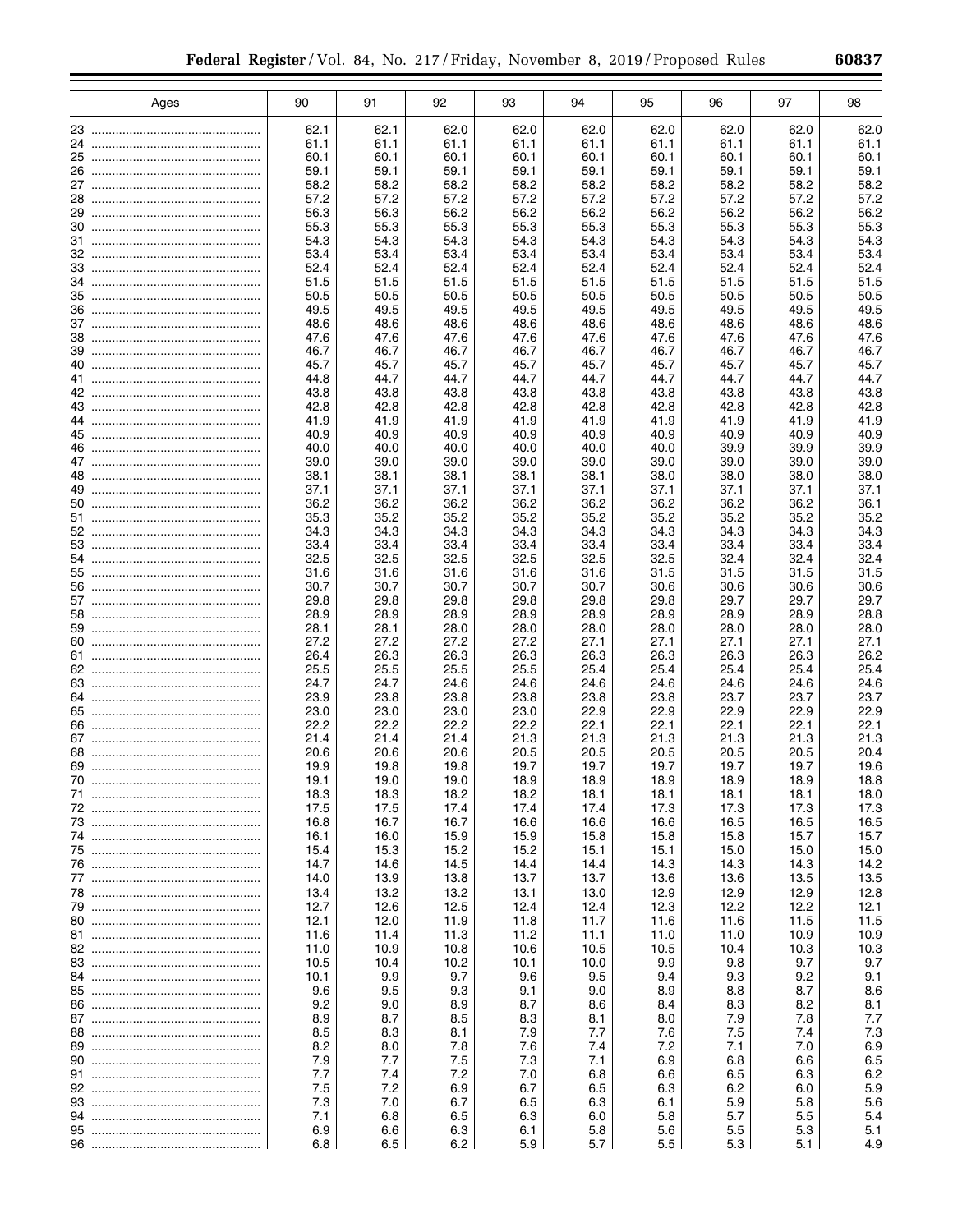| Ages | 90 | 91 | 92 | 93 | 94 | 95 | 96 | 97 | 98 |
|---|---|---|---|---|---|---|---|---|---|
| 23 | 62.1 | 62.1 | 62.0 | 62.0 | 62.0 | 62.0 | 62.0 | 62.0 | 62.0 |
| 24 | 61.1 | 61.1 | 61.1 | 61.1 | 61.1 | 61.1 | 61.1 | 61.1 | 61.1 |
| 25 | 60.1 | 60.1 | 60.1 | 60.1 | 60.1 | 60.1 | 60.1 | 60.1 | 60.1 |
| 26 | 59.1 | 59.1 | 59.1 | 59.1 | 59.1 | 59.1 | 59.1 | 59.1 | 59.1 |
| 27 | 58.2 | 58.2 | 58.2 | 58.2 | 58.2 | 58.2 | 58.2 | 58.2 | 58.2 |
| 28 | 57.2 | 57.2 | 57.2 | 57.2 | 57.2 | 57.2 | 57.2 | 57.2 | 57.2 |
| 29 | 56.3 | 56.3 | 56.2 | 56.2 | 56.2 | 56.2 | 56.2 | 56.2 | 56.2 |
| 30 | 55.3 | 55.3 | 55.3 | 55.3 | 55.3 | 55.3 | 55.3 | 55.3 | 55.3 |
| 31 | 54.3 | 54.3 | 54.3 | 54.3 | 54.3 | 54.3 | 54.3 | 54.3 | 54.3 |
| 32 | 53.4 | 53.4 | 53.4 | 53.4 | 53.4 | 53.4 | 53.4 | 53.4 | 53.4 |
| 33 | 52.4 | 52.4 | 52.4 | 52.4 | 52.4 | 52.4 | 52.4 | 52.4 | 52.4 |
| 34 | 51.5 | 51.5 | 51.5 | 51.5 | 51.5 | 51.5 | 51.5 | 51.5 | 51.5 |
| 35 | 50.5 | 50.5 | 50.5 | 50.5 | 50.5 | 50.5 | 50.5 | 50.5 | 50.5 |
| 36 | 49.5 | 49.5 | 49.5 | 49.5 | 49.5 | 49.5 | 49.5 | 49.5 | 49.5 |
| 37 | 48.6 | 48.6 | 48.6 | 48.6 | 48.6 | 48.6 | 48.6 | 48.6 | 48.6 |
| 38 | 47.6 | 47.6 | 47.6 | 47.6 | 47.6 | 47.6 | 47.6 | 47.6 | 47.6 |
| 39 | 46.7 | 46.7 | 46.7 | 46.7 | 46.7 | 46.7 | 46.7 | 46.7 | 46.7 |
| 40 | 45.7 | 45.7 | 45.7 | 45.7 | 45.7 | 45.7 | 45.7 | 45.7 | 45.7 |
| 41 | 44.8 | 44.7 | 44.7 | 44.7 | 44.7 | 44.7 | 44.7 | 44.7 | 44.7 |
| 42 | 43.8 | 43.8 | 43.8 | 43.8 | 43.8 | 43.8 | 43.8 | 43.8 | 43.8 |
| 43 | 42.8 | 42.8 | 42.8 | 42.8 | 42.8 | 42.8 | 42.8 | 42.8 | 42.8 |
| 44 | 41.9 | 41.9 | 41.9 | 41.9 | 41.9 | 41.9 | 41.9 | 41.9 | 41.9 |
| 45 | 40.9 | 40.9 | 40.9 | 40.9 | 40.9 | 40.9 | 40.9 | 40.9 | 40.9 |
| 46 | 40.0 | 40.0 | 40.0 | 40.0 | 40.0 | 40.0 | 39.9 | 39.9 | 39.9 |
| 47 | 39.0 | 39.0 | 39.0 | 39.0 | 39.0 | 39.0 | 39.0 | 39.0 | 39.0 |
| 48 | 38.1 | 38.1 | 38.1 | 38.1 | 38.1 | 38.0 | 38.0 | 38.0 | 38.0 |
| 49 | 37.1 | 37.1 | 37.1 | 37.1 | 37.1 | 37.1 | 37.1 | 37.1 | 37.1 |
| 50 | 36.2 | 36.2 | 36.2 | 36.2 | 36.2 | 36.2 | 36.2 | 36.2 | 36.1 |
| 51 | 35.3 | 35.2 | 35.2 | 35.2 | 35.2 | 35.2 | 35.2 | 35.2 | 35.2 |
| 52 | 34.3 | 34.3 | 34.3 | 34.3 | 34.3 | 34.3 | 34.3 | 34.3 | 34.3 |
| 53 | 33.4 | 33.4 | 33.4 | 33.4 | 33.4 | 33.4 | 33.4 | 33.4 | 33.4 |
| 54 | 32.5 | 32.5 | 32.5 | 32.5 | 32.5 | 32.5 | 32.4 | 32.4 | 32.4 |
| 55 | 31.6 | 31.6 | 31.6 | 31.6 | 31.6 | 31.5 | 31.5 | 31.5 | 31.5 |
| 56 | 30.7 | 30.7 | 30.7 | 30.7 | 30.7 | 30.6 | 30.6 | 30.6 | 30.6 |
| 57 | 29.8 | 29.8 | 29.8 | 29.8 | 29.8 | 29.8 | 29.7 | 29.7 | 29.7 |
| 58 | 28.9 | 28.9 | 28.9 | 28.9 | 28.9 | 28.9 | 28.9 | 28.9 | 28.8 |
| 59 | 28.1 | 28.1 | 28.0 | 28.0 | 28.0 | 28.0 | 28.0 | 28.0 | 28.0 |
| 60 | 27.2 | 27.2 | 27.2 | 27.2 | 27.1 | 27.1 | 27.1 | 27.1 | 27.1 |
| 61 | 26.4 | 26.3 | 26.3 | 26.3 | 26.3 | 26.3 | 26.3 | 26.3 | 26.2 |
| 62 | 25.5 | 25.5 | 25.5 | 25.5 | 25.4 | 25.4 | 25.4 | 25.4 | 25.4 |
| 63 | 24.7 | 24.7 | 24.6 | 24.6 | 24.6 | 24.6 | 24.6 | 24.6 | 24.6 |
| 64 | 23.9 | 23.8 | 23.8 | 23.8 | 23.8 | 23.8 | 23.7 | 23.7 | 23.7 |
| 65 | 23.0 | 23.0 | 23.0 | 23.0 | 22.9 | 22.9 | 22.9 | 22.9 | 22.9 |
| 66 | 22.2 | 22.2 | 22.2 | 22.2 | 22.1 | 22.1 | 22.1 | 22.1 | 22.1 |
| 67 | 21.4 | 21.4 | 21.4 | 21.3 | 21.3 | 21.3 | 21.3 | 21.3 | 21.3 |
| 68 | 20.6 | 20.6 | 20.6 | 20.5 | 20.5 | 20.5 | 20.5 | 20.5 | 20.4 |
| 69 | 19.9 | 19.8 | 19.8 | 19.7 | 19.7 | 19.7 | 19.7 | 19.7 | 19.6 |
| 70 | 19.1 | 19.0 | 19.0 | 18.9 | 18.9 | 18.9 | 18.9 | 18.9 | 18.8 |
| 71 | 18.3 | 18.3 | 18.2 | 18.2 | 18.1 | 18.1 | 18.1 | 18.1 | 18.0 |
| 72 | 17.5 | 17.5 | 17.4 | 17.4 | 17.4 | 17.3 | 17.3 | 17.3 | 17.3 |
| 73 | 16.8 | 16.7 | 16.7 | 16.6 | 16.6 | 16.6 | 16.5 | 16.5 | 16.5 |
| 74 | 16.1 | 16.0 | 15.9 | 15.9 | 15.8 | 15.8 | 15.8 | 15.7 | 15.7 |
| 75 | 15.4 | 15.3 | 15.2 | 15.2 | 15.1 | 15.1 | 15.0 | 15.0 | 15.0 |
| 76 | 14.7 | 14.6 | 14.5 | 14.4 | 14.4 | 14.3 | 14.3 | 14.3 | 14.2 |
| 77 | 14.0 | 13.9 | 13.8 | 13.7 | 13.7 | 13.6 | 13.6 | 13.5 | 13.5 |
| 78 | 13.4 | 13.2 | 13.2 | 13.1 | 13.0 | 12.9 | 12.9 | 12.9 | 12.8 |
| 79 | 12.7 | 12.6 | 12.5 | 12.4 | 12.4 | 12.3 | 12.2 | 12.2 | 12.1 |
| 80 | 12.1 | 12.0 | 11.9 | 11.8 | 11.7 | 11.6 | 11.6 | 11.5 | 11.5 |
| 81 | 11.6 | 11.4 | 11.3 | 11.2 | 11.1 | 11.0 | 11.0 | 10.9 | 10.9 |
| 82 | 11.0 | 10.9 | 10.8 | 10.6 | 10.5 | 10.5 | 10.4 | 10.3 | 10.3 |
| 83 | 10.5 | 10.4 | 10.2 | 10.1 | 10.0 | 9.9 | 9.8 | 9.7 | 9.7 |
| 84 | 10.1 | 9.9 | 9.7 | 9.6 | 9.5 | 9.4 | 9.3 | 9.2 | 9.1 |
| 85 | 9.6 | 9.5 | 9.3 | 9.1 | 9.0 | 8.9 | 8.8 | 8.7 | 8.6 |
| 86 | 9.2 | 9.0 | 8.9 | 8.7 | 8.6 | 8.4 | 8.3 | 8.2 | 8.1 |
| 87 | 8.9 | 8.7 | 8.5 | 8.3 | 8.1 | 8.0 | 7.9 | 7.8 | 7.7 |
| 88 | 8.5 | 8.3 | 8.1 | 7.9 | 7.7 | 7.6 | 7.5 | 7.4 | 7.3 |
| 89 | 8.2 | 8.0 | 7.8 | 7.6 | 7.4 | 7.2 | 7.1 | 7.0 | 6.9 |
| 90 | 7.9 | 7.7 | 7.5 | 7.3 | 7.1 | 6.9 | 6.8 | 6.6 | 6.5 |
| 91 | 7.7 | 7.4 | 7.2 | 7.0 | 6.8 | 6.6 | 6.5 | 6.3 | 6.2 |
| 92 | 7.5 | 7.2 | 6.9 | 6.7 | 6.5 | 6.3 | 6.2 | 6.0 | 5.9 |
| 93 | 7.3 | 7.0 | 6.7 | 6.5 | 6.3 | 6.1 | 5.9 | 5.8 | 5.6 |
| 94 | 7.1 | 6.8 | 6.5 | 6.3 | 6.0 | 5.8 | 5.7 | 5.5 | 5.4 |
| 95 | 6.9 | 6.6 | 6.3 | 6.1 | 5.8 | 5.6 | 5.5 | 5.3 | 5.1 |
| 96 | 6.8 | 6.5 | 6.2 | 5.9 | 5.7 | 5.5 | 5.3 | 5.1 | 4.9 |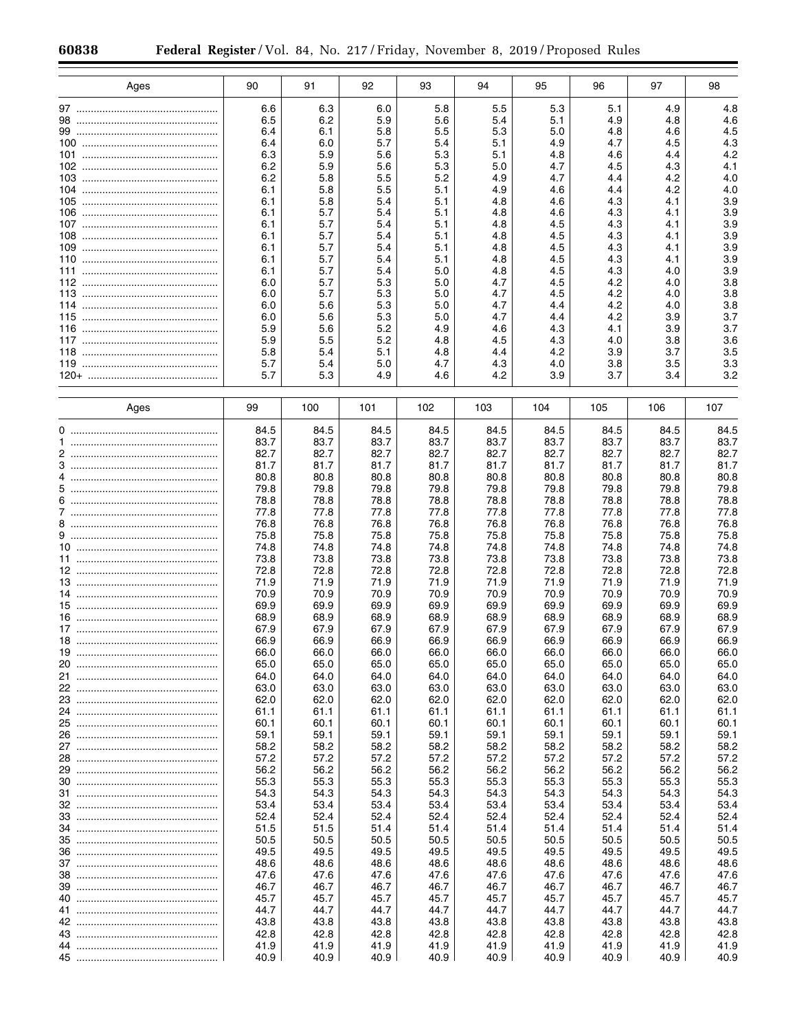| Ages | 90 | 91 | 92 | 93 | 94 | 95 | 96 | 97 | 98 |
|---|---|---|---|---|---|---|---|---|---|
| 97 | 6.6 | 6.3 | 6.0 | 5.8 | 5.5 | 5.3 | 5.1 | 4.9 | 4.8 |
| 98 | 6.5 | 6.2 | 5.9 | 5.6 | 5.4 | 5.1 | 4.9 | 4.8 | 4.6 |
| 99 | 6.4 | 6.1 | 5.8 | 5.5 | 5.3 | 5.0 | 4.8 | 4.6 | 4.5 |
| 100 | 6.4 | 6.0 | 5.7 | 5.4 | 5.1 | 4.9 | 4.7 | 4.5 | 4.3 |
| 101 | 6.3 | 5.9 | 5.6 | 5.3 | 5.1 | 4.8 | 4.6 | 4.4 | 4.2 |
| 102 | 6.2 | 5.9 | 5.6 | 5.3 | 5.0 | 4.7 | 4.5 | 4.3 | 4.1 |
| 103 | 6.2 | 5.8 | 5.5 | 5.2 | 4.9 | 4.7 | 4.4 | 4.2 | 4.0 |
| 104 | 6.1 | 5.8 | 5.5 | 5.1 | 4.9 | 4.6 | 4.4 | 4.2 | 4.0 |
| 105 | 6.1 | 5.8 | 5.4 | 5.1 | 4.8 | 4.6 | 4.3 | 4.1 | 3.9 |
| 106 | 6.1 | 5.7 | 5.4 | 5.1 | 4.8 | 4.6 | 4.3 | 4.1 | 3.9 |
| 107 | 6.1 | 5.7 | 5.4 | 5.1 | 4.8 | 4.5 | 4.3 | 4.1 | 3.9 |
| 108 | 6.1 | 5.7 | 5.4 | 5.1 | 4.8 | 4.5 | 4.3 | 4.1 | 3.9 |
| 109 | 6.1 | 5.7 | 5.4 | 5.1 | 4.8 | 4.5 | 4.3 | 4.1 | 3.9 |
| 110 | 6.1 | 5.7 | 5.4 | 5.1 | 4.8 | 4.5 | 4.3 | 4.1 | 3.9 |
| 111 | 6.1 | 5.7 | 5.4 | 5.0 | 4.8 | 4.5 | 4.3 | 4.0 | 3.9 |
| 112 | 6.0 | 5.7 | 5.3 | 5.0 | 4.7 | 4.5 | 4.2 | 4.0 | 3.8 |
| 113 | 6.0 | 5.7 | 5.3 | 5.0 | 4.7 | 4.5 | 4.2 | 4.0 | 3.8 |
| 114 | 6.0 | 5.6 | 5.3 | 5.0 | 4.7 | 4.4 | 4.2 | 4.0 | 3.8 |
| 115 | 6.0 | 5.6 | 5.3 | 5.0 | 4.7 | 4.4 | 4.2 | 3.9 | 3.7 |
| 116 | 5.9 | 5.6 | 5.2 | 4.9 | 4.6 | 4.3 | 4.1 | 3.9 | 3.7 |
| 117 | 5.9 | 5.5 | 5.2 | 4.8 | 4.5 | 4.3 | 4.0 | 3.8 | 3.6 |
| 118 | 5.8 | 5.4 | 5.1 | 4.8 | 4.4 | 4.2 | 3.9 | 3.7 | 3.5 |
| 119 | 5.7 | 5.4 | 5.0 | 4.7 | 4.3 | 4.0 | 3.8 | 3.5 | 3.3 |
| 120+ | 5.7 | 5.3 | 4.9 | 4.6 | 4.2 | 3.9 | 3.7 | 3.4 | 3.2 |

| Ages | 99 | 100 | 101 | 102 | 103 | 104 | 105 | 106 | 107 |
|---|---|---|---|---|---|---|---|---|---|
| 0 | 84.5 | 84.5 | 84.5 | 84.5 | 84.5 | 84.5 | 84.5 | 84.5 | 84.5 |
| 1 | 83.7 | 83.7 | 83.7 | 83.7 | 83.7 | 83.7 | 83.7 | 83.7 | 83.7 |
| 2 | 82.7 | 82.7 | 82.7 | 82.7 | 82.7 | 82.7 | 82.7 | 82.7 | 82.7 |
| 3 | 81.7 | 81.7 | 81.7 | 81.7 | 81.7 | 81.7 | 81.7 | 81.7 | 81.7 |
| 4 | 80.8 | 80.8 | 80.8 | 80.8 | 80.8 | 80.8 | 80.8 | 80.8 | 80.8 |
| 5 | 79.8 | 79.8 | 79.8 | 79.8 | 79.8 | 79.8 | 79.8 | 79.8 | 79.8 |
| 6 | 78.8 | 78.8 | 78.8 | 78.8 | 78.8 | 78.8 | 78.8 | 78.8 | 78.8 |
| 7 | 77.8 | 77.8 | 77.8 | 77.8 | 77.8 | 77.8 | 77.8 | 77.8 | 77.8 |
| 8 | 76.8 | 76.8 | 76.8 | 76.8 | 76.8 | 76.8 | 76.8 | 76.8 | 76.8 |
| 9 | 75.8 | 75.8 | 75.8 | 75.8 | 75.8 | 75.8 | 75.8 | 75.8 | 75.8 |
| 10 | 74.8 | 74.8 | 74.8 | 74.8 | 74.8 | 74.8 | 74.8 | 74.8 | 74.8 |
| 11 | 73.8 | 73.8 | 73.8 | 73.8 | 73.8 | 73.8 | 73.8 | 73.8 | 73.8 |
| 12 | 72.8 | 72.8 | 72.8 | 72.8 | 72.8 | 72.8 | 72.8 | 72.8 | 72.8 |
| 13 | 71.9 | 71.9 | 71.9 | 71.9 | 71.9 | 71.9 | 71.9 | 71.9 | 71.9 |
| 14 | 70.9 | 70.9 | 70.9 | 70.9 | 70.9 | 70.9 | 70.9 | 70.9 | 70.9 |
| 15 | 69.9 | 69.9 | 69.9 | 69.9 | 69.9 | 69.9 | 69.9 | 69.9 | 69.9 |
| 16 | 68.9 | 68.9 | 68.9 | 68.9 | 68.9 | 68.9 | 68.9 | 68.9 | 68.9 |
| 17 | 67.9 | 67.9 | 67.9 | 67.9 | 67.9 | 67.9 | 67.9 | 67.9 | 67.9 |
| 18 | 66.9 | 66.9 | 66.9 | 66.9 | 66.9 | 66.9 | 66.9 | 66.9 | 66.9 |
| 19 | 66.0 | 66.0 | 66.0 | 66.0 | 66.0 | 66.0 | 66.0 | 66.0 | 66.0 |
| 20 | 65.0 | 65.0 | 65.0 | 65.0 | 65.0 | 65.0 | 65.0 | 65.0 | 65.0 |
| 21 | 64.0 | 64.0 | 64.0 | 64.0 | 64.0 | 64.0 | 64.0 | 64.0 | 64.0 |
| 22 | 63.0 | 63.0 | 63.0 | 63.0 | 63.0 | 63.0 | 63.0 | 63.0 | 63.0 |
| 23 | 62.0 | 62.0 | 62.0 | 62.0 | 62.0 | 62.0 | 62.0 | 62.0 | 62.0 |
| 24 | 61.1 | 61.1 | 61.1 | 61.1 | 61.1 | 61.1 | 61.1 | 61.1 | 61.1 |
| 25 | 60.1 | 60.1 | 60.1 | 60.1 | 60.1 | 60.1 | 60.1 | 60.1 | 60.1 |
| 26 | 59.1 | 59.1 | 59.1 | 59.1 | 59.1 | 59.1 | 59.1 | 59.1 | 59.1 |
| 27 | 58.2 | 58.2 | 58.2 | 58.2 | 58.2 | 58.2 | 58.2 | 58.2 | 58.2 |
| 28 | 57.2 | 57.2 | 57.2 | 57.2 | 57.2 | 57.2 | 57.2 | 57.2 | 57.2 |
| 29 | 56.2 | 56.2 | 56.2 | 56.2 | 56.2 | 56.2 | 56.2 | 56.2 | 56.2 |
| 30 | 55.3 | 55.3 | 55.3 | 55.3 | 55.3 | 55.3 | 55.3 | 55.3 | 55.3 |
| 31 | 54.3 | 54.3 | 54.3 | 54.3 | 54.3 | 54.3 | 54.3 | 54.3 | 54.3 |
| 32 | 53.4 | 53.4 | 53.4 | 53.4 | 53.4 | 53.4 | 53.4 | 53.4 | 53.4 |
| 33 | 52.4 | 52.4 | 52.4 | 52.4 | 52.4 | 52.4 | 52.4 | 52.4 | 52.4 |
| 34 | 51.5 | 51.5 | 51.4 | 51.4 | 51.4 | 51.4 | 51.4 | 51.4 | 51.4 |
| 35 | 50.5 | 50.5 | 50.5 | 50.5 | 50.5 | 50.5 | 50.5 | 50.5 | 50.5 |
| 36 | 49.5 | 49.5 | 49.5 | 49.5 | 49.5 | 49.5 | 49.5 | 49.5 | 49.5 |
| 37 | 48.6 | 48.6 | 48.6 | 48.6 | 48.6 | 48.6 | 48.6 | 48.6 | 48.6 |
| 38 | 47.6 | 47.6 | 47.6 | 47.6 | 47.6 | 47.6 | 47.6 | 47.6 | 47.6 |
| 39 | 46.7 | 46.7 | 46.7 | 46.7 | 46.7 | 46.7 | 46.7 | 46.7 | 46.7 |
| 40 | 45.7 | 45.7 | 45.7 | 45.7 | 45.7 | 45.7 | 45.7 | 45.7 | 45.7 |
| 41 | 44.7 | 44.7 | 44.7 | 44.7 | 44.7 | 44.7 | 44.7 | 44.7 | 44.7 |
| 42 | 43.8 | 43.8 | 43.8 | 43.8 | 43.8 | 43.8 | 43.8 | 43.8 | 43.8 |
| 43 | 42.8 | 42.8 | 42.8 | 42.8 | 42.8 | 42.8 | 42.8 | 42.8 | 42.8 |
| 44 | 41.9 | 41.9 | 41.9 | 41.9 | 41.9 | 41.9 | 41.9 | 41.9 | 41.9 |
| 45 | 40.9 | 40.9 | 40.9 | 40.9 | 40.9 | 40.9 | 40.9 | 40.9 | 40.9 |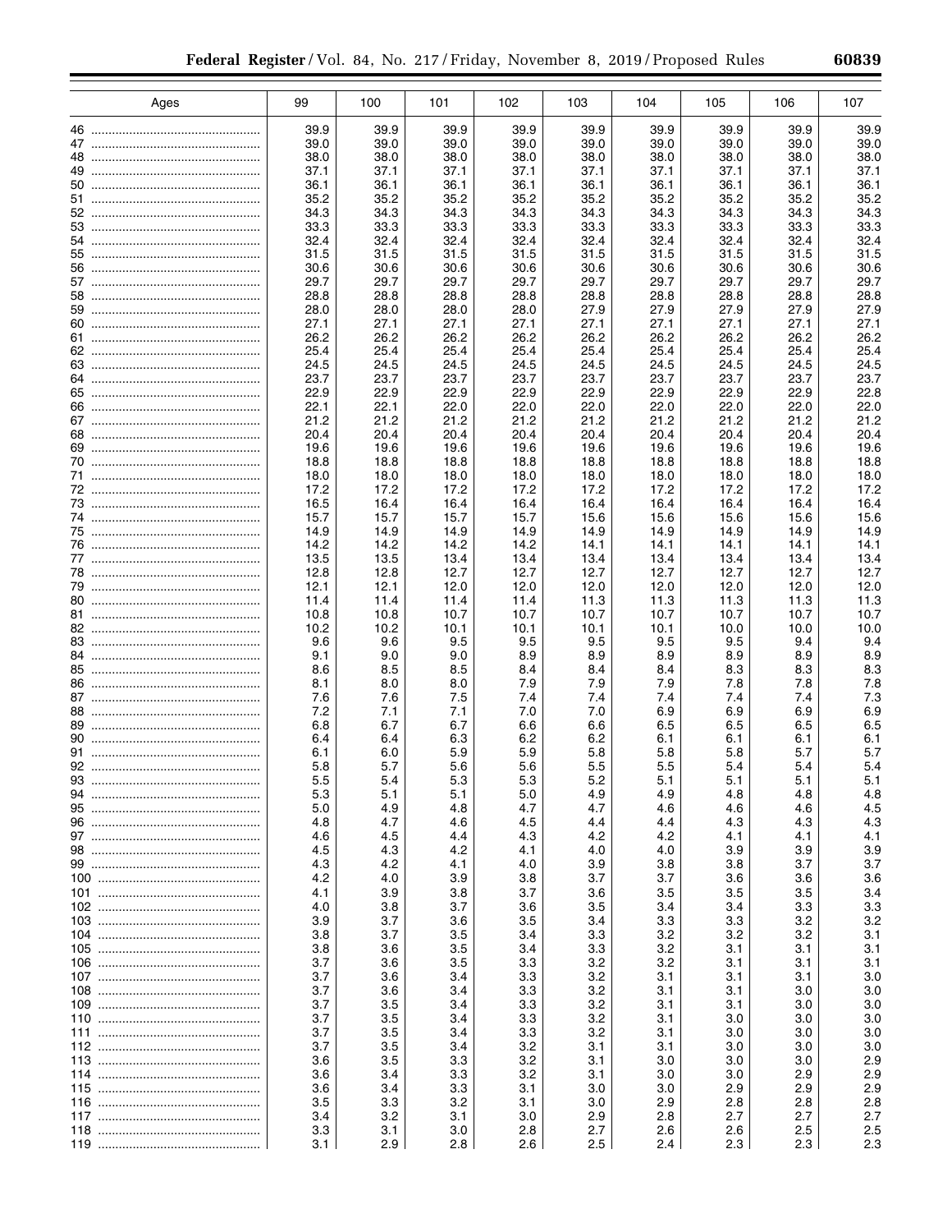| Ages | 99 | 100 | 101 | 102 | 103 | 104 | 105 | 106 | 107 |
|---|---|---|---|---|---|---|---|---|---|
| 46 | 39.9 | 39.9 | 39.9 | 39.9 | 39.9 | 39.9 | 39.9 | 39.9 | 39.9 |
| 47 | 39.0 | 39.0 | 39.0 | 39.0 | 39.0 | 39.0 | 39.0 | 39.0 | 39.0 |
| 48 | 38.0 | 38.0 | 38.0 | 38.0 | 38.0 | 38.0 | 38.0 | 38.0 | 38.0 |
| 49 | 37.1 | 37.1 | 37.1 | 37.1 | 37.1 | 37.1 | 37.1 | 37.1 | 37.1 |
| 50 | 36.1 | 36.1 | 36.1 | 36.1 | 36.1 | 36.1 | 36.1 | 36.1 | 36.1 |
| 51 | 35.2 | 35.2 | 35.2 | 35.2 | 35.2 | 35.2 | 35.2 | 35.2 | 35.2 |
| 52 | 34.3 | 34.3 | 34.3 | 34.3 | 34.3 | 34.3 | 34.3 | 34.3 | 34.3 |
| 53 | 33.3 | 33.3 | 33.3 | 33.3 | 33.3 | 33.3 | 33.3 | 33.3 | 33.3 |
| 54 | 32.4 | 32.4 | 32.4 | 32.4 | 32.4 | 32.4 | 32.4 | 32.4 | 32.4 |
| 55 | 31.5 | 31.5 | 31.5 | 31.5 | 31.5 | 31.5 | 31.5 | 31.5 | 31.5 |
| 56 | 30.6 | 30.6 | 30.6 | 30.6 | 30.6 | 30.6 | 30.6 | 30.6 | 30.6 |
| 57 | 29.7 | 29.7 | 29.7 | 29.7 | 29.7 | 29.7 | 29.7 | 29.7 | 29.7 |
| 58 | 28.8 | 28.8 | 28.8 | 28.8 | 28.8 | 28.8 | 28.8 | 28.8 | 28.8 |
| 59 | 28.0 | 28.0 | 28.0 | 28.0 | 27.9 | 27.9 | 27.9 | 27.9 | 27.9 |
| 60 | 27.1 | 27.1 | 27.1 | 27.1 | 27.1 | 27.1 | 27.1 | 27.1 | 27.1 |
| 61 | 26.2 | 26.2 | 26.2 | 26.2 | 26.2 | 26.2 | 26.2 | 26.2 | 26.2 |
| 62 | 25.4 | 25.4 | 25.4 | 25.4 | 25.4 | 25.4 | 25.4 | 25.4 | 25.4 |
| 63 | 24.5 | 24.5 | 24.5 | 24.5 | 24.5 | 24.5 | 24.5 | 24.5 | 24.5 |
| 64 | 23.7 | 23.7 | 23.7 | 23.7 | 23.7 | 23.7 | 23.7 | 23.7 | 23.7 |
| 65 | 22.9 | 22.9 | 22.9 | 22.9 | 22.9 | 22.9 | 22.9 | 22.9 | 22.8 |
| 66 | 22.1 | 22.1 | 22.0 | 22.0 | 22.0 | 22.0 | 22.0 | 22.0 | 22.0 |
| 67 | 21.2 | 21.2 | 21.2 | 21.2 | 21.2 | 21.2 | 21.2 | 21.2 | 21.2 |
| 68 | 20.4 | 20.4 | 20.4 | 20.4 | 20.4 | 20.4 | 20.4 | 20.4 | 20.4 |
| 69 | 19.6 | 19.6 | 19.6 | 19.6 | 19.6 | 19.6 | 19.6 | 19.6 | 19.6 |
| 70 | 18.8 | 18.8 | 18.8 | 18.8 | 18.8 | 18.8 | 18.8 | 18.8 | 18.8 |
| 71 | 18.0 | 18.0 | 18.0 | 18.0 | 18.0 | 18.0 | 18.0 | 18.0 | 18.0 |
| 72 | 17.2 | 17.2 | 17.2 | 17.2 | 17.2 | 17.2 | 17.2 | 17.2 | 17.2 |
| 73 | 16.5 | 16.4 | 16.4 | 16.4 | 16.4 | 16.4 | 16.4 | 16.4 | 16.4 |
| 74 | 15.7 | 15.7 | 15.7 | 15.7 | 15.6 | 15.6 | 15.6 | 15.6 | 15.6 |
| 75 | 14.9 | 14.9 | 14.9 | 14.9 | 14.9 | 14.9 | 14.9 | 14.9 | 14.9 |
| 76 | 14.2 | 14.2 | 14.2 | 14.2 | 14.1 | 14.1 | 14.1 | 14.1 | 14.1 |
| 77 | 13.5 | 13.5 | 13.4 | 13.4 | 13.4 | 13.4 | 13.4 | 13.4 | 13.4 |
| 78 | 12.8 | 12.8 | 12.7 | 12.7 | 12.7 | 12.7 | 12.7 | 12.7 | 12.7 |
| 79 | 12.1 | 12.1 | 12.0 | 12.0 | 12.0 | 12.0 | 12.0 | 12.0 | 12.0 |
| 80 | 11.4 | 11.4 | 11.4 | 11.4 | 11.3 | 11.3 | 11.3 | 11.3 | 11.3 |
| 81 | 10.8 | 10.8 | 10.7 | 10.7 | 10.7 | 10.7 | 10.7 | 10.7 | 10.7 |
| 82 | 10.2 | 10.2 | 10.1 | 10.1 | 10.1 | 10.1 | 10.0 | 10.0 | 10.0 |
| 83 | 9.6 | 9.6 | 9.5 | 9.5 | 9.5 | 9.5 | 9.5 | 9.4 | 9.4 |
| 84 | 9.1 | 9.0 | 9.0 | 8.9 | 8.9 | 8.9 | 8.9 | 8.9 | 8.9 |
| 85 | 8.6 | 8.5 | 8.5 | 8.4 | 8.4 | 8.4 | 8.3 | 8.3 | 8.3 |
| 86 | 8.1 | 8.0 | 8.0 | 7.9 | 7.9 | 7.9 | 7.8 | 7.8 | 7.8 |
| 87 | 7.6 | 7.6 | 7.5 | 7.4 | 7.4 | 7.4 | 7.4 | 7.4 | 7.3 |
| 88 | 7.2 | 7.1 | 7.1 | 7.0 | 7.0 | 6.9 | 6.9 | 6.9 | 6.9 |
| 89 | 6.8 | 6.7 | 6.7 | 6.6 | 6.6 | 6.5 | 6.5 | 6.5 | 6.5 |
| 90 | 6.4 | 6.4 | 6.3 | 6.2 | 6.2 | 6.1 | 6.1 | 6.1 | 6.1 |
| 91 | 6.1 | 6.0 | 5.9 | 5.9 | 5.8 | 5.8 | 5.8 | 5.7 | 5.7 |
| 92 | 5.8 | 5.7 | 5.6 | 5.6 | 5.5 | 5.5 | 5.4 | 5.4 | 5.4 |
| 93 | 5.5 | 5.4 | 5.3 | 5.3 | 5.2 | 5.1 | 5.1 | 5.1 | 5.1 |
| 94 | 5.3 | 5.1 | 5.1 | 5.0 | 4.9 | 4.9 | 4.8 | 4.8 | 4.8 |
| 95 | 5.0 | 4.9 | 4.8 | 4.7 | 4.7 | 4.6 | 4.6 | 4.6 | 4.5 |
| 96 | 4.8 | 4.7 | 4.6 | 4.5 | 4.4 | 4.4 | 4.3 | 4.3 | 4.3 |
| 97 | 4.6 | 4.5 | 4.4 | 4.3 | 4.2 | 4.2 | 4.1 | 4.1 | 4.1 |
| 98 | 4.5 | 4.3 | 4.2 | 4.1 | 4.0 | 4.0 | 3.9 | 3.9 | 3.9 |
| 99 | 4.3 | 4.2 | 4.1 | 4.0 | 3.9 | 3.8 | 3.8 | 3.7 | 3.7 |
| 100 | 4.2 | 4.0 | 3.9 | 3.8 | 3.7 | 3.7 | 3.6 | 3.6 | 3.6 |
| 101 | 4.1 | 3.9 | 3.8 | 3.7 | 3.6 | 3.5 | 3.5 | 3.5 | 3.4 |
| 102 | 4.0 | 3.8 | 3.7 | 3.6 | 3.5 | 3.4 | 3.4 | 3.3 | 3.3 |
| 103 | 3.9 | 3.7 | 3.6 | 3.5 | 3.4 | 3.3 | 3.3 | 3.2 | 3.2 |
| 104 | 3.8 | 3.7 | 3.5 | 3.4 | 3.3 | 3.2 | 3.2 | 3.2 | 3.1 |
| 105 | 3.8 | 3.6 | 3.5 | 3.4 | 3.3 | 3.2 | 3.1 | 3.1 | 3.1 |
| 106 | 3.7 | 3.6 | 3.5 | 3.3 | 3.2 | 3.2 | 3.1 | 3.1 | 3.1 |
| 107 | 3.7 | 3.6 | 3.4 | 3.3 | 3.2 | 3.1 | 3.1 | 3.1 | 3.0 |
| 108 | 3.7 | 3.6 | 3.4 | 3.3 | 3.2 | 3.1 | 3.1 | 3.0 | 3.0 |
| 109 | 3.7 | 3.5 | 3.4 | 3.3 | 3.2 | 3.1 | 3.1 | 3.0 | 3.0 |
| 110 | 3.7 | 3.5 | 3.4 | 3.3 | 3.2 | 3.1 | 3.0 | 3.0 | 3.0 |
| 111 | 3.7 | 3.5 | 3.4 | 3.3 | 3.2 | 3.1 | 3.0 | 3.0 | 3.0 |
| 112 | 3.7 | 3.5 | 3.4 | 3.2 | 3.1 | 3.1 | 3.0 | 3.0 | 3.0 |
| 113 | 3.6 | 3.5 | 3.3 | 3.2 | 3.1 | 3.0 | 3.0 | 3.0 | 2.9 |
| 114 | 3.6 | 3.4 | 3.3 | 3.2 | 3.1 | 3.0 | 3.0 | 2.9 | 2.9 |
| 115 | 3.6 | 3.4 | 3.3 | 3.1 | 3.0 | 3.0 | 2.9 | 2.9 | 2.9 |
| 116 | 3.5 | 3.3 | 3.2 | 3.1 | 3.0 | 2.9 | 2.8 | 2.8 | 2.8 |
| 117 | 3.4 | 3.2 | 3.1 | 3.0 | 2.9 | 2.8 | 2.7 | 2.7 | 2.7 |
| 118 | 3.3 | 3.1 | 3.0 | 2.8 | 2.7 | 2.6 | 2.6 | 2.5 | 2.5 |
| 119 | 3.1 | 2.9 | 2.8 | 2.6 | 2.5 | 2.4 | 2.3 | 2.3 | 2.3 |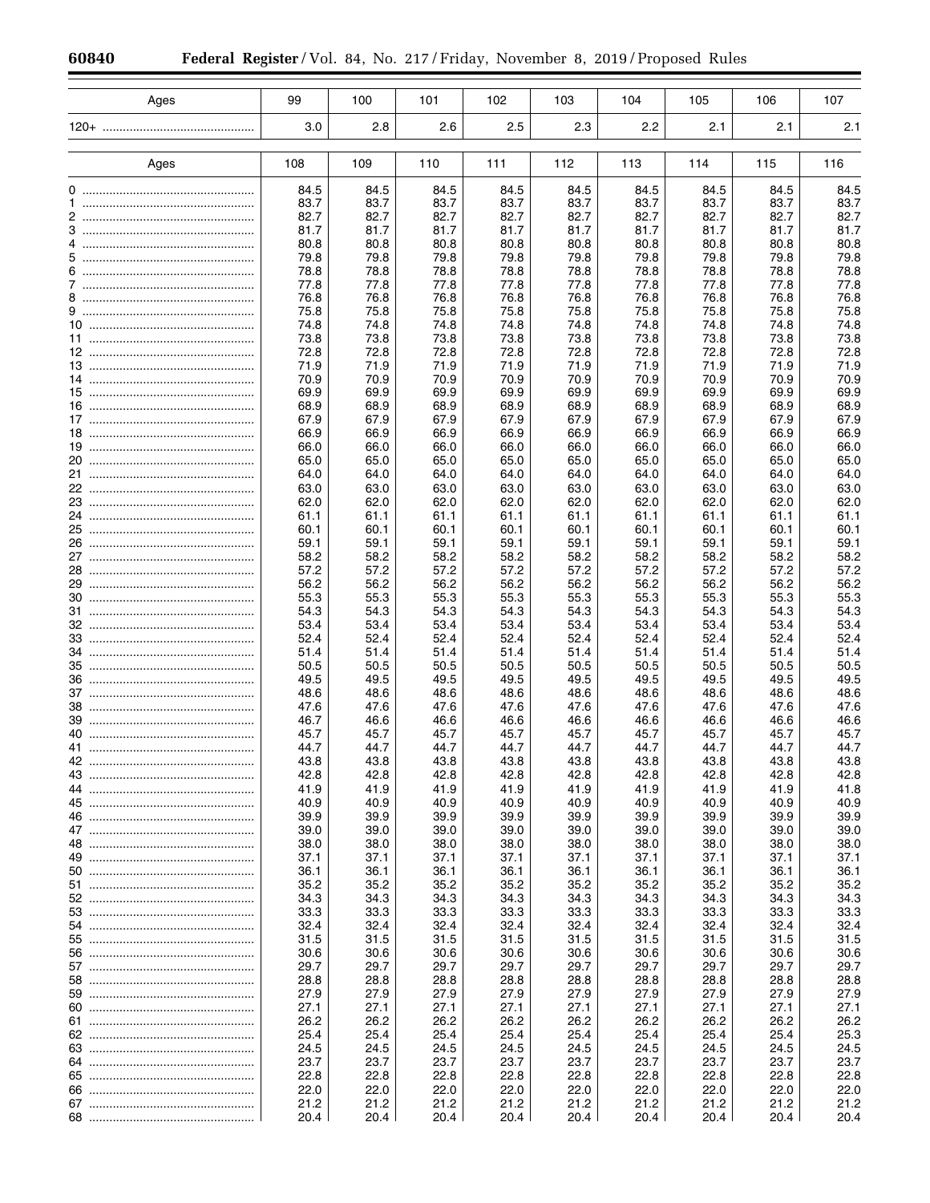| Ages | 99 | 100 | 101 | 102 | 103 | 104 | 105 | 106 | 107 |
|---|---|---|---|---|---|---|---|---|---|
| 120+ | 3.0 | 2.8 | 2.6 | 2.5 | 2.3 | 2.2 | 2.1 | 2.1 | 2.1 |

| Ages | 108 | 109 | 110 | 111 | 112 | 113 | 114 | 115 | 116 |
|---|---|---|---|---|---|---|---|---|---|
| 0 | 84.5 | 84.5 | 84.5 | 84.5 | 84.5 | 84.5 | 84.5 | 84.5 | 84.5 |
| 1 | 83.7 | 83.7 | 83.7 | 83.7 | 83.7 | 83.7 | 83.7 | 83.7 | 83.7 |
| 2 | 82.7 | 82.7 | 82.7 | 82.7 | 82.7 | 82.7 | 82.7 | 82.7 | 82.7 |
| 3 | 81.7 | 81.7 | 81.7 | 81.7 | 81.7 | 81.7 | 81.7 | 81.7 | 81.7 |
| 4 | 80.8 | 80.8 | 80.8 | 80.8 | 80.8 | 80.8 | 80.8 | 80.8 | 80.8 |
| 5 | 79.8 | 79.8 | 79.8 | 79.8 | 79.8 | 79.8 | 79.8 | 79.8 | 79.8 |
| 6 | 78.8 | 78.8 | 78.8 | 78.8 | 78.8 | 78.8 | 78.8 | 78.8 | 78.8 |
| 7 | 77.8 | 77.8 | 77.8 | 77.8 | 77.8 | 77.8 | 77.8 | 77.8 | 77.8 |
| 8 | 76.8 | 76.8 | 76.8 | 76.8 | 76.8 | 76.8 | 76.8 | 76.8 | 76.8 |
| 9 | 75.8 | 75.8 | 75.8 | 75.8 | 75.8 | 75.8 | 75.8 | 75.8 | 75.8 |
| 10 | 74.8 | 74.8 | 74.8 | 74.8 | 74.8 | 74.8 | 74.8 | 74.8 | 74.8 |
| 11 | 73.8 | 73.8 | 73.8 | 73.8 | 73.8 | 73.8 | 73.8 | 73.8 | 73.8 |
| 12 | 72.8 | 72.8 | 72.8 | 72.8 | 72.8 | 72.8 | 72.8 | 72.8 | 72.8 |
| 13 | 71.9 | 71.9 | 71.9 | 71.9 | 71.9 | 71.9 | 71.9 | 71.9 | 71.9 |
| 14 | 70.9 | 70.9 | 70.9 | 70.9 | 70.9 | 70.9 | 70.9 | 70.9 | 70.9 |
| 15 | 69.9 | 69.9 | 69.9 | 69.9 | 69.9 | 69.9 | 69.9 | 69.9 | 69.9 |
| 16 | 68.9 | 68.9 | 68.9 | 68.9 | 68.9 | 68.9 | 68.9 | 68.9 | 68.9 |
| 17 | 67.9 | 67.9 | 67.9 | 67.9 | 67.9 | 67.9 | 67.9 | 67.9 | 67.9 |
| 18 | 66.9 | 66.9 | 66.9 | 66.9 | 66.9 | 66.9 | 66.9 | 66.9 | 66.9 |
| 19 | 66.0 | 66.0 | 66.0 | 66.0 | 66.0 | 66.0 | 66.0 | 66.0 | 66.0 |
| 20 | 65.0 | 65.0 | 65.0 | 65.0 | 65.0 | 65.0 | 65.0 | 65.0 | 65.0 |
| 21 | 64.0 | 64.0 | 64.0 | 64.0 | 64.0 | 64.0 | 64.0 | 64.0 | 64.0 |
| 22 | 63.0 | 63.0 | 63.0 | 63.0 | 63.0 | 63.0 | 63.0 | 63.0 | 63.0 |
| 23 | 62.0 | 62.0 | 62.0 | 62.0 | 62.0 | 62.0 | 62.0 | 62.0 | 62.0 |
| 24 | 61.1 | 61.1 | 61.1 | 61.1 | 61.1 | 61.1 | 61.1 | 61.1 | 61.1 |
| 25 | 60.1 | 60.1 | 60.1 | 60.1 | 60.1 | 60.1 | 60.1 | 60.1 | 60.1 |
| 26 | 59.1 | 59.1 | 59.1 | 59.1 | 59.1 | 59.1 | 59.1 | 59.1 | 59.1 |
| 27 | 58.2 | 58.2 | 58.2 | 58.2 | 58.2 | 58.2 | 58.2 | 58.2 | 58.2 |
| 28 | 57.2 | 57.2 | 57.2 | 57.2 | 57.2 | 57.2 | 57.2 | 57.2 | 57.2 |
| 29 | 56.2 | 56.2 | 56.2 | 56.2 | 56.2 | 56.2 | 56.2 | 56.2 | 56.2 |
| 30 | 55.3 | 55.3 | 55.3 | 55.3 | 55.3 | 55.3 | 55.3 | 55.3 | 55.3 |
| 31 | 54.3 | 54.3 | 54.3 | 54.3 | 54.3 | 54.3 | 54.3 | 54.3 | 54.3 |
| 32 | 53.4 | 53.4 | 53.4 | 53.4 | 53.4 | 53.4 | 53.4 | 53.4 | 53.4 |
| 33 | 52.4 | 52.4 | 52.4 | 52.4 | 52.4 | 52.4 | 52.4 | 52.4 | 52.4 |
| 34 | 51.4 | 51.4 | 51.4 | 51.4 | 51.4 | 51.4 | 51.4 | 51.4 | 51.4 |
| 35 | 50.5 | 50.5 | 50.5 | 50.5 | 50.5 | 50.5 | 50.5 | 50.5 | 50.5 |
| 36 | 49.5 | 49.5 | 49.5 | 49.5 | 49.5 | 49.5 | 49.5 | 49.5 | 49.5 |
| 37 | 48.6 | 48.6 | 48.6 | 48.6 | 48.6 | 48.6 | 48.6 | 48.6 | 48.6 |
| 38 | 47.6 | 47.6 | 47.6 | 47.6 | 47.6 | 47.6 | 47.6 | 47.6 | 47.6 |
| 39 | 46.7 | 46.6 | 46.6 | 46.6 | 46.6 | 46.6 | 46.6 | 46.6 | 46.6 |
| 40 | 45.7 | 45.7 | 45.7 | 45.7 | 45.7 | 45.7 | 45.7 | 45.7 | 45.7 |
| 41 | 44.7 | 44.7 | 44.7 | 44.7 | 44.7 | 44.7 | 44.7 | 44.7 | 44.7 |
| 42 | 43.8 | 43.8 | 43.8 | 43.8 | 43.8 | 43.8 | 43.8 | 43.8 | 43.8 |
| 43 | 42.8 | 42.8 | 42.8 | 42.8 | 42.8 | 42.8 | 42.8 | 42.8 | 42.8 |
| 44 | 41.9 | 41.9 | 41.9 | 41.9 | 41.9 | 41.9 | 41.9 | 41.9 | 41.8 |
| 45 | 40.9 | 40.9 | 40.9 | 40.9 | 40.9 | 40.9 | 40.9 | 40.9 | 40.9 |
| 46 | 39.9 | 39.9 | 39.9 | 39.9 | 39.9 | 39.9 | 39.9 | 39.9 | 39.9 |
| 47 | 39.0 | 39.0 | 39.0 | 39.0 | 39.0 | 39.0 | 39.0 | 39.0 | 39.0 |
| 48 | 38.0 | 38.0 | 38.0 | 38.0 | 38.0 | 38.0 | 38.0 | 38.0 | 38.0 |
| 49 | 37.1 | 37.1 | 37.1 | 37.1 | 37.1 | 37.1 | 37.1 | 37.1 | 37.1 |
| 50 | 36.1 | 36.1 | 36.1 | 36.1 | 36.1 | 36.1 | 36.1 | 36.1 | 36.1 |
| 51 | 35.2 | 35.2 | 35.2 | 35.2 | 35.2 | 35.2 | 35.2 | 35.2 | 35.2 |
| 52 | 34.3 | 34.3 | 34.3 | 34.3 | 34.3 | 34.3 | 34.3 | 34.3 | 34.3 |
| 53 | 33.3 | 33.3 | 33.3 | 33.3 | 33.3 | 33.3 | 33.3 | 33.3 | 33.3 |
| 54 | 32.4 | 32.4 | 32.4 | 32.4 | 32.4 | 32.4 | 32.4 | 32.4 | 32.4 |
| 55 | 31.5 | 31.5 | 31.5 | 31.5 | 31.5 | 31.5 | 31.5 | 31.5 | 31.5 |
| 56 | 30.6 | 30.6 | 30.6 | 30.6 | 30.6 | 30.6 | 30.6 | 30.6 | 30.6 |
| 57 | 29.7 | 29.7 | 29.7 | 29.7 | 29.7 | 29.7 | 29.7 | 29.7 | 29.7 |
| 58 | 28.8 | 28.8 | 28.8 | 28.8 | 28.8 | 28.8 | 28.8 | 28.8 | 28.8 |
| 59 | 27.9 | 27.9 | 27.9 | 27.9 | 27.9 | 27.9 | 27.9 | 27.9 | 27.9 |
| 60 | 27.1 | 27.1 | 27.1 | 27.1 | 27.1 | 27.1 | 27.1 | 27.1 | 27.1 |
| 61 | 26.2 | 26.2 | 26.2 | 26.2 | 26.2 | 26.2 | 26.2 | 26.2 | 26.2 |
| 62 | 25.4 | 25.4 | 25.4 | 25.4 | 25.4 | 25.4 | 25.4 | 25.4 | 25.3 |
| 63 | 24.5 | 24.5 | 24.5 | 24.5 | 24.5 | 24.5 | 24.5 | 24.5 | 24.5 |
| 64 | 23.7 | 23.7 | 23.7 | 23.7 | 23.7 | 23.7 | 23.7 | 23.7 | 23.7 |
| 65 | 22.8 | 22.8 | 22.8 | 22.8 | 22.8 | 22.8 | 22.8 | 22.8 | 22.8 |
| 66 | 22.0 | 22.0 | 22.0 | 22.0 | 22.0 | 22.0 | 22.0 | 22.0 | 22.0 |
| 67 | 21.2 | 21.2 | 21.2 | 21.2 | 21.2 | 21.2 | 21.2 | 21.2 | 21.2 |
| 68 | 20.4 | 20.4 | 20.4 | 20.4 | 20.4 | 20.4 | 20.4 | 20.4 | 20.4 |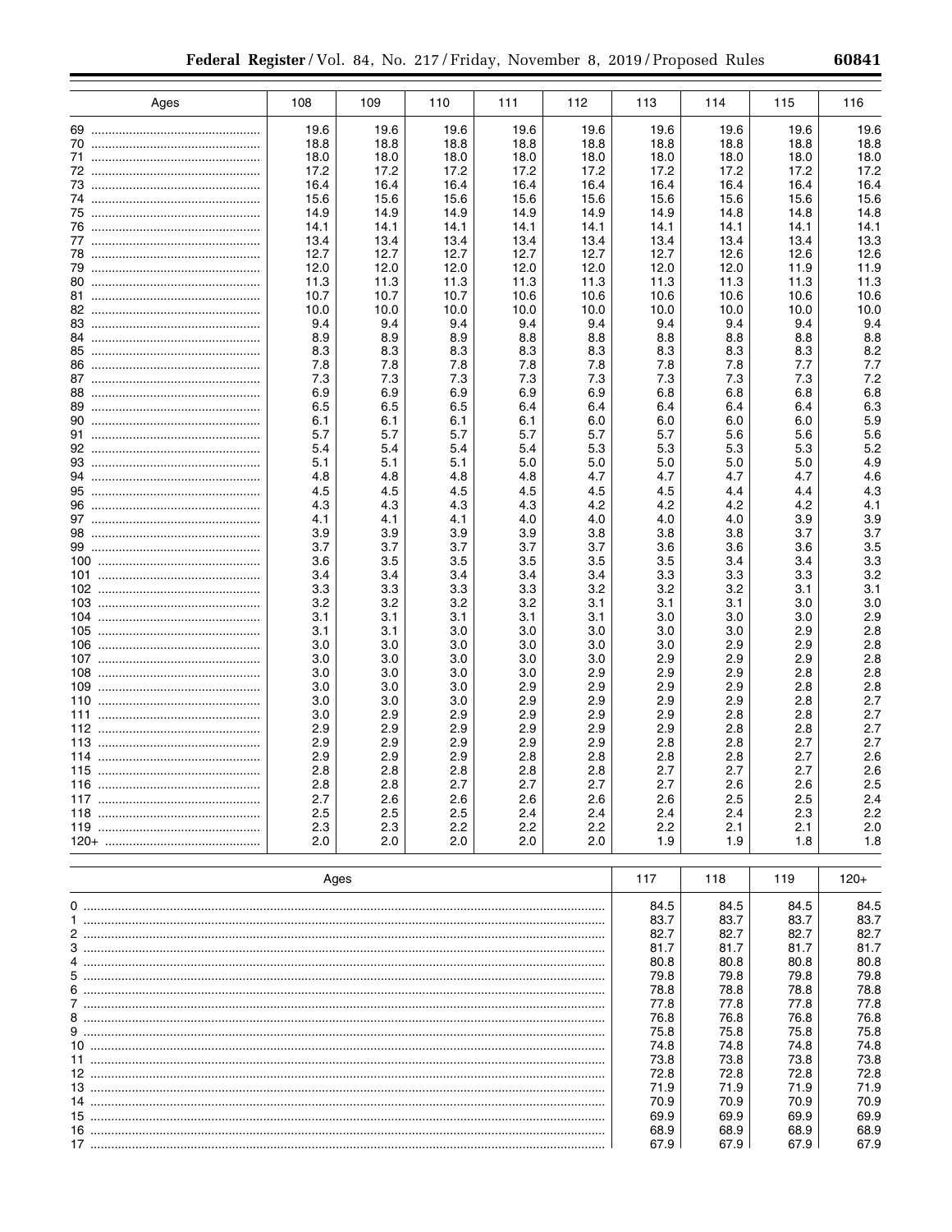| Ages | 108 | 109 | 110 | 111 | 112 | 113 | 114 | 115 | 116 |
|---|---|---|---|---|---|---|---|---|---|
| 69 | 19.6 | 19.6 | 19.6 | 19.6 | 19.6 | 19.6 | 19.6 | 19.6 | 19.6 |
| 70 | 18.8 | 18.8 | 18.8 | 18.8 | 18.8 | 18.8 | 18.8 | 18.8 | 18.8 |
| 71 | 18.0 | 18.0 | 18.0 | 18.0 | 18.0 | 18.0 | 18.0 | 18.0 | 18.0 |
| 72 | 17.2 | 17.2 | 17.2 | 17.2 | 17.2 | 17.2 | 17.2 | 17.2 | 17.2 |
| 73 | 16.4 | 16.4 | 16.4 | 16.4 | 16.4 | 16.4 | 16.4 | 16.4 | 16.4 |
| 74 | 15.6 | 15.6 | 15.6 | 15.6 | 15.6 | 15.6 | 15.6 | 15.6 | 15.6 |
| 75 | 14.9 | 14.9 | 14.9 | 14.9 | 14.9 | 14.9 | 14.8 | 14.8 | 14.8 |
| 76 | 14.1 | 14.1 | 14.1 | 14.1 | 14.1 | 14.1 | 14.1 | 14.1 | 14.1 |
| 77 | 13.4 | 13.4 | 13.4 | 13.4 | 13.4 | 13.4 | 13.4 | 13.4 | 13.3 |
| 78 | 12.7 | 12.7 | 12.7 | 12.7 | 12.7 | 12.7 | 12.6 | 12.6 | 12.6 |
| 79 | 12.0 | 12.0 | 12.0 | 12.0 | 12.0 | 12.0 | 12.0 | 11.9 | 11.9 |
| 80 | 11.3 | 11.3 | 11.3 | 11.3 | 11.3 | 11.3 | 11.3 | 11.3 | 11.3 |
| 81 | 10.7 | 10.7 | 10.7 | 10.6 | 10.6 | 10.6 | 10.6 | 10.6 | 10.6 |
| 82 | 10.0 | 10.0 | 10.0 | 10.0 | 10.0 | 10.0 | 10.0 | 10.0 | 10.0 |
| 83 | 9.4 | 9.4 | 9.4 | 9.4 | 9.4 | 9.4 | 9.4 | 9.4 | 9.4 |
| 84 | 8.9 | 8.9 | 8.9 | 8.8 | 8.8 | 8.8 | 8.8 | 8.8 | 8.8 |
| 85 | 8.3 | 8.3 | 8.3 | 8.3 | 8.3 | 8.3 | 8.3 | 8.3 | 8.2 |
| 86 | 7.8 | 7.8 | 7.8 | 7.8 | 7.8 | 7.8 | 7.8 | 7.7 | 7.7 |
| 87 | 7.3 | 7.3 | 7.3 | 7.3 | 7.3 | 7.3 | 7.3 | 7.3 | 7.2 |
| 88 | 6.9 | 6.9 | 6.9 | 6.9 | 6.9 | 6.8 | 6.8 | 6.8 | 6.8 |
| 89 | 6.5 | 6.5 | 6.5 | 6.4 | 6.4 | 6.4 | 6.4 | 6.4 | 6.3 |
| 90 | 6.1 | 6.1 | 6.1 | 6.1 | 6.0 | 6.0 | 6.0 | 6.0 | 5.9 |
| 91 | 5.7 | 5.7 | 5.7 | 5.7 | 5.7 | 5.7 | 5.6 | 5.6 | 5.6 |
| 92 | 5.4 | 5.4 | 5.4 | 5.4 | 5.3 | 5.3 | 5.3 | 5.3 | 5.2 |
| 93 | 5.1 | 5.1 | 5.1 | 5.0 | 5.0 | 5.0 | 5.0 | 5.0 | 4.9 |
| 94 | 4.8 | 4.8 | 4.8 | 4.8 | 4.7 | 4.7 | 4.7 | 4.7 | 4.6 |
| 95 | 4.5 | 4.5 | 4.5 | 4.5 | 4.5 | 4.5 | 4.4 | 4.4 | 4.3 |
| 96 | 4.3 | 4.3 | 4.3 | 4.3 | 4.2 | 4.2 | 4.2 | 4.2 | 4.1 |
| 97 | 4.1 | 4.1 | 4.1 | 4.0 | 4.0 | 4.0 | 4.0 | 3.9 | 3.9 |
| 98 | 3.9 | 3.9 | 3.9 | 3.9 | 3.8 | 3.8 | 3.8 | 3.7 | 3.7 |
| 99 | 3.7 | 3.7 | 3.7 | 3.7 | 3.7 | 3.6 | 3.6 | 3.6 | 3.5 |
| 100 | 3.6 | 3.5 | 3.5 | 3.5 | 3.5 | 3.5 | 3.4 | 3.4 | 3.3 |
| 101 | 3.4 | 3.4 | 3.4 | 3.4 | 3.4 | 3.3 | 3.3 | 3.3 | 3.2 |
| 102 | 3.3 | 3.3 | 3.3 | 3.3 | 3.2 | 3.2 | 3.2 | 3.1 | 3.1 |
| 103 | 3.2 | 3.2 | 3.2 | 3.2 | 3.1 | 3.1 | 3.1 | 3.0 | 3.0 |
| 104 | 3.1 | 3.1 | 3.1 | 3.1 | 3.1 | 3.0 | 3.0 | 3.0 | 2.9 |
| 105 | 3.1 | 3.1 | 3.0 | 3.0 | 3.0 | 3.0 | 3.0 | 2.9 | 2.8 |
| 106 | 3.0 | 3.0 | 3.0 | 3.0 | 3.0 | 3.0 | 2.9 | 2.9 | 2.8 |
| 107 | 3.0 | 3.0 | 3.0 | 3.0 | 3.0 | 2.9 | 2.9 | 2.9 | 2.8 |
| 108 | 3.0 | 3.0 | 3.0 | 3.0 | 2.9 | 2.9 | 2.9 | 2.8 | 2.8 |
| 109 | 3.0 | 3.0 | 3.0 | 2.9 | 2.9 | 2.9 | 2.9 | 2.8 | 2.8 |
| 110 | 3.0 | 3.0 | 3.0 | 2.9 | 2.9 | 2.9 | 2.9 | 2.8 | 2.7 |
| 111 | 3.0 | 2.9 | 2.9 | 2.9 | 2.9 | 2.9 | 2.8 | 2.8 | 2.7 |
| 112 | 2.9 | 2.9 | 2.9 | 2.9 | 2.9 | 2.9 | 2.8 | 2.8 | 2.7 |
| 113 | 2.9 | 2.9 | 2.9 | 2.9 | 2.9 | 2.8 | 2.8 | 2.7 | 2.7 |
| 114 | 2.9 | 2.9 | 2.9 | 2.8 | 2.8 | 2.8 | 2.8 | 2.7 | 2.6 |
| 115 | 2.8 | 2.8 | 2.8 | 2.8 | 2.8 | 2.7 | 2.7 | 2.7 | 2.6 |
| 116 | 2.8 | 2.8 | 2.7 | 2.7 | 2.7 | 2.7 | 2.6 | 2.6 | 2.5 |
| 117 | 2.7 | 2.6 | 2.6 | 2.6 | 2.6 | 2.6 | 2.5 | 2.5 | 2.4 |
| 118 | 2.5 | 2.5 | 2.5 | 2.4 | 2.4 | 2.4 | 2.4 | 2.3 | 2.2 |
| 119 | 2.3 | 2.3 | 2.2 | 2.2 | 2.2 | 2.2 | 2.1 | 2.1 | 2.0 |
| 120+ | 2.0 | 2.0 | 2.0 | 2.0 | 2.0 | 1.9 | 1.9 | 1.8 | 1.8 |

| Ages | 117 | 118 | 119 | 120+ |
|---|---|---|---|---|
| 0 | 84.5 | 84.5 | 84.5 | 84.5 |
| 1 | 83.7 | 83.7 | 83.7 | 83.7 |
| 2 | 82.7 | 82.7 | 82.7 | 82.7 |
| 3 | 81.7 | 81.7 | 81.7 | 81.7 |
| 4 | 80.8 | 80.8 | 80.8 | 80.8 |
| 5 | 79.8 | 79.8 | 79.8 | 79.8 |
| 6 | 78.8 | 78.8 | 78.8 | 78.8 |
| 7 | 77.8 | 77.8 | 77.8 | 77.8 |
| 8 | 76.8 | 76.8 | 76.8 | 76.8 |
| 9 | 75.8 | 75.8 | 75.8 | 75.8 |
| 10 | 74.8 | 74.8 | 74.8 | 74.8 |
| 11 | 73.8 | 73.8 | 73.8 | 73.8 |
| 12 | 72.8 | 72.8 | 72.8 | 72.8 |
| 13 | 71.9 | 71.9 | 71.9 | 71.9 |
| 14 | 70.9 | 70.9 | 70.9 | 70.9 |
| 15 | 69.9 | 69.9 | 69.9 | 69.9 |
| 16 | 68.9 | 68.9 | 68.9 | 68.9 |
| 17 | 67.9 | 67.9 | 67.9 | 67.9 |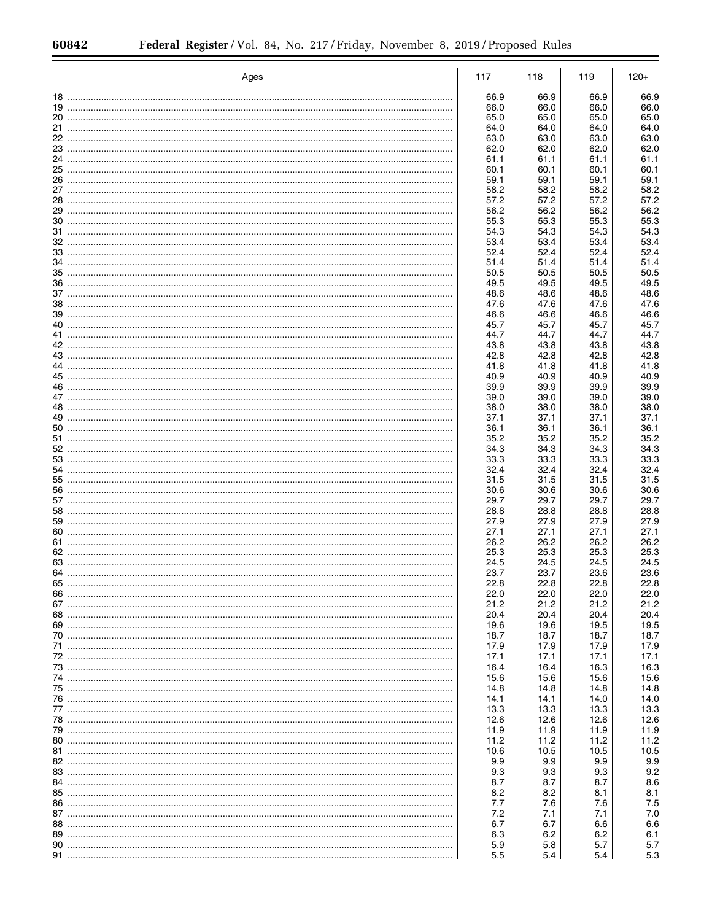| Ages | 117 | 118 | 119 | 120+ |
|---|---|---|---|---|
| 18 | 66.9 | 66.9 | 66.9 | 66.9 |
| 19 | 66.0 | 66.0 | 66.0 | 66.0 |
| 20 | 65.0 | 65.0 | 65.0 | 65.0 |
| 21 | 64.0 | 64.0 | 64.0 | 64.0 |
| 22 | 63.0 | 63.0 | 63.0 | 63.0 |
| 23 | 62.0 | 62.0 | 62.0 | 62.0 |
| 24 | 61.1 | 61.1 | 61.1 | 61.1 |
| 25 | 60.1 | 60.1 | 60.1 | 60.1 |
| 26 | 59.1 | 59.1 | 59.1 | 59.1 |
| 27 | 58.2 | 58.2 | 58.2 | 58.2 |
| 28 | 57.2 | 57.2 | 57.2 | 57.2 |
| 29 | 56.2 | 56.2 | 56.2 | 56.2 |
| 30 | 55.3 | 55.3 | 55.3 | 55.3 |
| 31 | 54.3 | 54.3 | 54.3 | 54.3 |
| 32 | 53.4 | 53.4 | 53.4 | 53.4 |
| 33 | 52.4 | 52.4 | 52.4 | 52.4 |
| 34 | 51.4 | 51.4 | 51.4 | 51.4 |
| 35 | 50.5 | 50.5 | 50.5 | 50.5 |
| 36 | 49.5 | 49.5 | 49.5 | 49.5 |
| 37 | 48.6 | 48.6 | 48.6 | 48.6 |
| 38 | 47.6 | 47.6 | 47.6 | 47.6 |
| 39 | 46.6 | 46.6 | 46.6 | 46.6 |
| 40 | 45.7 | 45.7 | 45.7 | 45.7 |
| 41 | 44.7 | 44.7 | 44.7 | 44.7 |
| 42 | 43.8 | 43.8 | 43.8 | 43.8 |
| 43 | 42.8 | 42.8 | 42.8 | 42.8 |
| 44 | 41.8 | 41.8 | 41.8 | 41.8 |
| 45 | 40.9 | 40.9 | 40.9 | 40.9 |
| 46 | 39.9 | 39.9 | 39.9 | 39.9 |
| 47 | 39.0 | 39.0 | 39.0 | 39.0 |
| 48 | 38.0 | 38.0 | 38.0 | 38.0 |
| 49 | 37.1 | 37.1 | 37.1 | 37.1 |
| 50 | 36.1 | 36.1 | 36.1 | 36.1 |
| 51 | 35.2 | 35.2 | 35.2 | 35.2 |
| 52 | 34.3 | 34.3 | 34.3 | 34.3 |
| 53 | 33.3 | 33.3 | 33.3 | 33.3 |
| 54 | 32.4 | 32.4 | 32.4 | 32.4 |
| 55 | 31.5 | 31.5 | 31.5 | 31.5 |
| 56 | 30.6 | 30.6 | 30.6 | 30.6 |
| 57 | 29.7 | 29.7 | 29.7 | 29.7 |
| 58 | 28.8 | 28.8 | 28.8 | 28.8 |
| 59 | 27.9 | 27.9 | 27.9 | 27.9 |
| 60 | 27.1 | 27.1 | 27.1 | 27.1 |
| 61 | 26.2 | 26.2 | 26.2 | 26.2 |
| 62 | 25.3 | 25.3 | 25.3 | 25.3 |
| 63 | 24.5 | 24.5 | 24.5 | 24.5 |
| 64 | 23.7 | 23.7 | 23.6 | 23.6 |
| 65 | 22.8 | 22.8 | 22.8 | 22.8 |
| 66 | 22.0 | 22.0 | 22.0 | 22.0 |
| 67 | 21.2 | 21.2 | 21.2 | 21.2 |
| 68 | 20.4 | 20.4 | 20.4 | 20.4 |
| 69 | 19.6 | 19.6 | 19.5 | 19.5 |
| 70 | 18.7 | 18.7 | 18.7 | 18.7 |
| 71 | 17.9 | 17.9 | 17.9 | 17.9 |
| 72 | 17.1 | 17.1 | 17.1 | 17.1 |
| 73 | 16.4 | 16.4 | 16.3 | 16.3 |
| 74 | 15.6 | 15.6 | 15.6 | 15.6 |
| 75 | 14.8 | 14.8 | 14.8 | 14.8 |
| 76 | 14.1 | 14.1 | 14.0 | 14.0 |
| 77 | 13.3 | 13.3 | 13.3 | 13.3 |
| 78 | 12.6 | 12.6 | 12.6 | 12.6 |
| 79 | 11.9 | 11.9 | 11.9 | 11.9 |
| 80 | 11.2 | 11.2 | 11.2 | 11.2 |
| 81 | 10.6 | 10.5 | 10.5 | 10.5 |
| 82 | 9.9 | 9.9 | 9.9 | 9.9 |
| 83 | 9.3 | 9.3 | 9.3 | 9.2 |
| 84 | 8.7 | 8.7 | 8.7 | 8.6 |
| 85 | 8.2 | 8.2 | 8.1 | 8.1 |
| 86 | 7.7 | 7.6 | 7.6 | 7.5 |
| 87 | 7.2 | 7.1 | 7.1 | 7.0 |
| 88 | 6.7 | 6.7 | 6.6 | 6.6 |
| 89 | 6.3 | 6.2 | 6.2 | 6.1 |
| 90 | 5.9 | 5.8 | 5.7 | 5.7 |
| 91 | 5.5 | 5.4 | 5.4 | 5.3 |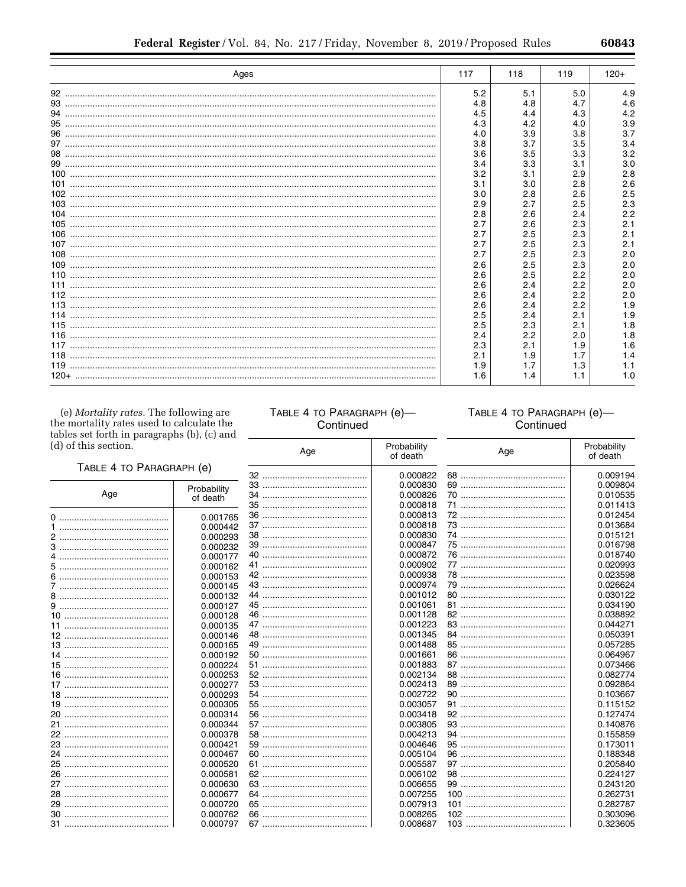| Ages | 117 | 118 | 119 | 120+ |
|---|---|---|---|---|
| 92 | 5.2 | 5.1 | 5.0 | 4.9 |
| 93 | 4.8 | 4.8 | 4.7 | 4.6 |
| 94 | 4.5 | 4.4 | 4.3 | 4.2 |
| 95 | 4.3 | 4.2 | 4.0 | 3.9 |
| 96 | 4.0 | 3.9 | 3.8 | 3.7 |
| 97 | 3.8 | 3.7 | 3.5 | 3.4 |
| 98 | 3.6 | 3.5 | 3.3 | 3.2 |
| 99 | 3.4 | 3.3 | 3.1 | 3.0 |
| 100 | 3.2 | 3.1 | 2.9 | 2.8 |
| 101 | 3.1 | 3.0 | 2.8 | 2.6 |
| 102 | 3.0 | 2.8 | 2.6 | 2.5 |
| 103 | 2.9 | 2.7 | 2.5 | 2.3 |
| 104 | 2.8 | 2.6 | 2.4 | 2.2 |
| 105 | 2.7 | 2.6 | 2.3 | 2.1 |
| 106 | 2.7 | 2.5 | 2.3 | 2.1 |
| 107 | 2.7 | 2.5 | 2.3 | 2.1 |
| 108 | 2.7 | 2.5 | 2.3 | 2.0 |
| 109 | 2.6 | 2.5 | 2.3 | 2.0 |
| 110 | 2.6 | 2.5 | 2.2 | 2.0 |
| 111 | 2.6 | 2.4 | 2.2 | 2.0 |
| 112 | 2.6 | 2.4 | 2.2 | 2.0 |
| 113 | 2.6 | 2.4 | 2.2 | 1.9 |
| 114 | 2.5 | 2.4 | 2.1 | 1.9 |
| 115 | 2.5 | 2.3 | 2.1 | 1.8 |
| 116 | 2.4 | 2.2 | 2.0 | 1.8 |
| 117 | 2.3 | 2.1 | 1.9 | 1.6 |
| 118 | 2.1 | 1.9 | 1.7 | 1.4 |
| 119 | 1.9 | 1.7 | 1.3 | 1.1 |
| 120+ | 1.6 | 1.4 | 1.1 | 1.0 |

(e) *Mortality rates.* The following are the mortality rates used to calculate the tables set forth in paragraphs (b), (c) and (d) of this section.

TABLE 4 TO PARAGRAPH (e)

| Age | Probability of death |
|---|---|
| 0 | 0.001765 |
| 1 | 0.000442 |
| 2 | 0.000293 |
| 3 | 0.000232 |
| 4 | 0.000177 |
| 5 | 0.000162 |
| 6 | 0.000153 |
| 7 | 0.000145 |
| 8 | 0.000132 |
| 9 | 0.000127 |
| 10 | 0.000128 |
| 11 | 0.000135 |
| 12 | 0.000146 |
| 13 | 0.000165 |
| 14 | 0.000192 |
| 15 | 0.000224 |
| 16 | 0.000253 |
| 17 | 0.000277 |
| 18 | 0.000293 |
| 19 | 0.000305 |
| 20 | 0.000314 |
| 21 | 0.000344 |
| 22 | 0.000378 |
| 23 | 0.000421 |
| 24 | 0.000467 |
| 25 | 0.000520 |
| 26 | 0.000581 |
| 27 | 0.000630 |
| 28 | 0.000677 |
| 29 | 0.000720 |
| 30 | 0.000762 |
| 31 | 0.000797 |
| 32 | 0.000822 |
| 33 | 0.000830 |
| 34 | 0.000826 |
| 35 | 0.000818 |
| 36 | 0.000813 |
| 37 | 0.000818 |
| 38 | 0.000830 |
| 39 | 0.000847 |
| 40 | 0.000872 |
| 41 | 0.000902 |
| 42 | 0.000938 |
| 43 | 0.000974 |
| 44 | 0.001012 |
| 45 | 0.001061 |
| 46 | 0.001128 |
| 47 | 0.001223 |
| 48 | 0.001345 |
| 49 | 0.001488 |
| 50 | 0.001661 |
| 51 | 0.001883 |
| 52 | 0.002134 |
| 53 | 0.002413 |
| 54 | 0.002722 |
| 55 | 0.003057 |
| 56 | 0.003418 |
| 57 | 0.003805 |
| 58 | 0.004213 |
| 59 | 0.004646 |
| 60 | 0.005104 |
| 61 | 0.005587 |
| 62 | 0.006102 |
| 63 | 0.006655 |
| 64 | 0.007255 |
| 65 | 0.007913 |
| 66 | 0.008265 |
| 67 | 0.008687 |
| 68 | 0.009194 |
| 69 | 0.009804 |
| 70 | 0.010535 |
| 71 | 0.011413 |
| 72 | 0.012454 |
| 73 | 0.013684 |
| 74 | 0.015121 |
| 75 | 0.016798 |
| 76 | 0.018740 |
| 77 | 0.020993 |
| 78 | 0.023598 |
| 79 | 0.026624 |
| 80 | 0.030122 |
| 81 | 0.034190 |
| 82 | 0.038892 |
| 83 | 0.044271 |
| 84 | 0.050391 |
| 85 | 0.057285 |
| 86 | 0.064967 |
| 87 | 0.073466 |
| 88 | 0.082774 |
| 89 | 0.092864 |
| 90 | 0.103667 |
| 91 | 0.115152 |
| 92 | 0.127474 |
| 93 | 0.140876 |
| 94 | 0.155859 |
| 95 | 0.173011 |
| 96 | 0.188348 |
| 97 | 0.205840 |
| 98 | 0.224127 |
| 99 | 0.243120 |
| 100 | 0.262731 |
| 101 | 0.282787 |
| 102 | 0.303096 |
| 103 | 0.323605 |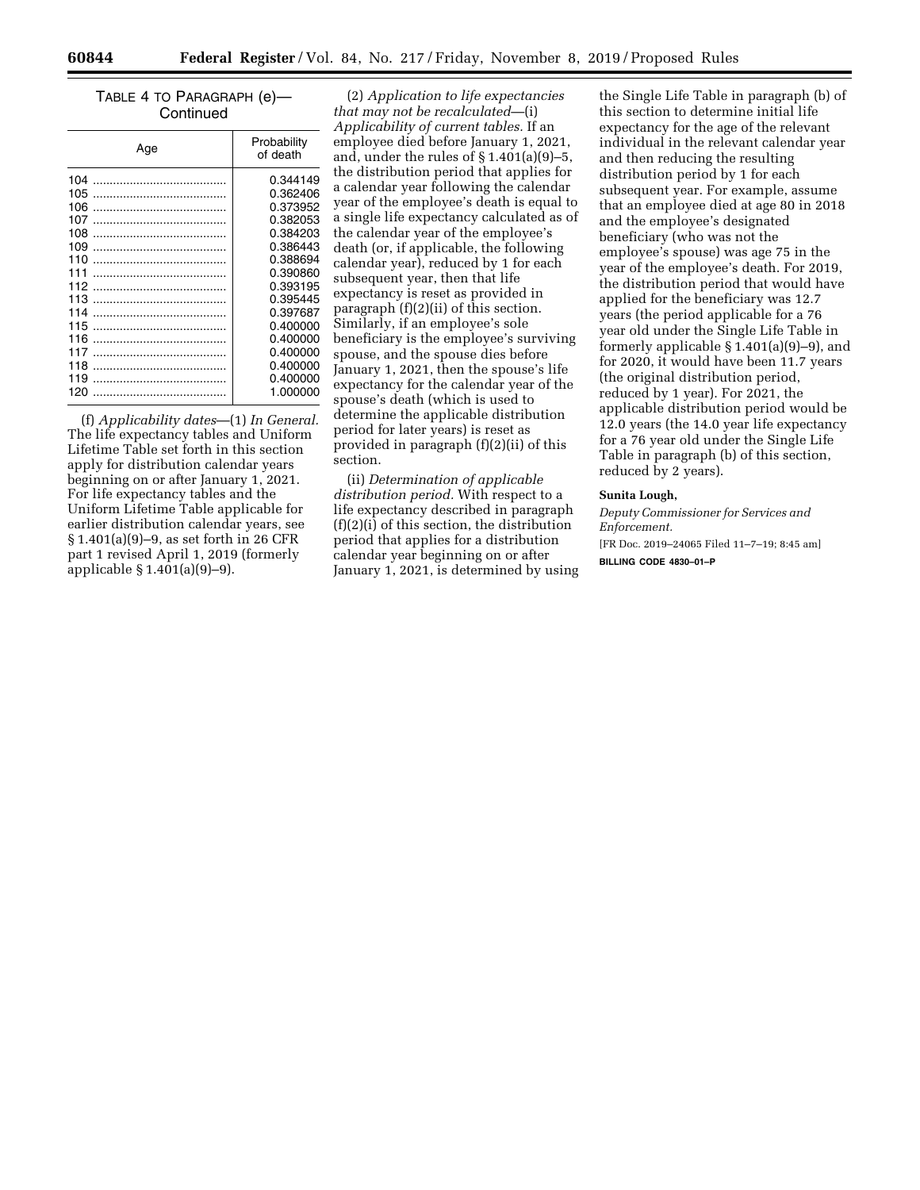TABLE 4 TO PARAGRAPH (e)—Continued

| Age | Probability of death |
|---|---|
| 104 | 0.344149 |
| 105 | 0.362406 |
| 106 | 0.373952 |
| 107 | 0.382053 |
| 108 | 0.384203 |
| 109 | 0.386443 |
| 110 | 0.388694 |
| 111 | 0.390860 |
| 112 | 0.393195 |
| 113 | 0.395445 |
| 114 | 0.397687 |
| 115 | 0.400000 |
| 116 | 0.400000 |
| 117 | 0.400000 |
| 118 | 0.400000 |
| 119 | 0.400000 |
| 120 | 1.000000 |

(f) *Applicability dates*—(1) *In General.* The life expectancy tables and Uniform Lifetime Table set forth in this section apply for distribution calendar years beginning on or after January 1, 2021. For life expectancy tables and the Uniform Lifetime Table applicable for earlier distribution calendar years, see § 1.401(a)(9)–9, as set forth in 26 CFR part 1 revised April 1, 2019 (formerly applicable § 1.401(a)(9)–9).

(2) *Application to life expectancies that may not be recalculated*—(i) *Applicability of current tables.* If an employee died before January 1, 2021, and, under the rules of § 1.401(a)(9)–5, the distribution period that applies for a calendar year following the calendar year of the employee's death is equal to a single life expectancy calculated as of the calendar year of the employee's death (or, if applicable, the following calendar year), reduced by 1 for each subsequent year, then that life expectancy is reset as provided in paragraph (f)(2)(ii) of this section. Similarly, if an employee's sole beneficiary is the employee's surviving spouse, and the spouse dies before January 1, 2021, then the spouse's life expectancy for the calendar year of the spouse's death (which is used to determine the applicable distribution period for later years) is reset as provided in paragraph (f)(2)(ii) of this section.

(ii) *Determination of applicable distribution period.* With respect to a life expectancy described in paragraph (f)(2)(i) of this section, the distribution period that applies for a distribution calendar year beginning on or after January 1, 2021, is determined by using the Single Life Table in paragraph (b) of this section to determine initial life expectancy for the age of the relevant individual in the relevant calendar year and then reducing the resulting distribution period by 1 for each subsequent year. For example, assume that an employee died at age 80 in 2018 and the employee's designated beneficiary (who was not the employee's spouse) was age 75 in the year of the employee's death. For 2019, the distribution period that would have applied for the beneficiary was 12.7 years (the period applicable for a 76 year old under the Single Life Table in formerly applicable § 1.401(a)(9)–9), and for 2020, it would have been 11.7 years (the original distribution period, reduced by 1 year). For 2021, the applicable distribution period would be 12.0 years (the 14.0 year life expectancy for a 76 year old under the Single Life Table in paragraph (b) of this section, reduced by 2 years).

**Sunita Lough,**

*Deputy Commissioner for Services and Enforcement.*

[FR Doc. 2019–24065 Filed 11–7–19; 8:45 am]

**BILLING CODE 4830–01–P**